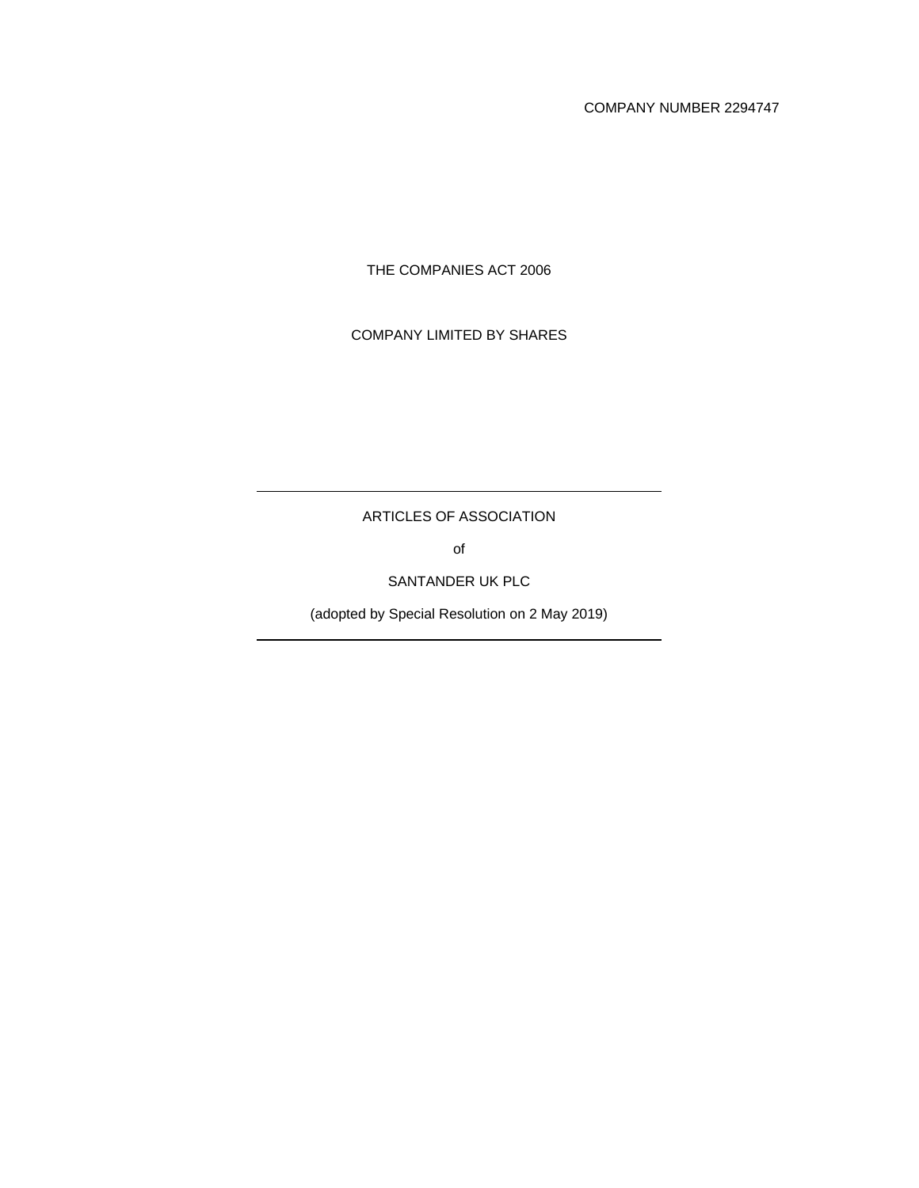COMPANY NUMBER 2294747

THE COMPANIES ACT 2006

COMPANY LIMITED BY SHARES

---

# ARTICLES OF ASSOCIATION

of

# SANTANDER UK PLC

(adopted by Special Resolution on 2 May 2019)

---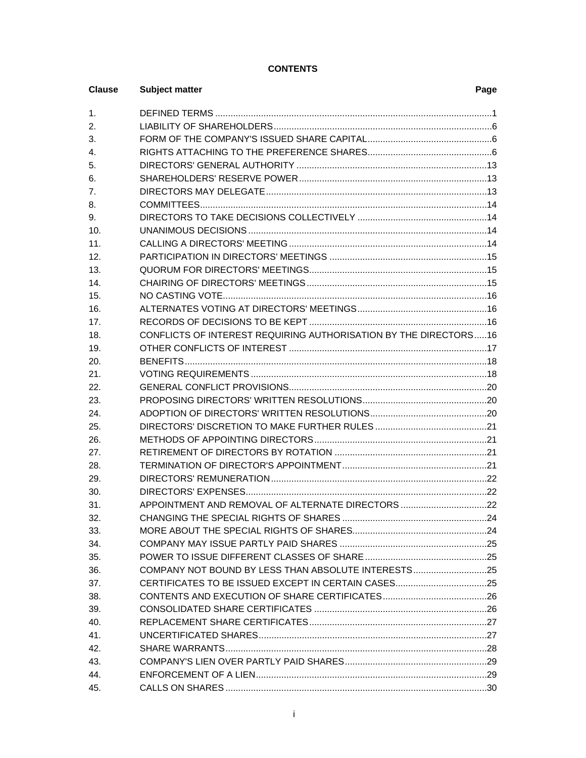**CONTENTS**

| Clause | Subject matter | Page |
|---|---|---|
| 1. | DEFINED TERMS | 1 |
| 2. | LIABILITY OF SHAREHOLDERS | 6 |
| 3. | FORM OF THE COMPANY'S ISSUED SHARE CAPITAL | 6 |
| 4. | RIGHTS ATTACHING TO THE PREFERENCE SHARES | 6 |
| 5. | DIRECTORS' GENERAL AUTHORITY | 13 |
| 6. | SHAREHOLDERS' RESERVE POWER | 13 |
| 7. | DIRECTORS MAY DELEGATE | 13 |
| 8. | COMMITTEES | 14 |
| 9. | DIRECTORS TO TAKE DECISIONS COLLECTIVELY | 14 |
| 10. | UNANIMOUS DECISIONS | 14 |
| 11. | CALLING A DIRECTORS' MEETING | 14 |
| 12. | PARTICIPATION IN DIRECTORS' MEETINGS | 15 |
| 13. | QUORUM FOR DIRECTORS' MEETINGS | 15 |
| 14. | CHAIRING OF DIRECTORS' MEETINGS | 15 |
| 15. | NO CASTING VOTE | 16 |
| 16. | ALTERNATES VOTING AT DIRECTORS' MEETINGS | 16 |
| 17. | RECORDS OF DECISIONS TO BE KEPT | 16 |
| 18. | CONFLICTS OF INTEREST REQUIRING AUTHORISATION BY THE DIRECTORS | 16 |
| 19. | OTHER CONFLICTS OF INTEREST | 17 |
| 20. | BENEFITS | 18 |
| 21. | VOTING REQUIREMENTS | 18 |
| 22. | GENERAL CONFLICT PROVISIONS | 20 |
| 23. | PROPOSING DIRECTORS' WRITTEN RESOLUTIONS | 20 |
| 24. | ADOPTION OF DIRECTORS' WRITTEN RESOLUTIONS | 20 |
| 25. | DIRECTORS' DISCRETION TO MAKE FURTHER RULES | 21 |
| 26. | METHODS OF APPOINTING DIRECTORS | 21 |
| 27. | RETIREMENT OF DIRECTORS BY ROTATION | 21 |
| 28. | TERMINATION OF DIRECTOR'S APPOINTMENT | 21 |
| 29. | DIRECTORS' REMUNERATION | 22 |
| 30. | DIRECTORS' EXPENSES | 22 |
| 31. | APPOINTMENT AND REMOVAL OF ALTERNATE DIRECTORS | 22 |
| 32. | CHANGING THE SPECIAL RIGHTS OF SHARES | 24 |
| 33. | MORE ABOUT THE SPECIAL RIGHTS OF SHARES | 24 |
| 34. | COMPANY MAY ISSUE PARTLY PAID SHARES | 25 |
| 35. | POWER TO ISSUE DIFFERENT CLASSES OF SHARE | 25 |
| 36. | COMPANY NOT BOUND BY LESS THAN ABSOLUTE INTERESTS | 25 |
| 37. | CERTIFICATES TO BE ISSUED EXCEPT IN CERTAIN CASES | 25 |
| 38. | CONTENTS AND EXECUTION OF SHARE CERTIFICATES | 26 |
| 39. | CONSOLIDATED SHARE CERTIFICATES | 26 |
| 40. | REPLACEMENT SHARE CERTIFICATES | 27 |
| 41. | UNCERTIFICATED SHARES | 27 |
| 42. | SHARE WARRANTS | 28 |
| 43. | COMPANY'S LIEN OVER PARTLY PAID SHARES | 29 |
| 44. | ENFORCEMENT OF A LIEN | 29 |
| 45. | CALLS ON SHARES | 30 |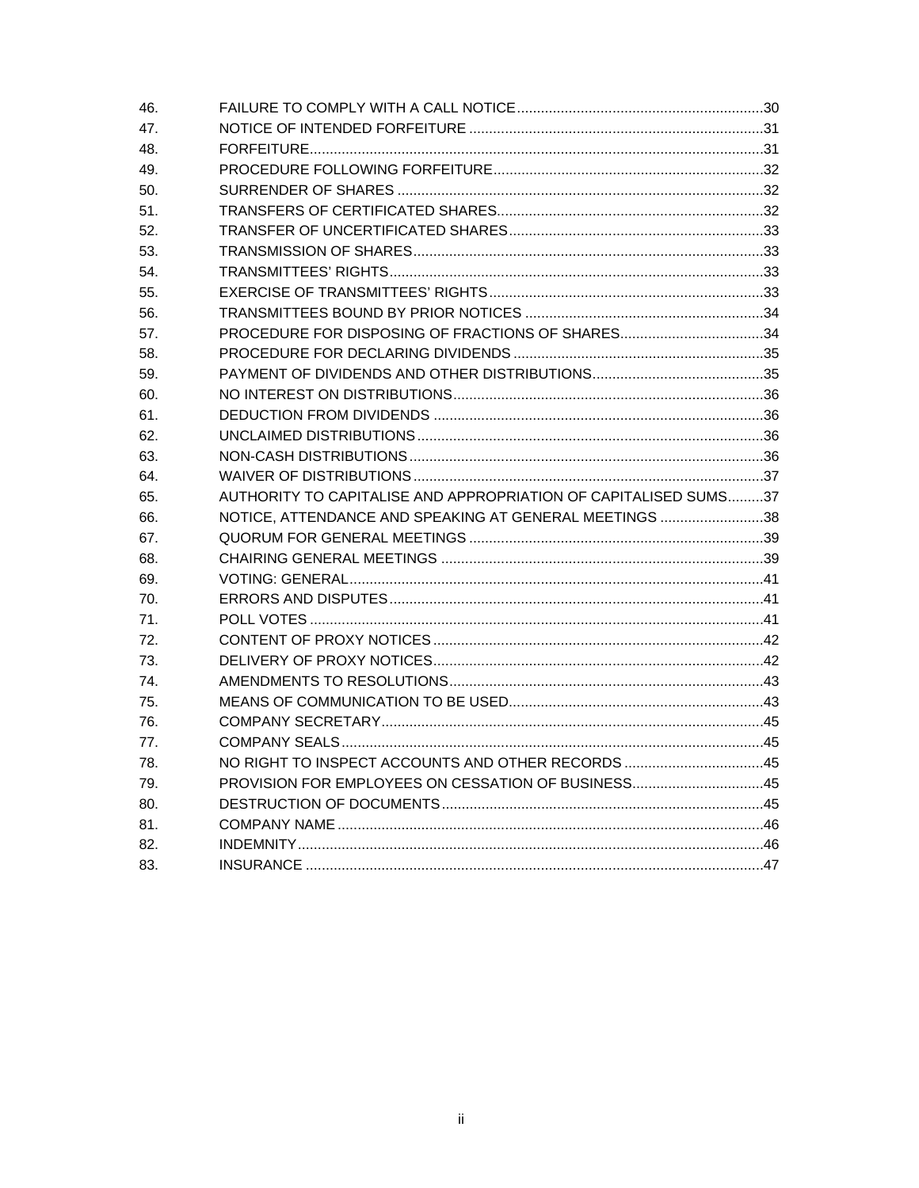| | | |
|---|---|---|
| 46. | FAILURE TO COMPLY WITH A CALL NOTICE | 30 |
| 47. | NOTICE OF INTENDED FORFEITURE | 31 |
| 48. | FORFEITURE | 31 |
| 49. | PROCEDURE FOLLOWING FORFEITURE | 32 |
| 50. | SURRENDER OF SHARES | 32 |
| 51. | TRANSFERS OF CERTIFICATED SHARES | 32 |
| 52. | TRANSFER OF UNCERTIFICATED SHARES | 33 |
| 53. | TRANSMISSION OF SHARES | 33 |
| 54. | TRANSMITTEES' RIGHTS | 33 |
| 55. | EXERCISE OF TRANSMITTEES' RIGHTS | 33 |
| 56. | TRANSMITTEES BOUND BY PRIOR NOTICES | 34 |
| 57. | PROCEDURE FOR DISPOSING OF FRACTIONS OF SHARES | 34 |
| 58. | PROCEDURE FOR DECLARING DIVIDENDS | 35 |
| 59. | PAYMENT OF DIVIDENDS AND OTHER DISTRIBUTIONS | 35 |
| 60. | NO INTEREST ON DISTRIBUTIONS | 36 |
| 61. | DEDUCTION FROM DIVIDENDS | 36 |
| 62. | UNCLAIMED DISTRIBUTIONS | 36 |
| 63. | NON-CASH DISTRIBUTIONS | 36 |
| 64. | WAIVER OF DISTRIBUTIONS | 37 |
| 65. | AUTHORITY TO CAPITALISE AND APPROPRIATION OF CAPITALISED SUMS | 37 |
| 66. | NOTICE, ATTENDANCE AND SPEAKING AT GENERAL MEETINGS | 38 |
| 67. | QUORUM FOR GENERAL MEETINGS | 39 |
| 68. | CHAIRING GENERAL MEETINGS | 39 |
| 69. | VOTING: GENERAL | 41 |
| 70. | ERRORS AND DISPUTES | 41 |
| 71. | POLL VOTES | 41 |
| 72. | CONTENT OF PROXY NOTICES | 42 |
| 73. | DELIVERY OF PROXY NOTICES | 42 |
| 74. | AMENDMENTS TO RESOLUTIONS | 43 |
| 75. | MEANS OF COMMUNICATION TO BE USED | 43 |
| 76. | COMPANY SECRETARY | 45 |
| 77. | COMPANY SEALS | 45 |
| 78. | NO RIGHT TO INSPECT ACCOUNTS AND OTHER RECORDS | 45 |
| 79. | PROVISION FOR EMPLOYEES ON CESSATION OF BUSINESS | 45 |
| 80. | DESTRUCTION OF DOCUMENTS | 45 |
| 81. | COMPANY NAME | 46 |
| 82. | INDEMNITY | 46 |
| 83. | INSURANCE | 47 |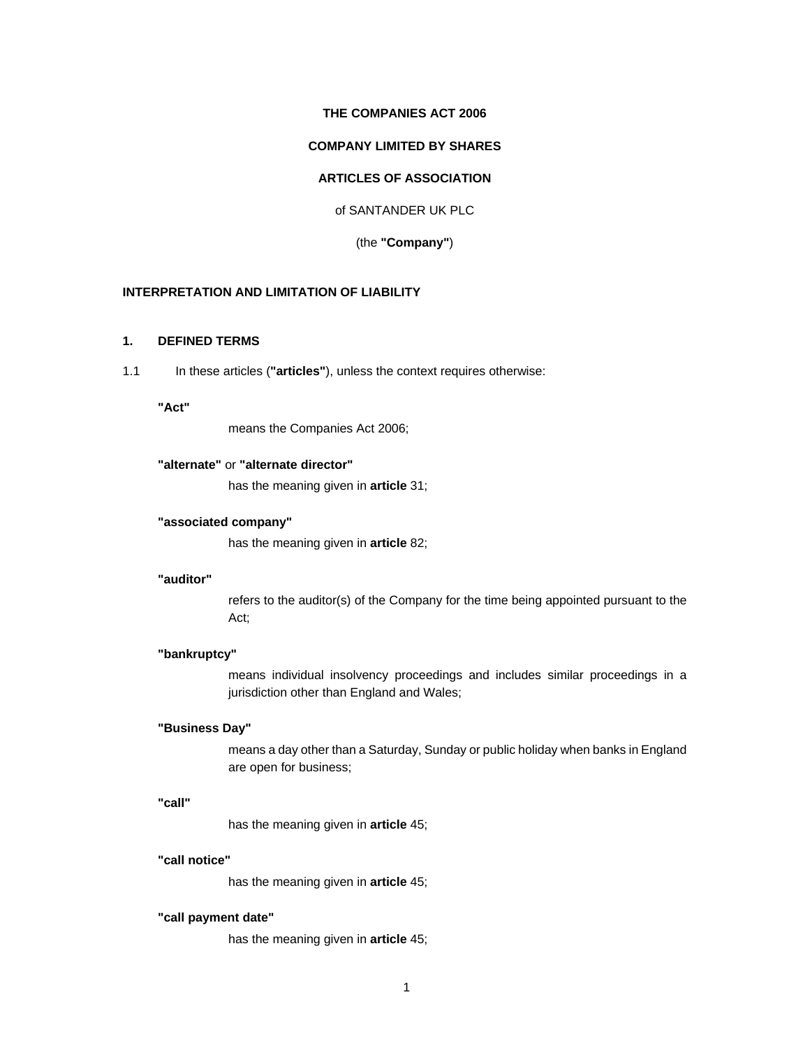**THE COMPANIES ACT 2006**

**COMPANY LIMITED BY SHARES**

**ARTICLES OF ASSOCIATION**

of SANTANDER UK PLC

(the **"Company"**)

## INTERPRETATION AND LIMITATION OF LIABILITY

### 1. DEFINED TERMS

1.1 In these articles (**"articles"**), unless the context requires otherwise:

**"Act"**
means the Companies Act 2006;

**"alternate"** or **"alternate director"**
has the meaning given in **article** 31;

**"associated company"**
has the meaning given in **article** 82;

**"auditor"**
refers to the auditor(s) of the Company for the time being appointed pursuant to the Act;

**"bankruptcy"**
means individual insolvency proceedings and includes similar proceedings in a jurisdiction other than England and Wales;

**"Business Day"**
means a day other than a Saturday, Sunday or public holiday when banks in England are open for business;

**"call"**
has the meaning given in **article** 45;

**"call notice"**
has the meaning given in **article** 45;

**"call payment date"**
has the meaning given in **article** 45;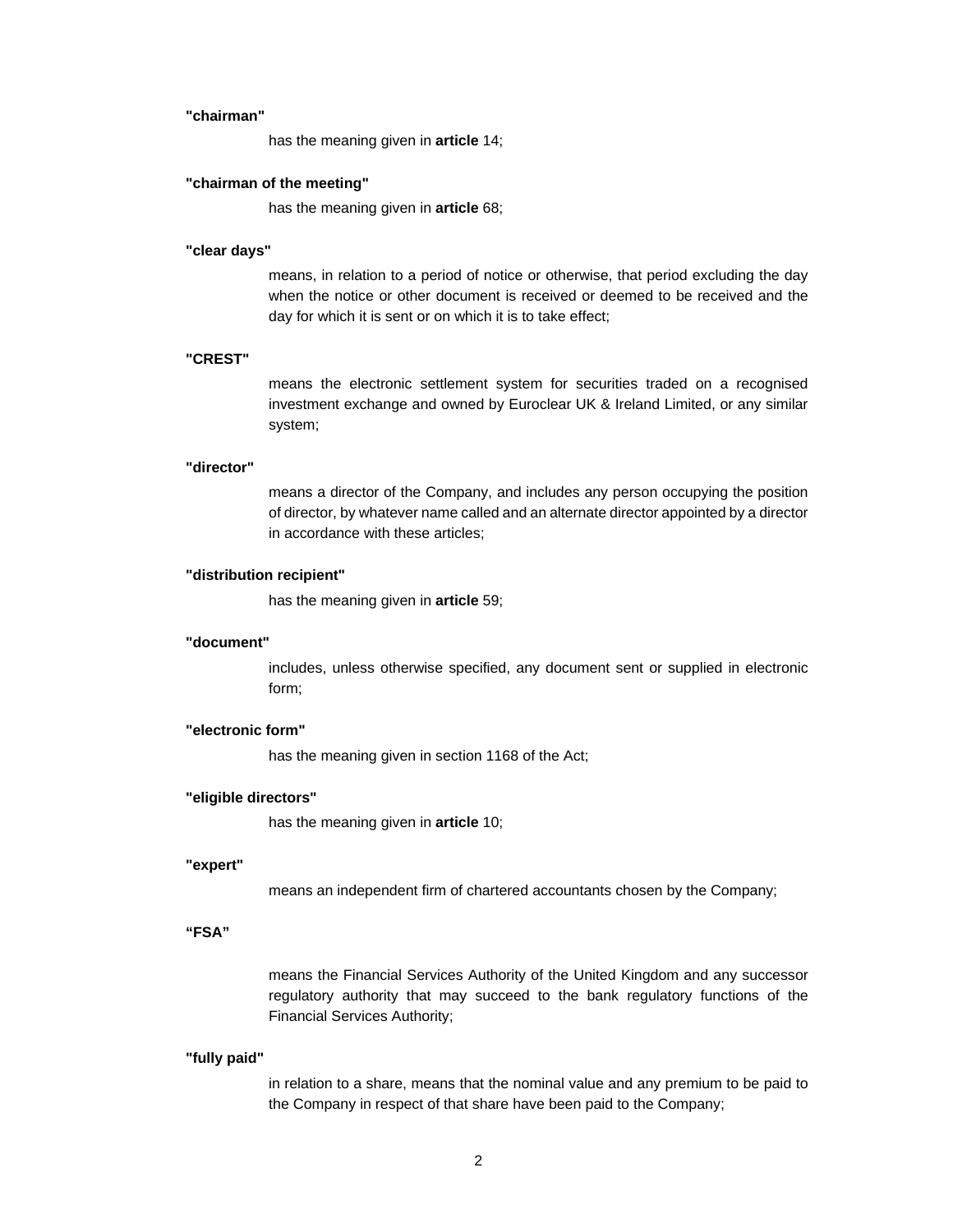**"chairman"**

has the meaning given in **article** 14;

**"chairman of the meeting"**

has the meaning given in **article** 68;

**"clear days"**

means, in relation to a period of notice or otherwise, that period excluding the day when the notice or other document is received or deemed to be received and the day for which it is sent or on which it is to take effect;

**"CREST"**

means the electronic settlement system for securities traded on a recognised investment exchange and owned by Euroclear UK & Ireland Limited, or any similar system;

**"director"**

means a director of the Company, and includes any person occupying the position of director, by whatever name called and an alternate director appointed by a director in accordance with these articles;

**"distribution recipient"**

has the meaning given in **article** 59;

**"document"**

includes, unless otherwise specified, any document sent or supplied in electronic form;

**"electronic form"**

has the meaning given in section 1168 of the Act;

**"eligible directors"**

has the meaning given in **article** 10;

**"expert"**

means an independent firm of chartered accountants chosen by the Company;

**"FSA"**

means the Financial Services Authority of the United Kingdom and any successor regulatory authority that may succeed to the bank regulatory functions of the Financial Services Authority;

**"fully paid"**

in relation to a share, means that the nominal value and any premium to be paid to the Company in respect of that share have been paid to the Company;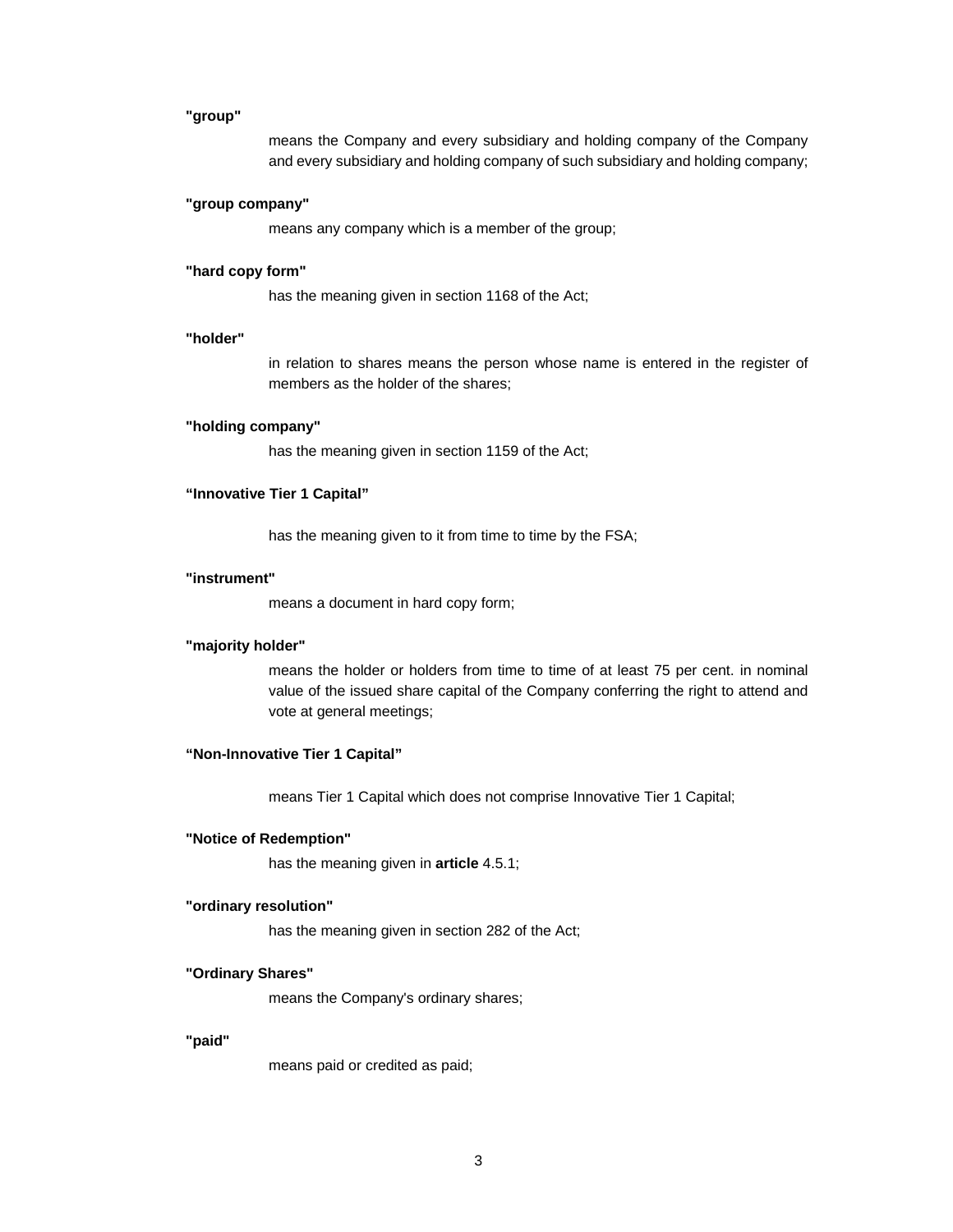**"group"**

means the Company and every subsidiary and holding company of the Company and every subsidiary and holding company of such subsidiary and holding company;

**"group company"**

means any company which is a member of the group;

**"hard copy form"**

has the meaning given in section 1168 of the Act;

**"holder"**

in relation to shares means the person whose name is entered in the register of members as the holder of the shares;

**"holding company"**

has the meaning given in section 1159 of the Act;

**"Innovative Tier 1 Capital"**

has the meaning given to it from time to time by the FSA;

**"instrument"**

means a document in hard copy form;

**"majority holder"**

means the holder or holders from time to time of at least 75 per cent. in nominal value of the issued share capital of the Company conferring the right to attend and vote at general meetings;

**"Non-Innovative Tier 1 Capital"**

means Tier 1 Capital which does not comprise Innovative Tier 1 Capital;

**"Notice of Redemption"**

has the meaning given in **article** 4.5.1;

**"ordinary resolution"**

has the meaning given in section 282 of the Act;

**"Ordinary Shares"**

means the Company's ordinary shares;

**"paid"**

means paid or credited as paid;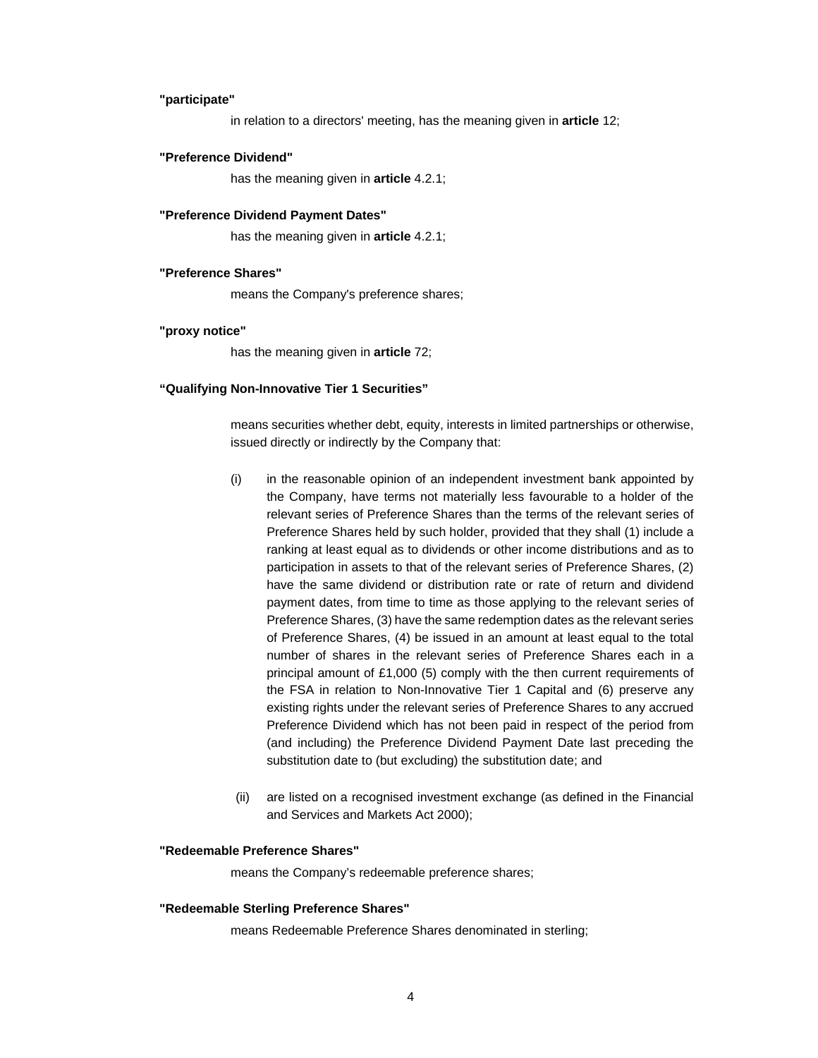**"participate"**

in relation to a directors' meeting, has the meaning given in **article** 12;

**"Preference Dividend"**

has the meaning given in **article** 4.2.1;

**"Preference Dividend Payment Dates"**

has the meaning given in **article** 4.2.1;

**"Preference Shares"**

means the Company's preference shares;

**"proxy notice"**

has the meaning given in **article** 72;

**"Qualifying Non-Innovative Tier 1 Securities"**

means securities whether debt, equity, interests in limited partnerships or otherwise, issued directly or indirectly by the Company that:

(i) in the reasonable opinion of an independent investment bank appointed by the Company, have terms not materially less favourable to a holder of the relevant series of Preference Shares than the terms of the relevant series of Preference Shares held by such holder, provided that they shall (1) include a ranking at least equal as to dividends or other income distributions and as to participation in assets to that of the relevant series of Preference Shares, (2) have the same dividend or distribution rate or rate of return and dividend payment dates, from time to time as those applying to the relevant series of Preference Shares, (3) have the same redemption dates as the relevant series of Preference Shares, (4) be issued in an amount at least equal to the total number of shares in the relevant series of Preference Shares each in a principal amount of £1,000 (5) comply with the then current requirements of the FSA in relation to Non-Innovative Tier 1 Capital and (6) preserve any existing rights under the relevant series of Preference Shares to any accrued Preference Dividend which has not been paid in respect of the period from (and including) the Preference Dividend Payment Date last preceding the substitution date to (but excluding) the substitution date; and

(ii) are listed on a recognised investment exchange (as defined in the Financial and Services and Markets Act 2000);

**"Redeemable Preference Shares"**

means the Company's redeemable preference shares;

**"Redeemable Sterling Preference Shares"**

means Redeemable Preference Shares denominated in sterling;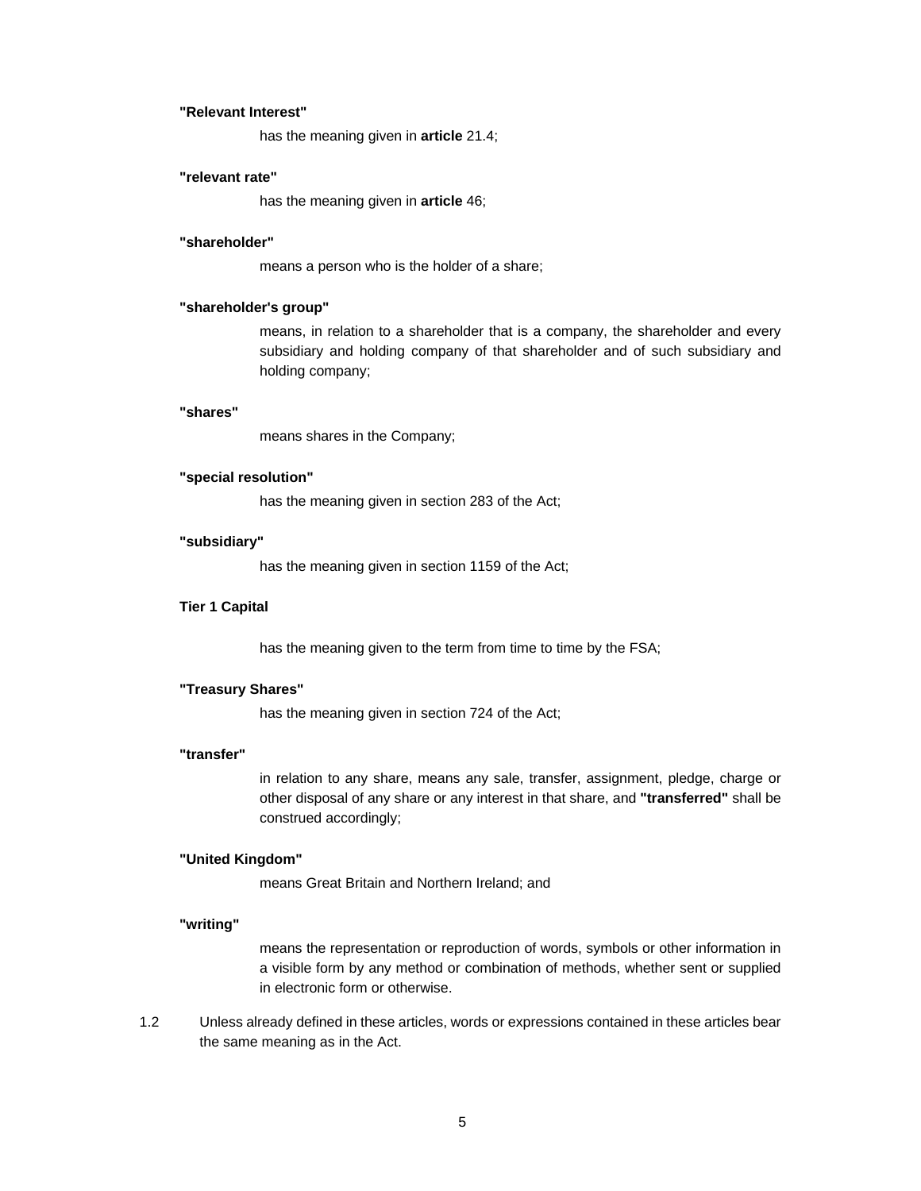**"Relevant Interest"**

has the meaning given in **article** 21.4;

**"relevant rate"**

has the meaning given in **article** 46;

**"shareholder"**

means a person who is the holder of a share;

**"shareholder's group"**

means, in relation to a shareholder that is a company, the shareholder and every subsidiary and holding company of that shareholder and of such subsidiary and holding company;

**"shares"**

means shares in the Company;

**"special resolution"**

has the meaning given in section 283 of the Act;

**"subsidiary"**

has the meaning given in section 1159 of the Act;

**Tier 1 Capital**

has the meaning given to the term from time to time by the FSA;

**"Treasury Shares"**

has the meaning given in section 724 of the Act;

**"transfer"**

in relation to any share, means any sale, transfer, assignment, pledge, charge or other disposal of any share or any interest in that share, and **"transferred"** shall be construed accordingly;

**"United Kingdom"**

means Great Britain and Northern Ireland; and

**"writing"**

means the representation or reproduction of words, symbols or other information in a visible form by any method or combination of methods, whether sent or supplied in electronic form or otherwise.

1.2 Unless already defined in these articles, words or expressions contained in these articles bear the same meaning as in the Act.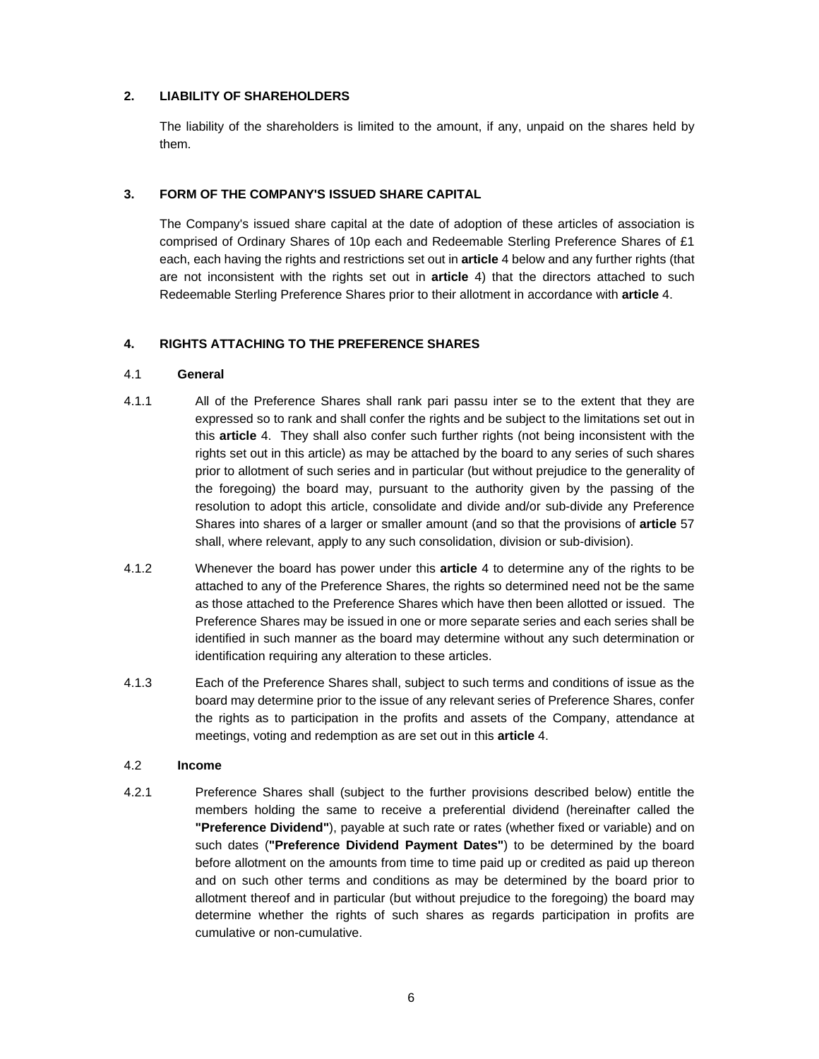## 2. LIABILITY OF SHAREHOLDERS

The liability of the shareholders is limited to the amount, if any, unpaid on the shares held by them.

## 3. FORM OF THE COMPANY'S ISSUED SHARE CAPITAL

The Company's issued share capital at the date of adoption of these articles of association is comprised of Ordinary Shares of 10p each and Redeemable Sterling Preference Shares of £1 each, each having the rights and restrictions set out in **article** 4 below and any further rights (that are not inconsistent with the rights set out in **article** 4) that the directors attached to such Redeemable Sterling Preference Shares prior to their allotment in accordance with **article** 4.

## 4. RIGHTS ATTACHING TO THE PREFERENCE SHARES

### 4.1 General

4.1.1 All of the Preference Shares shall rank pari passu inter se to the extent that they are expressed so to rank and shall confer the rights and be subject to the limitations set out in this **article** 4. They shall also confer such further rights (not being inconsistent with the rights set out in this article) as may be attached by the board to any series of such shares prior to allotment of such series and in particular (but without prejudice to the generality of the foregoing) the board may, pursuant to the authority given by the passing of the resolution to adopt this article, consolidate and divide and/or sub-divide any Preference Shares into shares of a larger or smaller amount (and so that the provisions of **article** 57 shall, where relevant, apply to any such consolidation, division or sub-division).

4.1.2 Whenever the board has power under this **article** 4 to determine any of the rights to be attached to any of the Preference Shares, the rights so determined need not be the same as those attached to the Preference Shares which have then been allotted or issued. The Preference Shares may be issued in one or more separate series and each series shall be identified in such manner as the board may determine without any such determination or identification requiring any alteration to these articles.

4.1.3 Each of the Preference Shares shall, subject to such terms and conditions of issue as the board may determine prior to the issue of any relevant series of Preference Shares, confer the rights as to participation in the profits and assets of the Company, attendance at meetings, voting and redemption as are set out in this **article** 4.

### 4.2 Income

4.2.1 Preference Shares shall (subject to the further provisions described below) entitle the members holding the same to receive a preferential dividend (hereinafter called the **"Preference Dividend"**), payable at such rate or rates (whether fixed or variable) and on such dates (**"Preference Dividend Payment Dates"**) to be determined by the board before allotment on the amounts from time to time paid up or credited as paid up thereon and on such other terms and conditions as may be determined by the board prior to allotment thereof and in particular (but without prejudice to the foregoing) the board may determine whether the rights of such shares as regards participation in profits are cumulative or non-cumulative.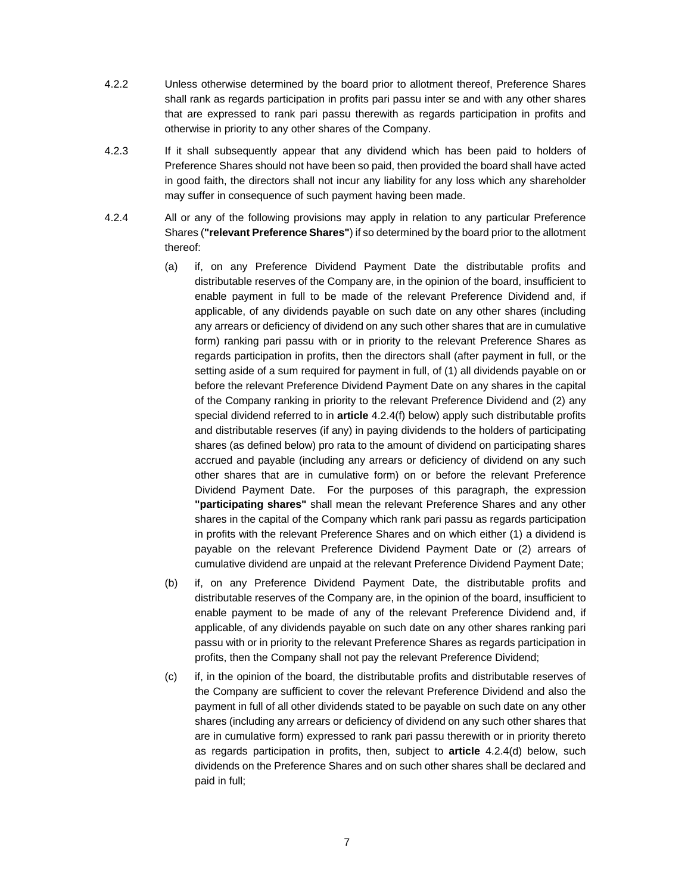4.2.2 Unless otherwise determined by the board prior to allotment thereof, Preference Shares shall rank as regards participation in profits pari passu inter se and with any other shares that are expressed to rank pari passu therewith as regards participation in profits and otherwise in priority to any other shares of the Company.

4.2.3 If it shall subsequently appear that any dividend which has been paid to holders of Preference Shares should not have been so paid, then provided the board shall have acted in good faith, the directors shall not incur any liability for any loss which any shareholder may suffer in consequence of such payment having been made.

4.2.4 All or any of the following provisions may apply in relation to any particular Preference Shares (**"relevant Preference Shares"**) if so determined by the board prior to the allotment thereof:

(a) if, on any Preference Dividend Payment Date the distributable profits and distributable reserves of the Company are, in the opinion of the board, insufficient to enable payment in full to be made of the relevant Preference Dividend and, if applicable, of any dividends payable on such date on any other shares (including any arrears or deficiency of dividend on any such other shares that are in cumulative form) ranking pari passu with or in priority to the relevant Preference Shares as regards participation in profits, then the directors shall (after payment in full, or the setting aside of a sum required for payment in full, of (1) all dividends payable on or before the relevant Preference Dividend Payment Date on any shares in the capital of the Company ranking in priority to the relevant Preference Dividend and (2) any special dividend referred to in **article** 4.2.4(f) below) apply such distributable profits and distributable reserves (if any) in paying dividends to the holders of participating shares (as defined below) pro rata to the amount of dividend on participating shares accrued and payable (including any arrears or deficiency of dividend on any such other shares that are in cumulative form) on or before the relevant Preference Dividend Payment Date. For the purposes of this paragraph, the expression **"participating shares"** shall mean the relevant Preference Shares and any other shares in the capital of the Company which rank pari passu as regards participation in profits with the relevant Preference Shares and on which either (1) a dividend is payable on the relevant Preference Dividend Payment Date or (2) arrears of cumulative dividend are unpaid at the relevant Preference Dividend Payment Date;

(b) if, on any Preference Dividend Payment Date, the distributable profits and distributable reserves of the Company are, in the opinion of the board, insufficient to enable payment to be made of any of the relevant Preference Dividend and, if applicable, of any dividends payable on such date on any other shares ranking pari passu with or in priority to the relevant Preference Shares as regards participation in profits, then the Company shall not pay the relevant Preference Dividend;

(c) if, in the opinion of the board, the distributable profits and distributable reserves of the Company are sufficient to cover the relevant Preference Dividend and also the payment in full of all other dividends stated to be payable on such date on any other shares (including any arrears or deficiency of dividend on any such other shares that are in cumulative form) expressed to rank pari passu therewith or in priority thereto as regards participation in profits, then, subject to **article** 4.2.4(d) below, such dividends on the Preference Shares and on such other shares shall be declared and paid in full;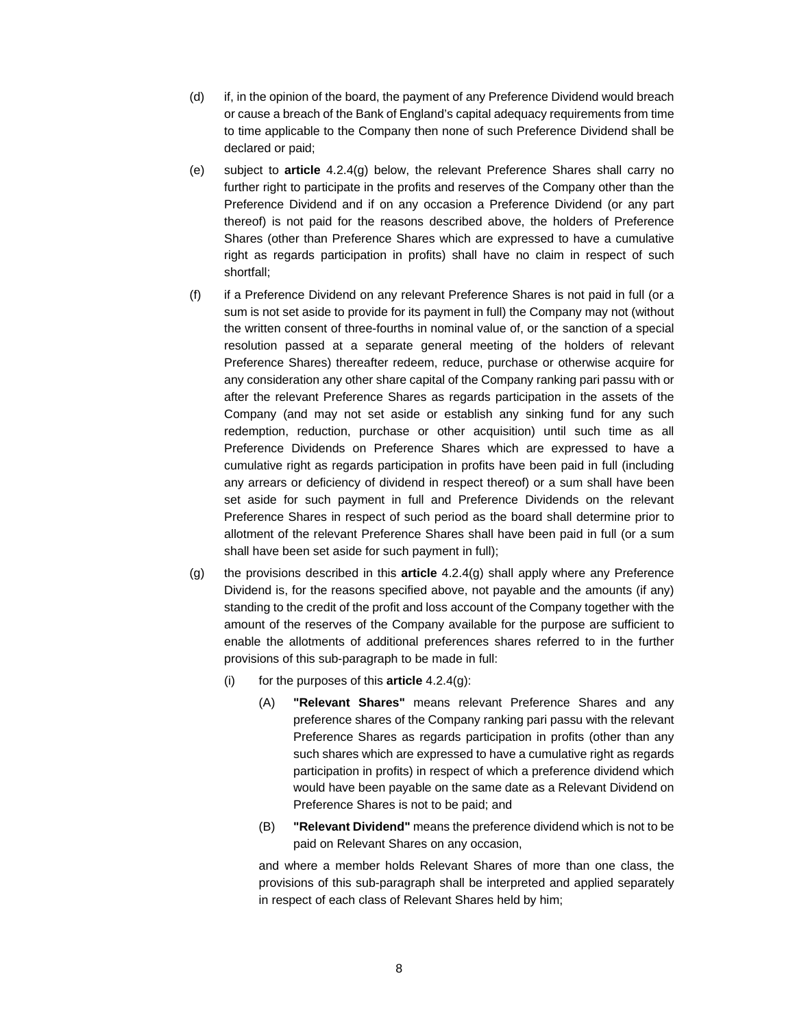(d) if, in the opinion of the board, the payment of any Preference Dividend would breach or cause a breach of the Bank of England's capital adequacy requirements from time to time applicable to the Company then none of such Preference Dividend shall be declared or paid;

(e) subject to **article** 4.2.4(g) below, the relevant Preference Shares shall carry no further right to participate in the profits and reserves of the Company other than the Preference Dividend and if on any occasion a Preference Dividend (or any part thereof) is not paid for the reasons described above, the holders of Preference Shares (other than Preference Shares which are expressed to have a cumulative right as regards participation in profits) shall have no claim in respect of such shortfall;

(f) if a Preference Dividend on any relevant Preference Shares is not paid in full (or a sum is not set aside to provide for its payment in full) the Company may not (without the written consent of three-fourths in nominal value of, or the sanction of a special resolution passed at a separate general meeting of the holders of relevant Preference Shares) thereafter redeem, reduce, purchase or otherwise acquire for any consideration any other share capital of the Company ranking pari passu with or after the relevant Preference Shares as regards participation in the assets of the Company (and may not set aside or establish any sinking fund for any such redemption, reduction, purchase or other acquisition) until such time as all Preference Dividends on Preference Shares which are expressed to have a cumulative right as regards participation in profits have been paid in full (including any arrears or deficiency of dividend in respect thereof) or a sum shall have been set aside for such payment in full and Preference Dividends on the relevant Preference Shares in respect of such period as the board shall determine prior to allotment of the relevant Preference Shares shall have been paid in full (or a sum shall have been set aside for such payment in full);

(g) the provisions described in this **article** 4.2.4(g) shall apply where any Preference Dividend is, for the reasons specified above, not payable and the amounts (if any) standing to the credit of the profit and loss account of the Company together with the amount of the reserves of the Company available for the purpose are sufficient to enable the allotments of additional preferences shares referred to in the further provisions of this sub-paragraph to be made in full:

   (i) for the purposes of this **article** 4.2.4(g):

      (A) **"Relevant Shares"** means relevant Preference Shares and any preference shares of the Company ranking pari passu with the relevant Preference Shares as regards participation in profits (other than any such shares which are expressed to have a cumulative right as regards participation in profits) in respect of which a preference dividend which would have been payable on the same date as a Relevant Dividend on Preference Shares is not to be paid; and

      (B) **"Relevant Dividend"** means the preference dividend which is not to be paid on Relevant Shares on any occasion,

   and where a member holds Relevant Shares of more than one class, the provisions of this sub-paragraph shall be interpreted and applied separately in respect of each class of Relevant Shares held by him;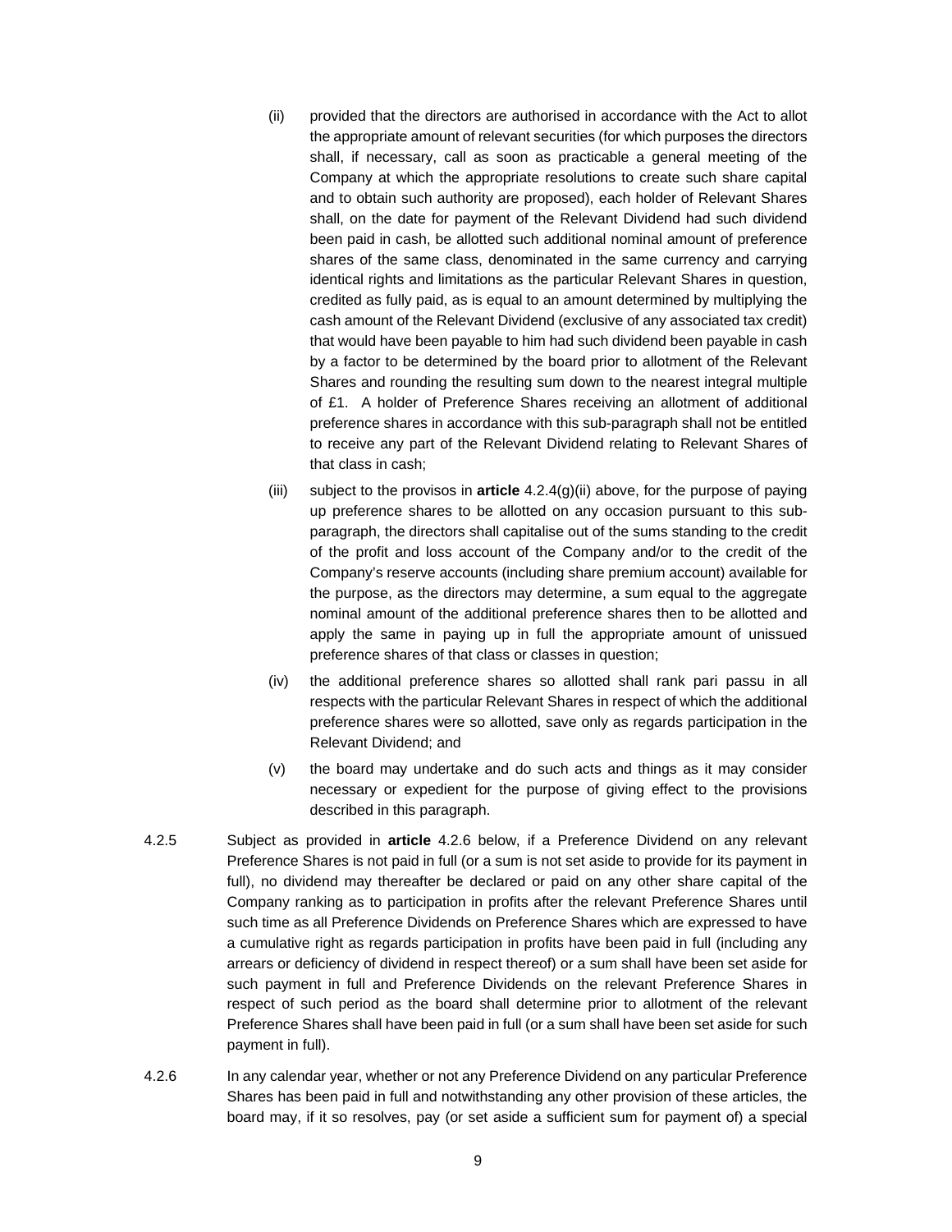(ii) provided that the directors are authorised in accordance with the Act to allot the appropriate amount of relevant securities (for which purposes the directors shall, if necessary, call as soon as practicable a general meeting of the Company at which the appropriate resolutions to create such share capital and to obtain such authority are proposed), each holder of Relevant Shares shall, on the date for payment of the Relevant Dividend had such dividend been paid in cash, be allotted such additional nominal amount of preference shares of the same class, denominated in the same currency and carrying identical rights and limitations as the particular Relevant Shares in question, credited as fully paid, as is equal to an amount determined by multiplying the cash amount of the Relevant Dividend (exclusive of any associated tax credit) that would have been payable to him had such dividend been payable in cash by a factor to be determined by the board prior to allotment of the Relevant Shares and rounding the resulting sum down to the nearest integral multiple of £1. A holder of Preference Shares receiving an allotment of additional preference shares in accordance with this sub-paragraph shall not be entitled to receive any part of the Relevant Dividend relating to Relevant Shares of that class in cash;

(iii) subject to the provisos in **article** 4.2.4(g)(ii) above, for the purpose of paying up preference shares to be allotted on any occasion pursuant to this sub-paragraph, the directors shall capitalise out of the sums standing to the credit of the profit and loss account of the Company and/or to the credit of the Company's reserve accounts (including share premium account) available for the purpose, as the directors may determine, a sum equal to the aggregate nominal amount of the additional preference shares then to be allotted and apply the same in paying up in full the appropriate amount of unissued preference shares of that class or classes in question;

(iv) the additional preference shares so allotted shall rank pari passu in all respects with the particular Relevant Shares in respect of which the additional preference shares were so allotted, save only as regards participation in the Relevant Dividend; and

(v) the board may undertake and do such acts and things as it may consider necessary or expedient for the purpose of giving effect to the provisions described in this paragraph.

4.2.5 Subject as provided in **article** 4.2.6 below, if a Preference Dividend on any relevant Preference Shares is not paid in full (or a sum is not set aside to provide for its payment in full), no dividend may thereafter be declared or paid on any other share capital of the Company ranking as to participation in profits after the relevant Preference Shares until such time as all Preference Dividends on Preference Shares which are expressed to have a cumulative right as regards participation in profits have been paid in full (including any arrears or deficiency of dividend in respect thereof) or a sum shall have been set aside for such payment in full and Preference Dividends on the relevant Preference Shares in respect of such period as the board shall determine prior to allotment of the relevant Preference Shares shall have been paid in full (or a sum shall have been set aside for such payment in full).

4.2.6 In any calendar year, whether or not any Preference Dividend on any particular Preference Shares has been paid in full and notwithstanding any other provision of these articles, the board may, if it so resolves, pay (or set aside a sufficient sum for payment of) a special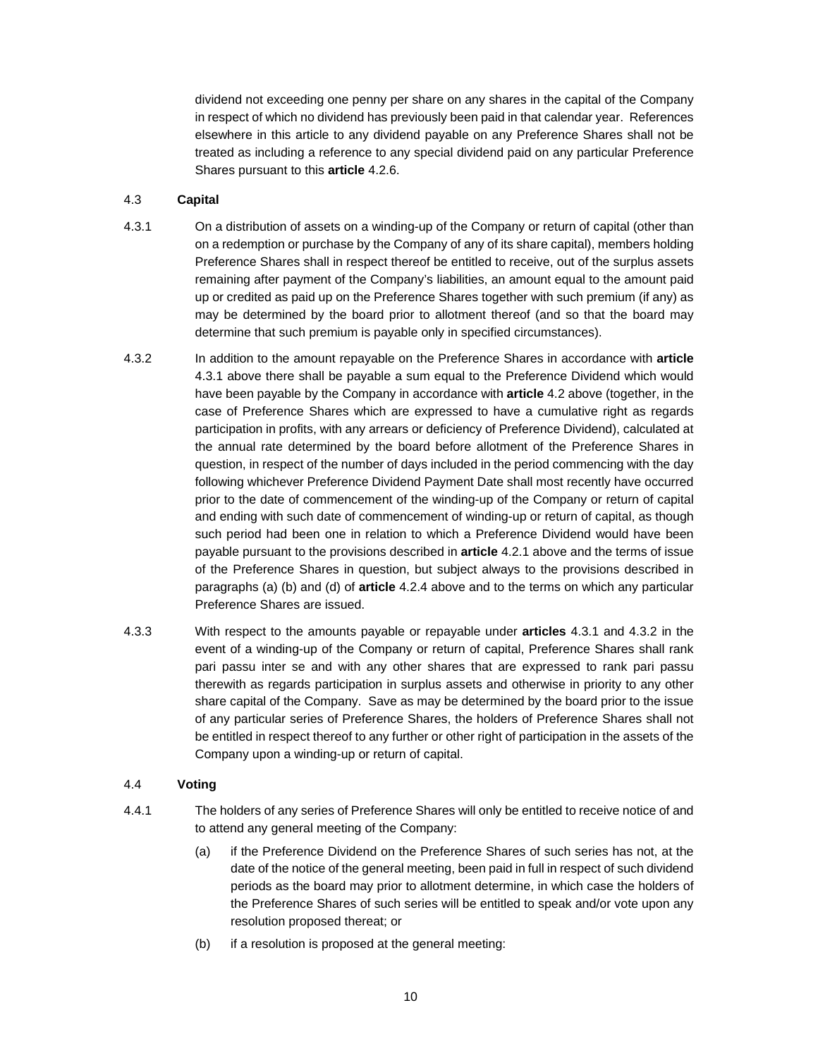dividend not exceeding one penny per share on any shares in the capital of the Company in respect of which no dividend has previously been paid in that calendar year. References elsewhere in this article to any dividend payable on any Preference Shares shall not be treated as including a reference to any special dividend paid on any particular Preference Shares pursuant to this **article** 4.2.6.

4.3 **Capital**

4.3.1 On a distribution of assets on a winding-up of the Company or return of capital (other than on a redemption or purchase by the Company of any of its share capital), members holding Preference Shares shall in respect thereof be entitled to receive, out of the surplus assets remaining after payment of the Company's liabilities, an amount equal to the amount paid up or credited as paid up on the Preference Shares together with such premium (if any) as may be determined by the board prior to allotment thereof (and so that the board may determine that such premium is payable only in specified circumstances).

4.3.2 In addition to the amount repayable on the Preference Shares in accordance with **article** 4.3.1 above there shall be payable a sum equal to the Preference Dividend which would have been payable by the Company in accordance with **article** 4.2 above (together, in the case of Preference Shares which are expressed to have a cumulative right as regards participation in profits, with any arrears or deficiency of Preference Dividend), calculated at the annual rate determined by the board before allotment of the Preference Shares in question, in respect of the number of days included in the period commencing with the day following whichever Preference Dividend Payment Date shall most recently have occurred prior to the date of commencement of the winding-up of the Company or return of capital and ending with such date of commencement of winding-up or return of capital, as though such period had been one in relation to which a Preference Dividend would have been payable pursuant to the provisions described in **article** 4.2.1 above and the terms of issue of the Preference Shares in question, but subject always to the provisions described in paragraphs (a) (b) and (d) of **article** 4.2.4 above and to the terms on which any particular Preference Shares are issued.

4.3.3 With respect to the amounts payable or repayable under **articles** 4.3.1 and 4.3.2 in the event of a winding-up of the Company or return of capital, Preference Shares shall rank pari passu inter se and with any other shares that are expressed to rank pari passu therewith as regards participation in surplus assets and otherwise in priority to any other share capital of the Company. Save as may be determined by the board prior to the issue of any particular series of Preference Shares, the holders of Preference Shares shall not be entitled in respect thereof to any further or other right of participation in the assets of the Company upon a winding-up or return of capital.

4.4 **Voting**

4.4.1 The holders of any series of Preference Shares will only be entitled to receive notice of and to attend any general meeting of the Company:

(a) if the Preference Dividend on the Preference Shares of such series has not, at the date of the notice of the general meeting, been paid in full in respect of such dividend periods as the board may prior to allotment determine, in which case the holders of the Preference Shares of such series will be entitled to speak and/or vote upon any resolution proposed thereat; or

(b) if a resolution is proposed at the general meeting: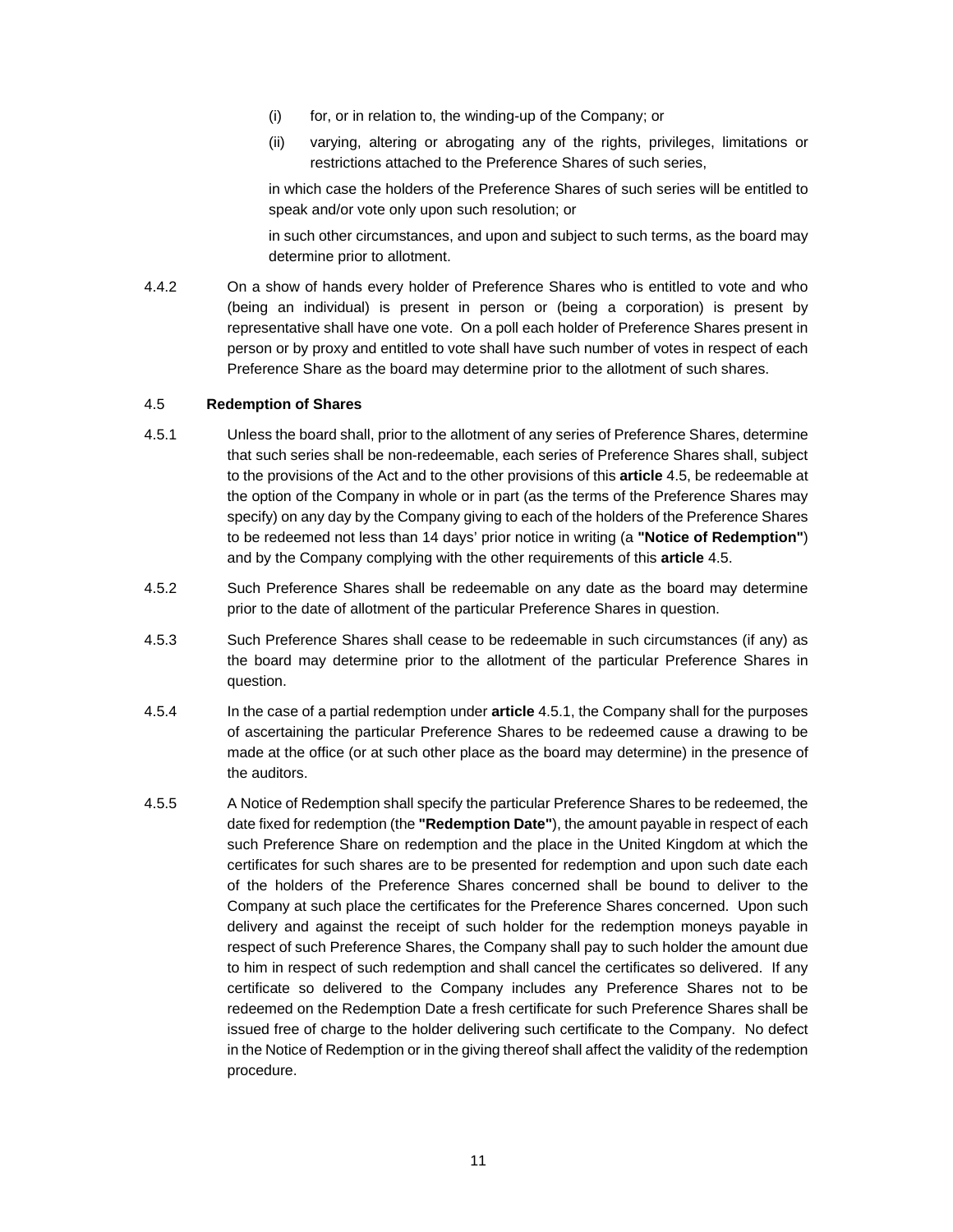(i) for, or in relation to, the winding-up of the Company; or

(ii) varying, altering or abrogating any of the rights, privileges, limitations or restrictions attached to the Preference Shares of such series,

in which case the holders of the Preference Shares of such series will be entitled to speak and/or vote only upon such resolution; or

in such other circumstances, and upon and subject to such terms, as the board may determine prior to allotment.

4.4.2 On a show of hands every holder of Preference Shares who is entitled to vote and who (being an individual) is present in person or (being a corporation) is present by representative shall have one vote. On a poll each holder of Preference Shares present in person or by proxy and entitled to vote shall have such number of votes in respect of each Preference Share as the board may determine prior to the allotment of such shares.

4.5 **Redemption of Shares**

4.5.1 Unless the board shall, prior to the allotment of any series of Preference Shares, determine that such series shall be non-redeemable, each series of Preference Shares shall, subject to the provisions of the Act and to the other provisions of this **article** 4.5, be redeemable at the option of the Company in whole or in part (as the terms of the Preference Shares may specify) on any day by the Company giving to each of the holders of the Preference Shares to be redeemed not less than 14 days' prior notice in writing (a **"Notice of Redemption"**) and by the Company complying with the other requirements of this **article** 4.5.

4.5.2 Such Preference Shares shall be redeemable on any date as the board may determine prior to the date of allotment of the particular Preference Shares in question.

4.5.3 Such Preference Shares shall cease to be redeemable in such circumstances (if any) as the board may determine prior to the allotment of the particular Preference Shares in question.

4.5.4 In the case of a partial redemption under **article** 4.5.1, the Company shall for the purposes of ascertaining the particular Preference Shares to be redeemed cause a drawing to be made at the office (or at such other place as the board may determine) in the presence of the auditors.

4.5.5 A Notice of Redemption shall specify the particular Preference Shares to be redeemed, the date fixed for redemption (the **"Redemption Date"**), the amount payable in respect of each such Preference Share on redemption and the place in the United Kingdom at which the certificates for such shares are to be presented for redemption and upon such date each of the holders of the Preference Shares concerned shall be bound to deliver to the Company at such place the certificates for the Preference Shares concerned. Upon such delivery and against the receipt of such holder for the redemption moneys payable in respect of such Preference Shares, the Company shall pay to such holder the amount due to him in respect of such redemption and shall cancel the certificates so delivered. If any certificate so delivered to the Company includes any Preference Shares not to be redeemed on the Redemption Date a fresh certificate for such Preference Shares shall be issued free of charge to the holder delivering such certificate to the Company. No defect in the Notice of Redemption or in the giving thereof shall affect the validity of the redemption procedure.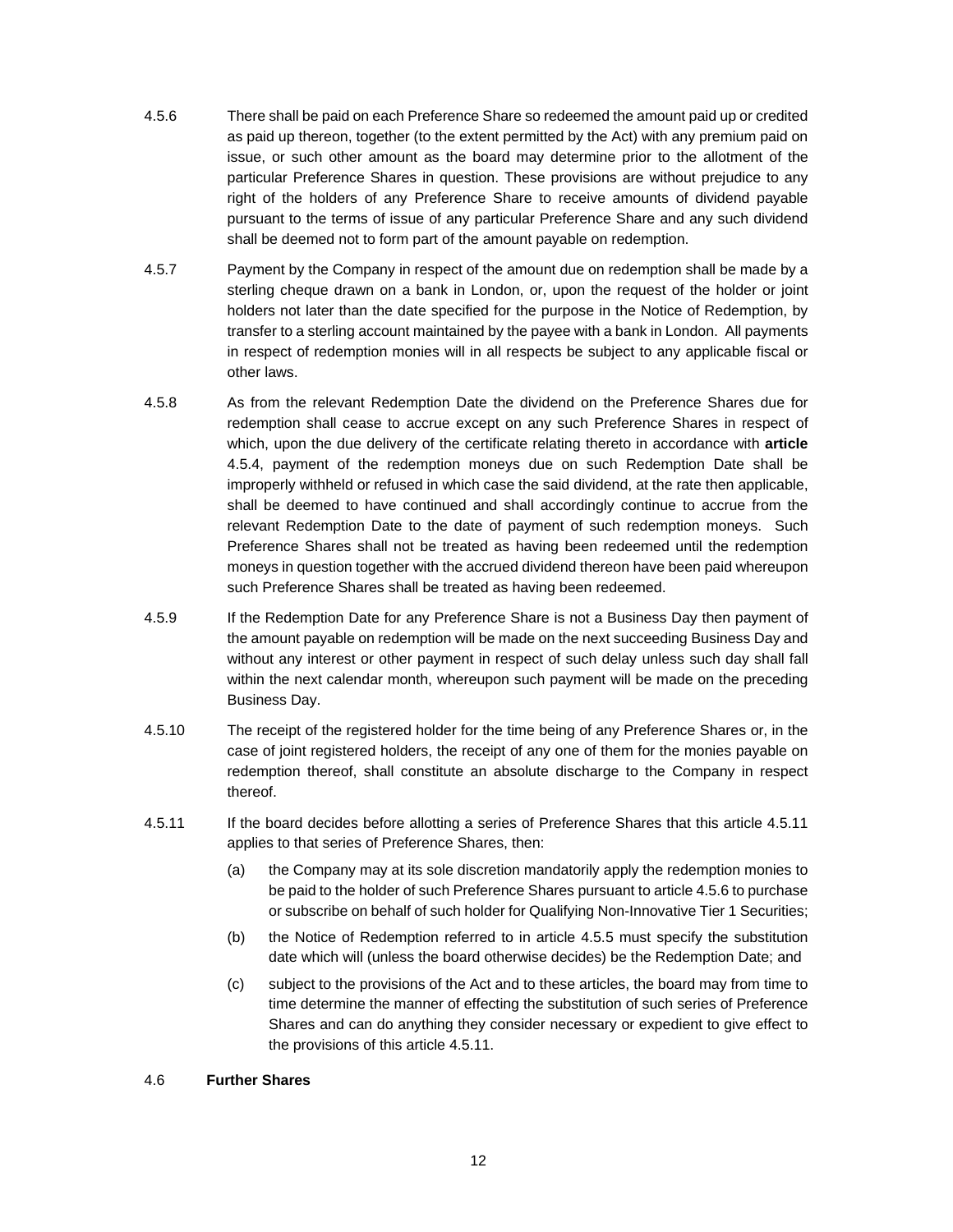4.5.6 There shall be paid on each Preference Share so redeemed the amount paid up or credited as paid up thereon, together (to the extent permitted by the Act) with any premium paid on issue, or such other amount as the board may determine prior to the allotment of the particular Preference Shares in question. These provisions are without prejudice to any right of the holders of any Preference Share to receive amounts of dividend payable pursuant to the terms of issue of any particular Preference Share and any such dividend shall be deemed not to form part of the amount payable on redemption.

4.5.7 Payment by the Company in respect of the amount due on redemption shall be made by a sterling cheque drawn on a bank in London, or, upon the request of the holder or joint holders not later than the date specified for the purpose in the Notice of Redemption, by transfer to a sterling account maintained by the payee with a bank in London. All payments in respect of redemption monies will in all respects be subject to any applicable fiscal or other laws.

4.5.8 As from the relevant Redemption Date the dividend on the Preference Shares due for redemption shall cease to accrue except on any such Preference Shares in respect of which, upon the due delivery of the certificate relating thereto in accordance with **article** 4.5.4, payment of the redemption moneys due on such Redemption Date shall be improperly withheld or refused in which case the said dividend, at the rate then applicable, shall be deemed to have continued and shall accordingly continue to accrue from the relevant Redemption Date to the date of payment of such redemption moneys. Such Preference Shares shall not be treated as having been redeemed until the redemption moneys in question together with the accrued dividend thereon have been paid whereupon such Preference Shares shall be treated as having been redeemed.

4.5.9 If the Redemption Date for any Preference Share is not a Business Day then payment of the amount payable on redemption will be made on the next succeeding Business Day and without any interest or other payment in respect of such delay unless such day shall fall within the next calendar month, whereupon such payment will be made on the preceding Business Day.

4.5.10 The receipt of the registered holder for the time being of any Preference Shares or, in the case of joint registered holders, the receipt of any one of them for the monies payable on redemption thereof, shall constitute an absolute discharge to the Company in respect thereof.

4.5.11 If the board decides before allotting a series of Preference Shares that this article 4.5.11 applies to that series of Preference Shares, then:

(a) the Company may at its sole discretion mandatorily apply the redemption monies to be paid to the holder of such Preference Shares pursuant to article 4.5.6 to purchase or subscribe on behalf of such holder for Qualifying Non-Innovative Tier 1 Securities;

(b) the Notice of Redemption referred to in article 4.5.5 must specify the substitution date which will (unless the board otherwise decides) be the Redemption Date; and

(c) subject to the provisions of the Act and to these articles, the board may from time to time determine the manner of effecting the substitution of such series of Preference Shares and can do anything they consider necessary or expedient to give effect to the provisions of this article 4.5.11.

4.6 **Further Shares**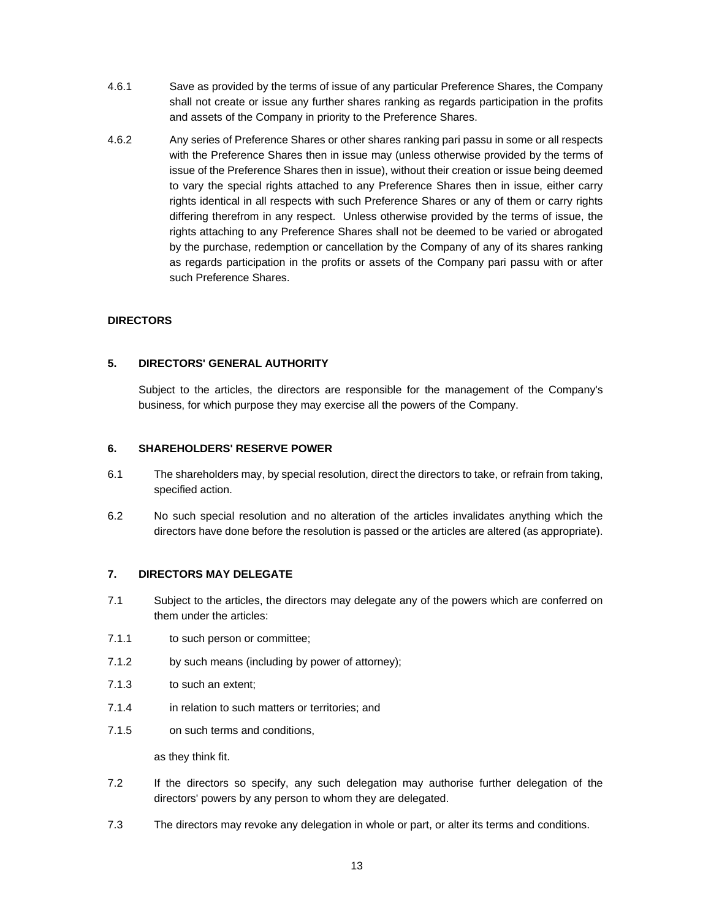4.6.1 Save as provided by the terms of issue of any particular Preference Shares, the Company shall not create or issue any further shares ranking as regards participation in the profits and assets of the Company in priority to the Preference Shares.

4.6.2 Any series of Preference Shares or other shares ranking pari passu in some or all respects with the Preference Shares then in issue may (unless otherwise provided by the terms of issue of the Preference Shares then in issue), without their creation or issue being deemed to vary the special rights attached to any Preference Shares then in issue, either carry rights identical in all respects with such Preference Shares or any of them or carry rights differing therefrom in any respect. Unless otherwise provided by the terms of issue, the rights attaching to any Preference Shares shall not be deemed to be varied or abrogated by the purchase, redemption or cancellation by the Company of any of its shares ranking as regards participation in the profits or assets of the Company pari passu with or after such Preference Shares.

**DIRECTORS**

**5. DIRECTORS' GENERAL AUTHORITY**

Subject to the articles, the directors are responsible for the management of the Company's business, for which purpose they may exercise all the powers of the Company.

**6. SHAREHOLDERS' RESERVE POWER**

6.1 The shareholders may, by special resolution, direct the directors to take, or refrain from taking, specified action.

6.2 No such special resolution and no alteration of the articles invalidates anything which the directors have done before the resolution is passed or the articles are altered (as appropriate).

**7. DIRECTORS MAY DELEGATE**

7.1 Subject to the articles, the directors may delegate any of the powers which are conferred on them under the articles:

7.1.1 to such person or committee;

7.1.2 by such means (including by power of attorney);

7.1.3 to such an extent;

7.1.4 in relation to such matters or territories; and

7.1.5 on such terms and conditions,

as they think fit.

7.2 If the directors so specify, any such delegation may authorise further delegation of the directors' powers by any person to whom they are delegated.

7.3 The directors may revoke any delegation in whole or part, or alter its terms and conditions.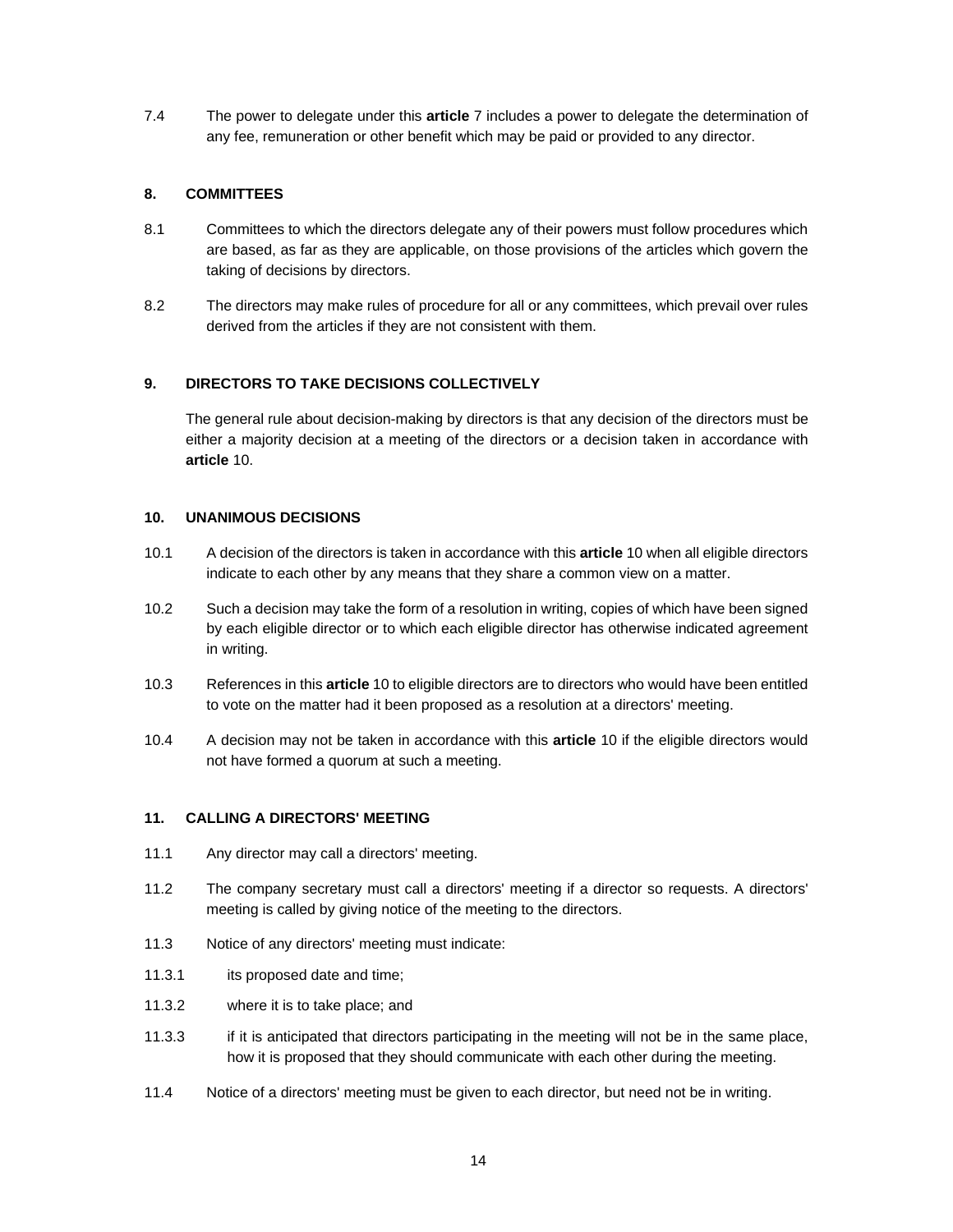7.4 The power to delegate under this **article** 7 includes a power to delegate the determination of any fee, remuneration or other benefit which may be paid or provided to any director.

## 8. COMMITTEES

8.1 Committees to which the directors delegate any of their powers must follow procedures which are based, as far as they are applicable, on those provisions of the articles which govern the taking of decisions by directors.

8.2 The directors may make rules of procedure for all or any committees, which prevail over rules derived from the articles if they are not consistent with them.

## 9. DIRECTORS TO TAKE DECISIONS COLLECTIVELY

The general rule about decision-making by directors is that any decision of the directors must be either a majority decision at a meeting of the directors or a decision taken in accordance with **article** 10.

## 10. UNANIMOUS DECISIONS

10.1 A decision of the directors is taken in accordance with this **article** 10 when all eligible directors indicate to each other by any means that they share a common view on a matter.

10.2 Such a decision may take the form of a resolution in writing, copies of which have been signed by each eligible director or to which each eligible director has otherwise indicated agreement in writing.

10.3 References in this **article** 10 to eligible directors are to directors who would have been entitled to vote on the matter had it been proposed as a resolution at a directors' meeting.

10.4 A decision may not be taken in accordance with this **article** 10 if the eligible directors would not have formed a quorum at such a meeting.

## 11. CALLING A DIRECTORS' MEETING

11.1 Any director may call a directors' meeting.

11.2 The company secretary must call a directors' meeting if a director so requests. A directors' meeting is called by giving notice of the meeting to the directors.

11.3 Notice of any directors' meeting must indicate:

11.3.1 its proposed date and time;

11.3.2 where it is to take place; and

11.3.3 if it is anticipated that directors participating in the meeting will not be in the same place, how it is proposed that they should communicate with each other during the meeting.

11.4 Notice of a directors' meeting must be given to each director, but need not be in writing.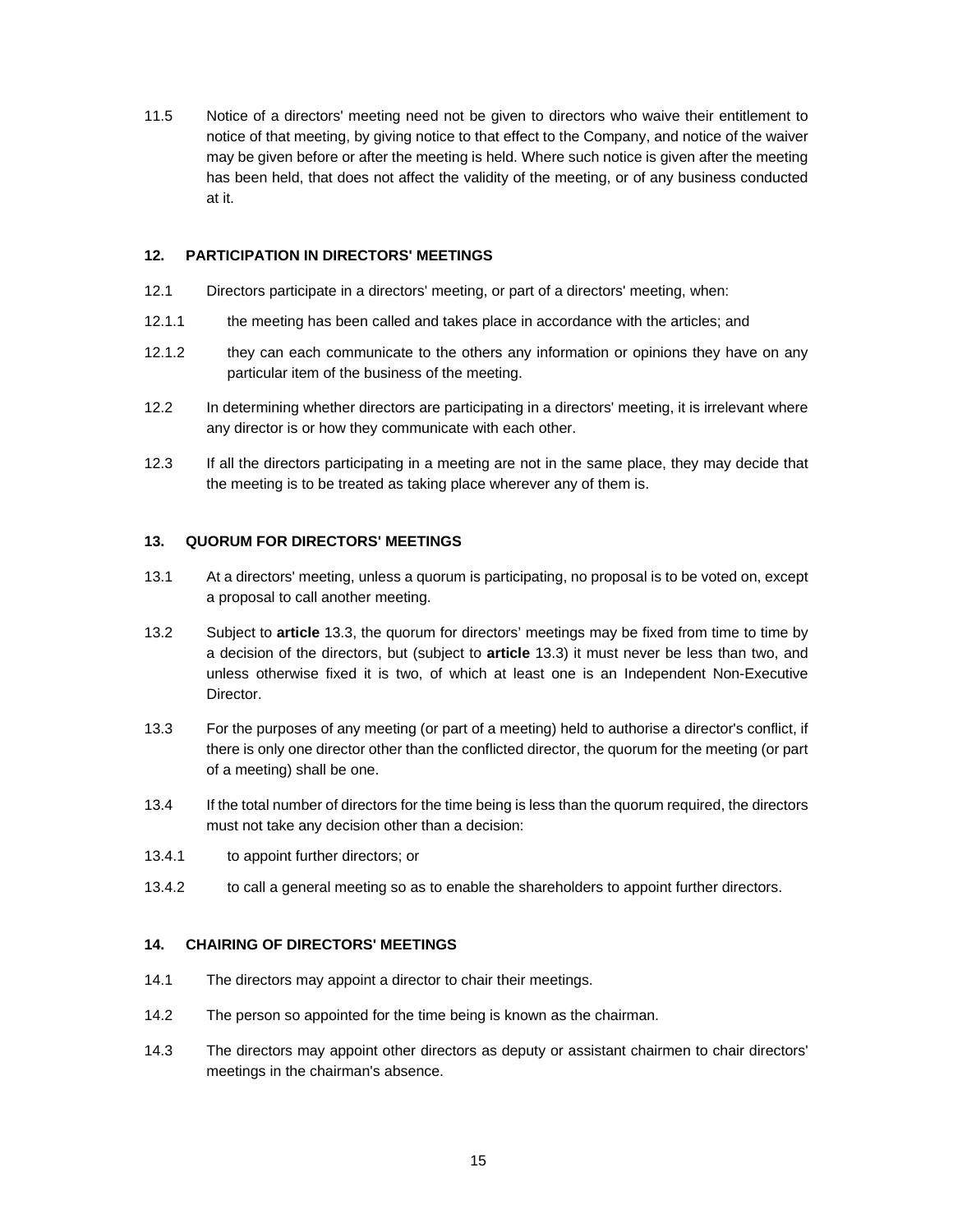11.5 Notice of a directors' meeting need not be given to directors who waive their entitlement to notice of that meeting, by giving notice to that effect to the Company, and notice of the waiver may be given before or after the meeting is held. Where such notice is given after the meeting has been held, that does not affect the validity of the meeting, or of any business conducted at it.

### 12. PARTICIPATION IN DIRECTORS' MEETINGS

12.1 Directors participate in a directors' meeting, or part of a directors' meeting, when:

12.1.1 the meeting has been called and takes place in accordance with the articles; and

12.1.2 they can each communicate to the others any information or opinions they have on any particular item of the business of the meeting.

12.2 In determining whether directors are participating in a directors' meeting, it is irrelevant where any director is or how they communicate with each other.

12.3 If all the directors participating in a meeting are not in the same place, they may decide that the meeting is to be treated as taking place wherever any of them is.

### 13. QUORUM FOR DIRECTORS' MEETINGS

13.1 At a directors' meeting, unless a quorum is participating, no proposal is to be voted on, except a proposal to call another meeting.

13.2 Subject to **article** 13.3, the quorum for directors' meetings may be fixed from time to time by a decision of the directors, but (subject to **article** 13.3) it must never be less than two, and unless otherwise fixed it is two, of which at least one is an Independent Non-Executive Director.

13.3 For the purposes of any meeting (or part of a meeting) held to authorise a director's conflict, if there is only one director other than the conflicted director, the quorum for the meeting (or part of a meeting) shall be one.

13.4 If the total number of directors for the time being is less than the quorum required, the directors must not take any decision other than a decision:

13.4.1 to appoint further directors; or

13.4.2 to call a general meeting so as to enable the shareholders to appoint further directors.

### 14. CHAIRING OF DIRECTORS' MEETINGS

14.1 The directors may appoint a director to chair their meetings.

14.2 The person so appointed for the time being is known as the chairman.

14.3 The directors may appoint other directors as deputy or assistant chairmen to chair directors' meetings in the chairman's absence.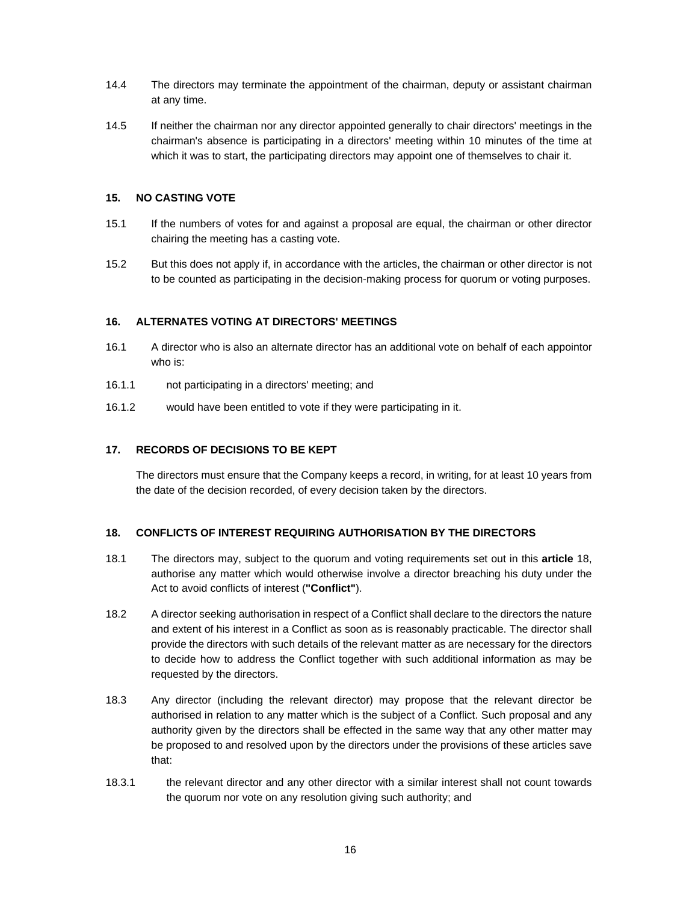14.4 The directors may terminate the appointment of the chairman, deputy or assistant chairman at any time.

14.5 If neither the chairman nor any director appointed generally to chair directors' meetings in the chairman's absence is participating in a directors' meeting within 10 minutes of the time at which it was to start, the participating directors may appoint one of themselves to chair it.

### 15. NO CASTING VOTE

15.1 If the numbers of votes for and against a proposal are equal, the chairman or other director chairing the meeting has a casting vote.

15.2 But this does not apply if, in accordance with the articles, the chairman or other director is not to be counted as participating in the decision-making process for quorum or voting purposes.

### 16. ALTERNATES VOTING AT DIRECTORS' MEETINGS

16.1 A director who is also an alternate director has an additional vote on behalf of each appointor who is:

16.1.1 not participating in a directors' meeting; and

16.1.2 would have been entitled to vote if they were participating in it.

### 17. RECORDS OF DECISIONS TO BE KEPT

The directors must ensure that the Company keeps a record, in writing, for at least 10 years from the date of the decision recorded, of every decision taken by the directors.

### 18. CONFLICTS OF INTEREST REQUIRING AUTHORISATION BY THE DIRECTORS

18.1 The directors may, subject to the quorum and voting requirements set out in this **article** 18, authorise any matter which would otherwise involve a director breaching his duty under the Act to avoid conflicts of interest (**"Conflict"**).

18.2 A director seeking authorisation in respect of a Conflict shall declare to the directors the nature and extent of his interest in a Conflict as soon as is reasonably practicable. The director shall provide the directors with such details of the relevant matter as are necessary for the directors to decide how to address the Conflict together with such additional information as may be requested by the directors.

18.3 Any director (including the relevant director) may propose that the relevant director be authorised in relation to any matter which is the subject of a Conflict. Such proposal and any authority given by the directors shall be effected in the same way that any other matter may be proposed to and resolved upon by the directors under the provisions of these articles save that:

18.3.1 the relevant director and any other director with a similar interest shall not count towards the quorum nor vote on any resolution giving such authority; and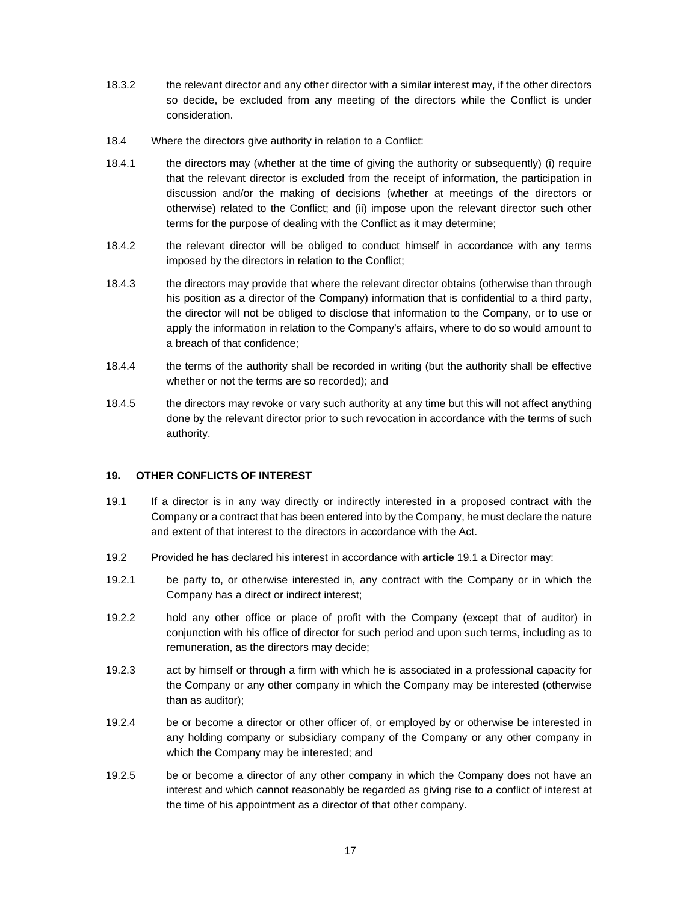18.3.2 the relevant director and any other director with a similar interest may, if the other directors so decide, be excluded from any meeting of the directors while the Conflict is under consideration.

18.4 Where the directors give authority in relation to a Conflict:

18.4.1 the directors may (whether at the time of giving the authority or subsequently) (i) require that the relevant director is excluded from the receipt of information, the participation in discussion and/or the making of decisions (whether at meetings of the directors or otherwise) related to the Conflict; and (ii) impose upon the relevant director such other terms for the purpose of dealing with the Conflict as it may determine;

18.4.2 the relevant director will be obliged to conduct himself in accordance with any terms imposed by the directors in relation to the Conflict;

18.4.3 the directors may provide that where the relevant director obtains (otherwise than through his position as a director of the Company) information that is confidential to a third party, the director will not be obliged to disclose that information to the Company, or to use or apply the information in relation to the Company's affairs, where to do so would amount to a breach of that confidence;

18.4.4 the terms of the authority shall be recorded in writing (but the authority shall be effective whether or not the terms are so recorded); and

18.4.5 the directors may revoke or vary such authority at any time but this will not affect anything done by the relevant director prior to such revocation in accordance with the terms of such authority.

## 19. OTHER CONFLICTS OF INTEREST

19.1 If a director is in any way directly or indirectly interested in a proposed contract with the Company or a contract that has been entered into by the Company, he must declare the nature and extent of that interest to the directors in accordance with the Act.

19.2 Provided he has declared his interest in accordance with **article** 19.1 a Director may:

19.2.1 be party to, or otherwise interested in, any contract with the Company or in which the Company has a direct or indirect interest;

19.2.2 hold any other office or place of profit with the Company (except that of auditor) in conjunction with his office of director for such period and upon such terms, including as to remuneration, as the directors may decide;

19.2.3 act by himself or through a firm with which he is associated in a professional capacity for the Company or any other company in which the Company may be interested (otherwise than as auditor);

19.2.4 be or become a director or other officer of, or employed by or otherwise be interested in any holding company or subsidiary company of the Company or any other company in which the Company may be interested; and

19.2.5 be or become a director of any other company in which the Company does not have an interest and which cannot reasonably be regarded as giving rise to a conflict of interest at the time of his appointment as a director of that other company.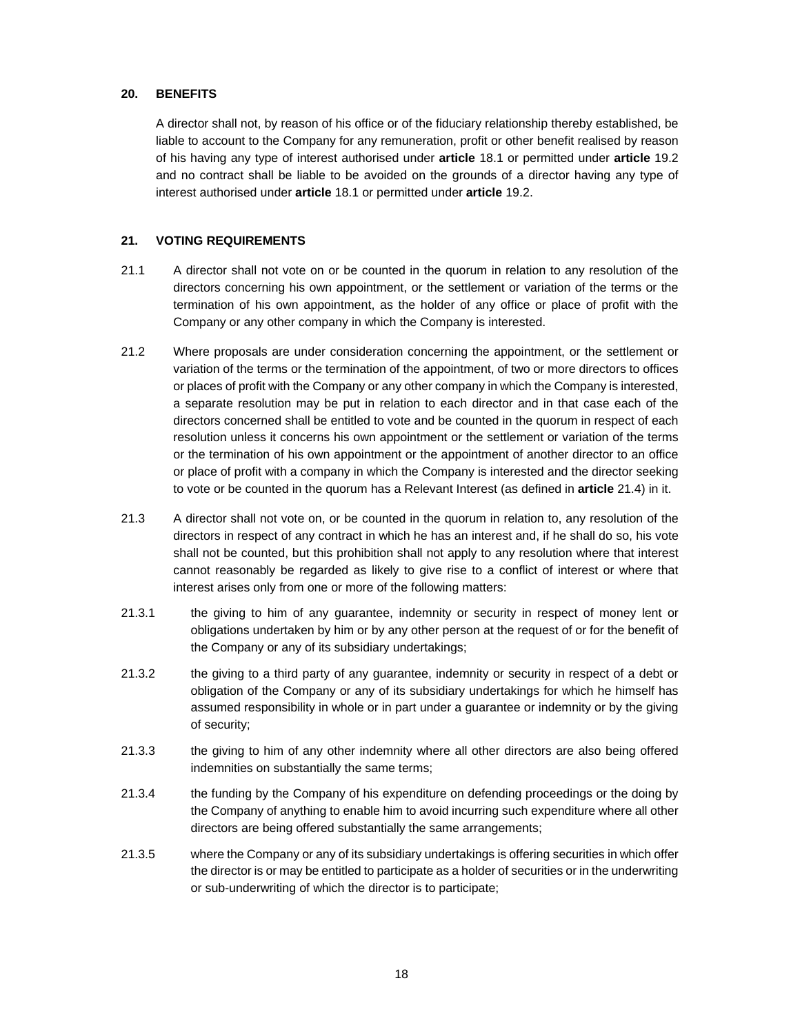## 20. BENEFITS

A director shall not, by reason of his office or of the fiduciary relationship thereby established, be liable to account to the Company for any remuneration, profit or other benefit realised by reason of his having any type of interest authorised under **article** 18.1 or permitted under **article** 19.2 and no contract shall be liable to be avoided on the grounds of a director having any type of interest authorised under **article** 18.1 or permitted under **article** 19.2.

## 21. VOTING REQUIREMENTS

21.1 A director shall not vote on or be counted in the quorum in relation to any resolution of the directors concerning his own appointment, or the settlement or variation of the terms or the termination of his own appointment, as the holder of any office or place of profit with the Company or any other company in which the Company is interested.

21.2 Where proposals are under consideration concerning the appointment, or the settlement or variation of the terms or the termination of the appointment, of two or more directors to offices or places of profit with the Company or any other company in which the Company is interested, a separate resolution may be put in relation to each director and in that case each of the directors concerned shall be entitled to vote and be counted in the quorum in respect of each resolution unless it concerns his own appointment or the settlement or variation of the terms or the termination of his own appointment or the appointment of another director to an office or place of profit with a company in which the Company is interested and the director seeking to vote or be counted in the quorum has a Relevant Interest (as defined in **article** 21.4) in it.

21.3 A director shall not vote on, or be counted in the quorum in relation to, any resolution of the directors in respect of any contract in which he has an interest and, if he shall do so, his vote shall not be counted, but this prohibition shall not apply to any resolution where that interest cannot reasonably be regarded as likely to give rise to a conflict of interest or where that interest arises only from one or more of the following matters:

21.3.1 the giving to him of any guarantee, indemnity or security in respect of money lent or obligations undertaken by him or by any other person at the request of or for the benefit of the Company or any of its subsidiary undertakings;

21.3.2 the giving to a third party of any guarantee, indemnity or security in respect of a debt or obligation of the Company or any of its subsidiary undertakings for which he himself has assumed responsibility in whole or in part under a guarantee or indemnity or by the giving of security;

21.3.3 the giving to him of any other indemnity where all other directors are also being offered indemnities on substantially the same terms;

21.3.4 the funding by the Company of his expenditure on defending proceedings or the doing by the Company of anything to enable him to avoid incurring such expenditure where all other directors are being offered substantially the same arrangements;

21.3.5 where the Company or any of its subsidiary undertakings is offering securities in which offer the director is or may be entitled to participate as a holder of securities or in the underwriting or sub-underwriting of which the director is to participate;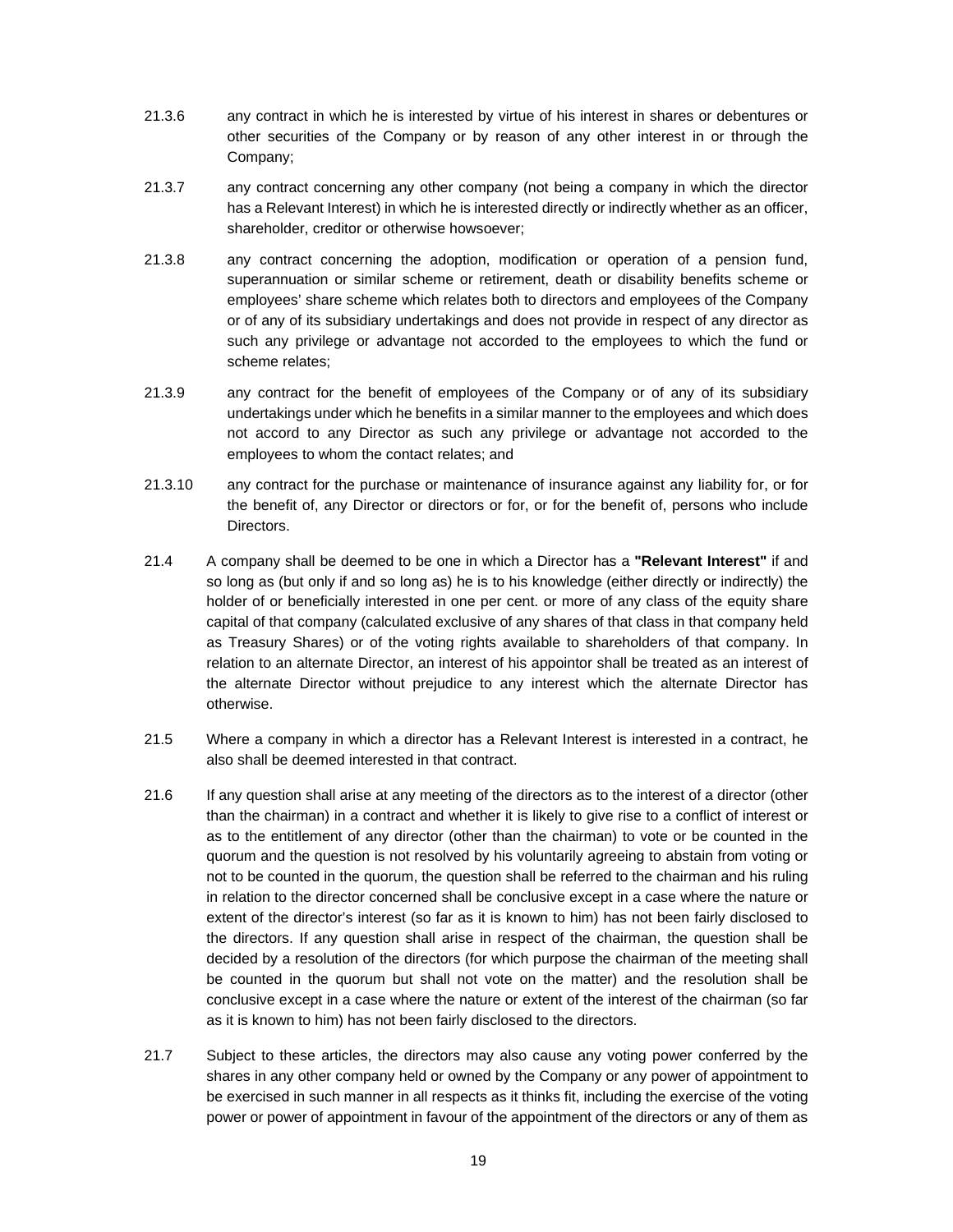21.3.6 any contract in which he is interested by virtue of his interest in shares or debentures or other securities of the Company or by reason of any other interest in or through the Company;

21.3.7 any contract concerning any other company (not being a company in which the director has a Relevant Interest) in which he is interested directly or indirectly whether as an officer, shareholder, creditor or otherwise howsoever;

21.3.8 any contract concerning the adoption, modification or operation of a pension fund, superannuation or similar scheme or retirement, death or disability benefits scheme or employees' share scheme which relates both to directors and employees of the Company or of any of its subsidiary undertakings and does not provide in respect of any director as such any privilege or advantage not accorded to the employees to which the fund or scheme relates;

21.3.9 any contract for the benefit of employees of the Company or of any of its subsidiary undertakings under which he benefits in a similar manner to the employees and which does not accord to any Director as such any privilege or advantage not accorded to the employees to whom the contact relates; and

21.3.10 any contract for the purchase or maintenance of insurance against any liability for, or for the benefit of, any Director or directors or for, or for the benefit of, persons who include Directors.

21.4 A company shall be deemed to be one in which a Director has a **"Relevant Interest"** if and so long as (but only if and so long as) he is to his knowledge (either directly or indirectly) the holder of or beneficially interested in one per cent. or more of any class of the equity share capital of that company (calculated exclusive of any shares of that class in that company held as Treasury Shares) or of the voting rights available to shareholders of that company. In relation to an alternate Director, an interest of his appointor shall be treated as an interest of the alternate Director without prejudice to any interest which the alternate Director has otherwise.

21.5 Where a company in which a director has a Relevant Interest is interested in a contract, he also shall be deemed interested in that contract.

21.6 If any question shall arise at any meeting of the directors as to the interest of a director (other than the chairman) in a contract and whether it is likely to give rise to a conflict of interest or as to the entitlement of any director (other than the chairman) to vote or be counted in the quorum and the question is not resolved by his voluntarily agreeing to abstain from voting or not to be counted in the quorum, the question shall be referred to the chairman and his ruling in relation to the director concerned shall be conclusive except in a case where the nature or extent of the director's interest (so far as it is known to him) has not been fairly disclosed to the directors. If any question shall arise in respect of the chairman, the question shall be decided by a resolution of the directors (for which purpose the chairman of the meeting shall be counted in the quorum but shall not vote on the matter) and the resolution shall be conclusive except in a case where the nature or extent of the interest of the chairman (so far as it is known to him) has not been fairly disclosed to the directors.

21.7 Subject to these articles, the directors may also cause any voting power conferred by the shares in any other company held or owned by the Company or any power of appointment to be exercised in such manner in all respects as it thinks fit, including the exercise of the voting power or power of appointment in favour of the appointment of the directors or any of them as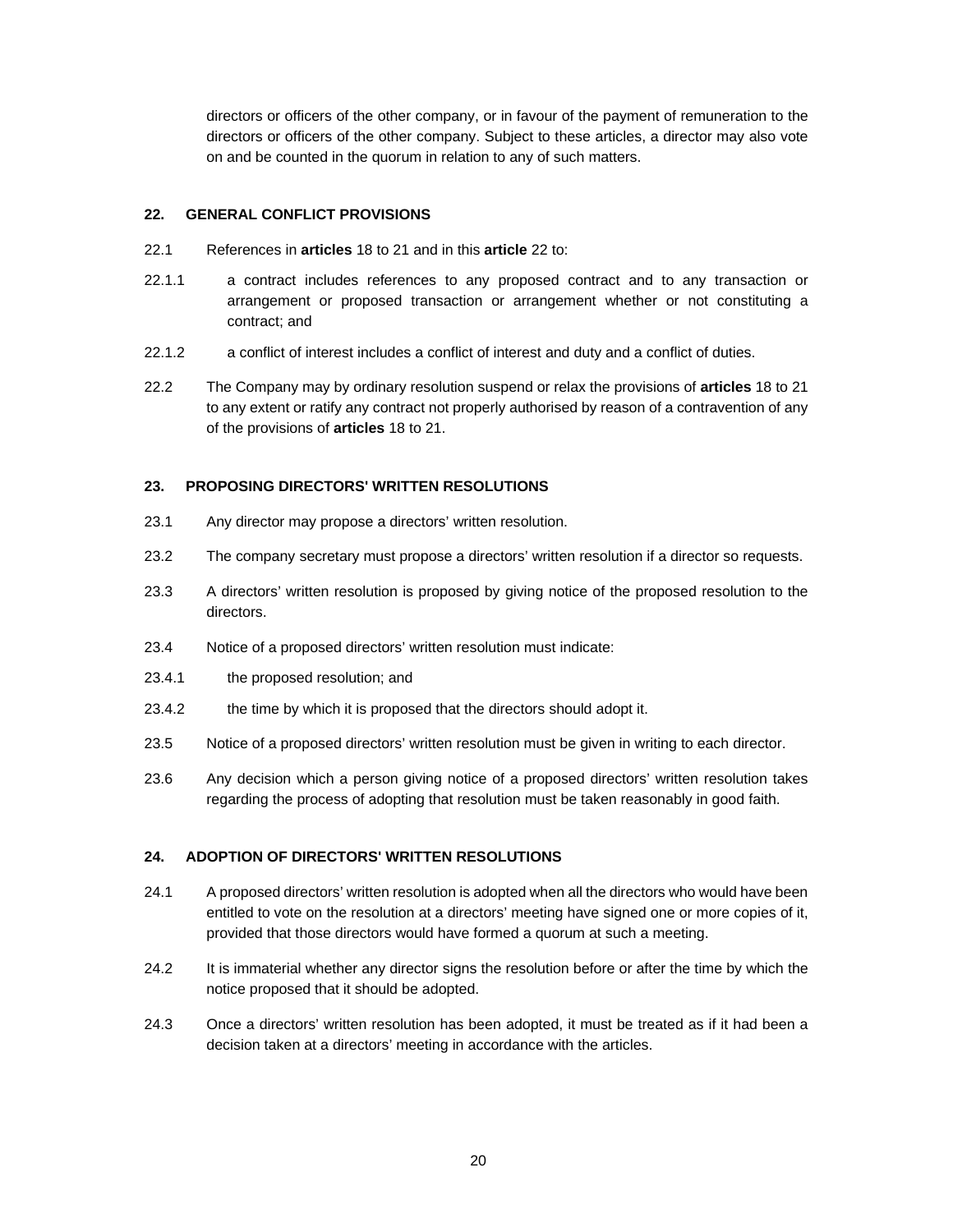directors or officers of the other company, or in favour of the payment of remuneration to the directors or officers of the other company. Subject to these articles, a director may also vote on and be counted in the quorum in relation to any of such matters.

### 22. GENERAL CONFLICT PROVISIONS

22.1 References in **articles** 18 to 21 and in this **article** 22 to:

22.1.1 a contract includes references to any proposed contract and to any transaction or arrangement or proposed transaction or arrangement whether or not constituting a contract; and

22.1.2 a conflict of interest includes a conflict of interest and duty and a conflict of duties.

22.2 The Company may by ordinary resolution suspend or relax the provisions of **articles** 18 to 21 to any extent or ratify any contract not properly authorised by reason of a contravention of any of the provisions of **articles** 18 to 21.

### 23. PROPOSING DIRECTORS' WRITTEN RESOLUTIONS

23.1 Any director may propose a directors' written resolution.

23.2 The company secretary must propose a directors' written resolution if a director so requests.

23.3 A directors' written resolution is proposed by giving notice of the proposed resolution to the directors.

23.4 Notice of a proposed directors' written resolution must indicate:

23.4.1 the proposed resolution; and

23.4.2 the time by which it is proposed that the directors should adopt it.

23.5 Notice of a proposed directors' written resolution must be given in writing to each director.

23.6 Any decision which a person giving notice of a proposed directors' written resolution takes regarding the process of adopting that resolution must be taken reasonably in good faith.

### 24. ADOPTION OF DIRECTORS' WRITTEN RESOLUTIONS

24.1 A proposed directors' written resolution is adopted when all the directors who would have been entitled to vote on the resolution at a directors' meeting have signed one or more copies of it, provided that those directors would have formed a quorum at such a meeting.

24.2 It is immaterial whether any director signs the resolution before or after the time by which the notice proposed that it should be adopted.

24.3 Once a directors' written resolution has been adopted, it must be treated as if it had been a decision taken at a directors' meeting in accordance with the articles.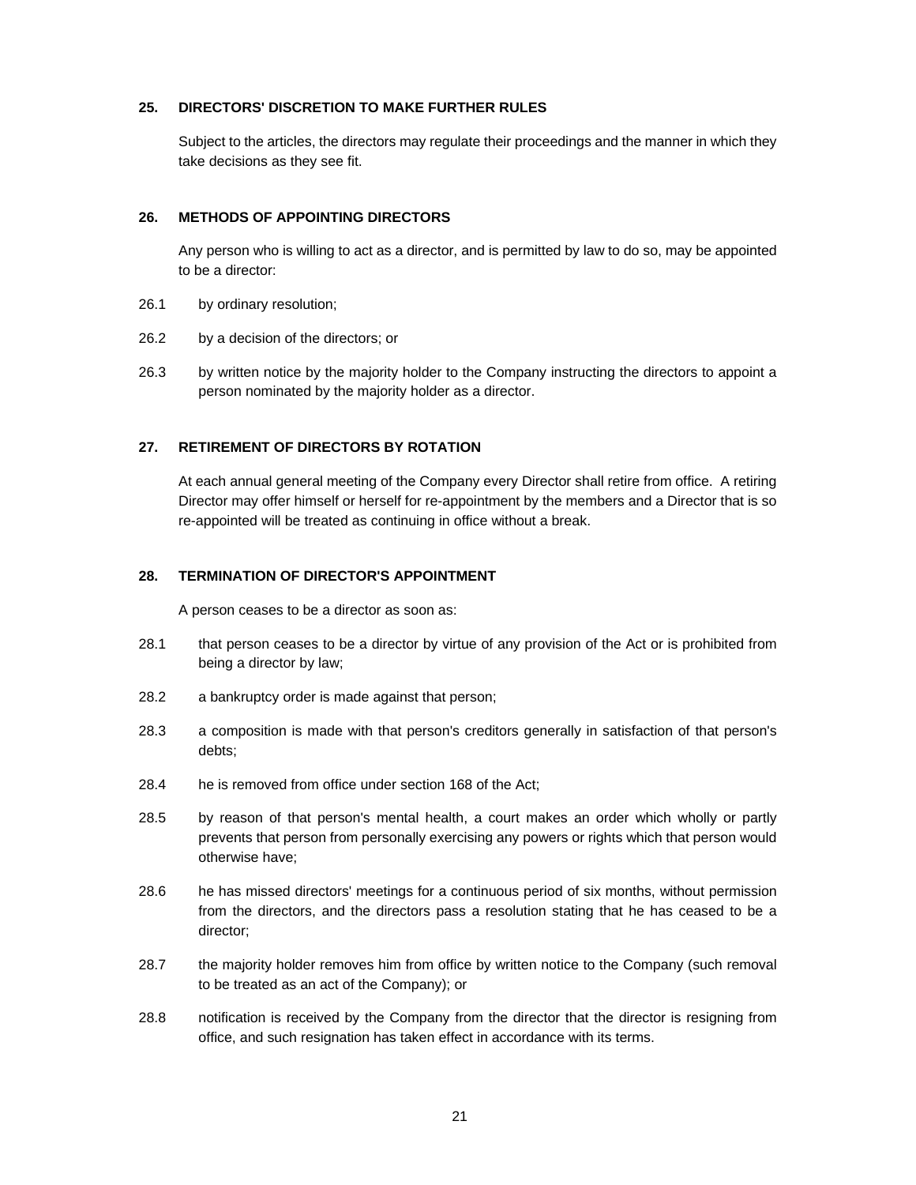## 25. DIRECTORS' DISCRETION TO MAKE FURTHER RULES

Subject to the articles, the directors may regulate their proceedings and the manner in which they take decisions as they see fit.

## 26. METHODS OF APPOINTING DIRECTORS

Any person who is willing to act as a director, and is permitted by law to do so, may be appointed to be a director:

26.1 by ordinary resolution;

26.2 by a decision of the directors; or

26.3 by written notice by the majority holder to the Company instructing the directors to appoint a person nominated by the majority holder as a director.

## 27. RETIREMENT OF DIRECTORS BY ROTATION

At each annual general meeting of the Company every Director shall retire from office. A retiring Director may offer himself or herself for re-appointment by the members and a Director that is so re-appointed will be treated as continuing in office without a break.

## 28. TERMINATION OF DIRECTOR'S APPOINTMENT

A person ceases to be a director as soon as:

28.1 that person ceases to be a director by virtue of any provision of the Act or is prohibited from being a director by law;

28.2 a bankruptcy order is made against that person;

28.3 a composition is made with that person's creditors generally in satisfaction of that person's debts;

28.4 he is removed from office under section 168 of the Act;

28.5 by reason of that person's mental health, a court makes an order which wholly or partly prevents that person from personally exercising any powers or rights which that person would otherwise have;

28.6 he has missed directors' meetings for a continuous period of six months, without permission from the directors, and the directors pass a resolution stating that he has ceased to be a director;

28.7 the majority holder removes him from office by written notice to the Company (such removal to be treated as an act of the Company); or

28.8 notification is received by the Company from the director that the director is resigning from office, and such resignation has taken effect in accordance with its terms.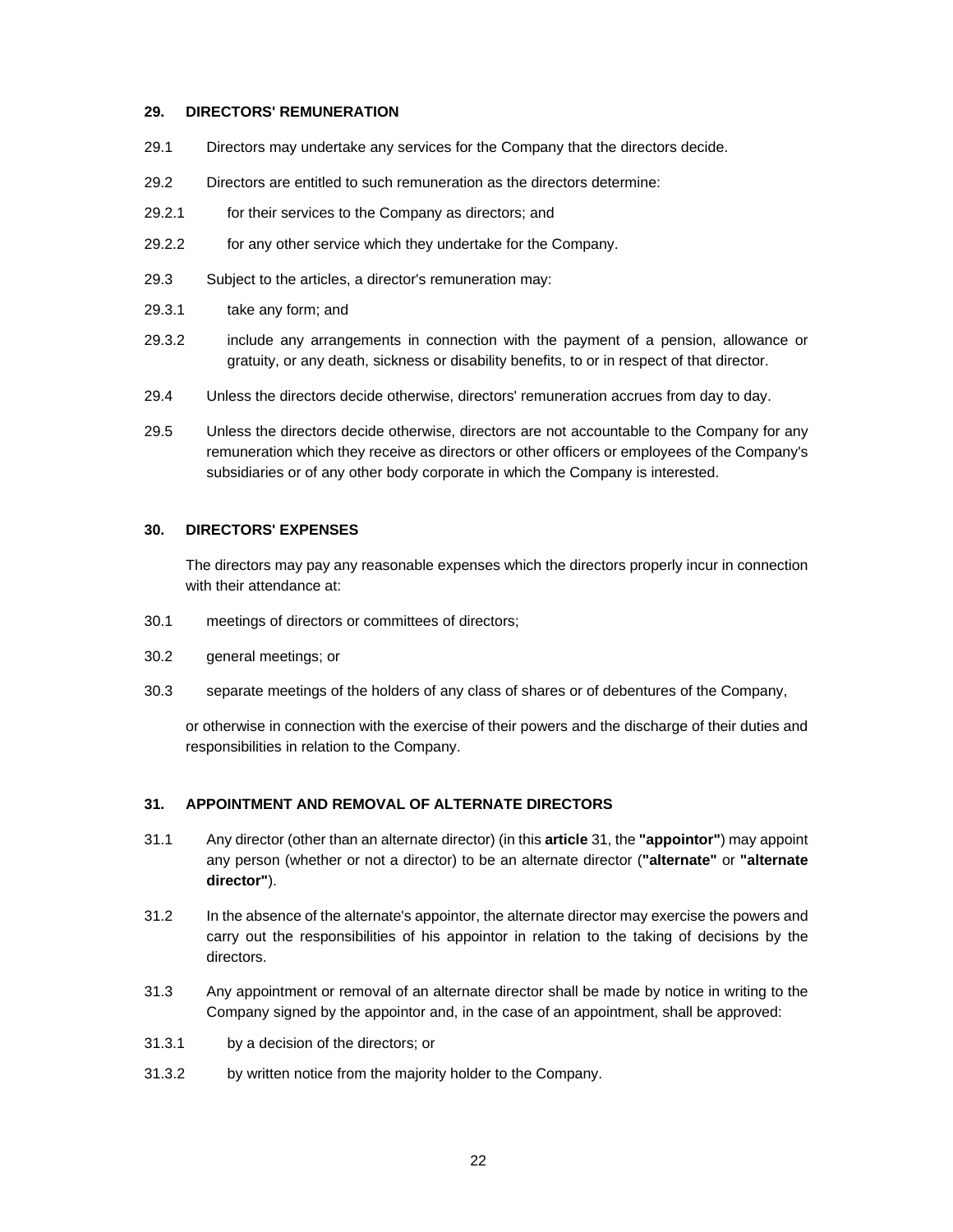## 29. DIRECTORS' REMUNERATION

29.1 Directors may undertake any services for the Company that the directors decide.

29.2 Directors are entitled to such remuneration as the directors determine:

29.2.1 for their services to the Company as directors; and

29.2.2 for any other service which they undertake for the Company.

29.3 Subject to the articles, a director's remuneration may:

29.3.1 take any form; and

29.3.2 include any arrangements in connection with the payment of a pension, allowance or gratuity, or any death, sickness or disability benefits, to or in respect of that director.

29.4 Unless the directors decide otherwise, directors' remuneration accrues from day to day.

29.5 Unless the directors decide otherwise, directors are not accountable to the Company for any remuneration which they receive as directors or other officers or employees of the Company's subsidiaries or of any other body corporate in which the Company is interested.

## 30. DIRECTORS' EXPENSES

The directors may pay any reasonable expenses which the directors properly incur in connection with their attendance at:

30.1 meetings of directors or committees of directors;

30.2 general meetings; or

30.3 separate meetings of the holders of any class of shares or of debentures of the Company,

or otherwise in connection with the exercise of their powers and the discharge of their duties and responsibilities in relation to the Company.

## 31. APPOINTMENT AND REMOVAL OF ALTERNATE DIRECTORS

31.1 Any director (other than an alternate director) (in this **article** 31, the **"appointor"**) may appoint any person (whether or not a director) to be an alternate director (**"alternate"** or **"alternate director"**).

31.2 In the absence of the alternate's appointor, the alternate director may exercise the powers and carry out the responsibilities of his appointor in relation to the taking of decisions by the directors.

31.3 Any appointment or removal of an alternate director shall be made by notice in writing to the Company signed by the appointor and, in the case of an appointment, shall be approved:

31.3.1 by a decision of the directors; or

31.3.2 by written notice from the majority holder to the Company.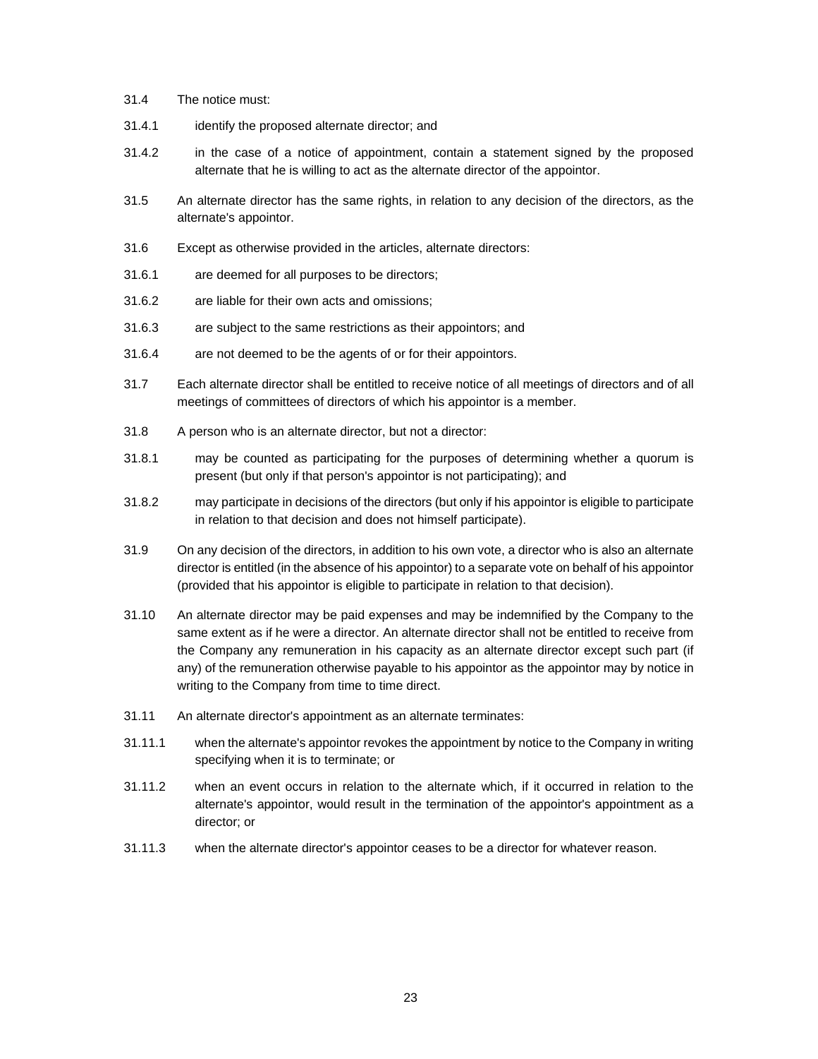31.4 The notice must:

31.4.1 identify the proposed alternate director; and

31.4.2 in the case of a notice of appointment, contain a statement signed by the proposed alternate that he is willing to act as the alternate director of the appointor.

31.5 An alternate director has the same rights, in relation to any decision of the directors, as the alternate's appointor.

31.6 Except as otherwise provided in the articles, alternate directors:

31.6.1 are deemed for all purposes to be directors;

31.6.2 are liable for their own acts and omissions;

31.6.3 are subject to the same restrictions as their appointors; and

31.6.4 are not deemed to be the agents of or for their appointors.

31.7 Each alternate director shall be entitled to receive notice of all meetings of directors and of all meetings of committees of directors of which his appointor is a member.

31.8 A person who is an alternate director, but not a director:

31.8.1 may be counted as participating for the purposes of determining whether a quorum is present (but only if that person's appointor is not participating); and

31.8.2 may participate in decisions of the directors (but only if his appointor is eligible to participate in relation to that decision and does not himself participate).

31.9 On any decision of the directors, in addition to his own vote, a director who is also an alternate director is entitled (in the absence of his appointor) to a separate vote on behalf of his appointor (provided that his appointor is eligible to participate in relation to that decision).

31.10 An alternate director may be paid expenses and may be indemnified by the Company to the same extent as if he were a director. An alternate director shall not be entitled to receive from the Company any remuneration in his capacity as an alternate director except such part (if any) of the remuneration otherwise payable to his appointor as the appointor may by notice in writing to the Company from time to time direct.

31.11 An alternate director's appointment as an alternate terminates:

31.11.1 when the alternate's appointor revokes the appointment by notice to the Company in writing specifying when it is to terminate; or

31.11.2 when an event occurs in relation to the alternate which, if it occurred in relation to the alternate's appointor, would result in the termination of the appointor's appointment as a director; or

31.11.3 when the alternate director's appointor ceases to be a director for whatever reason.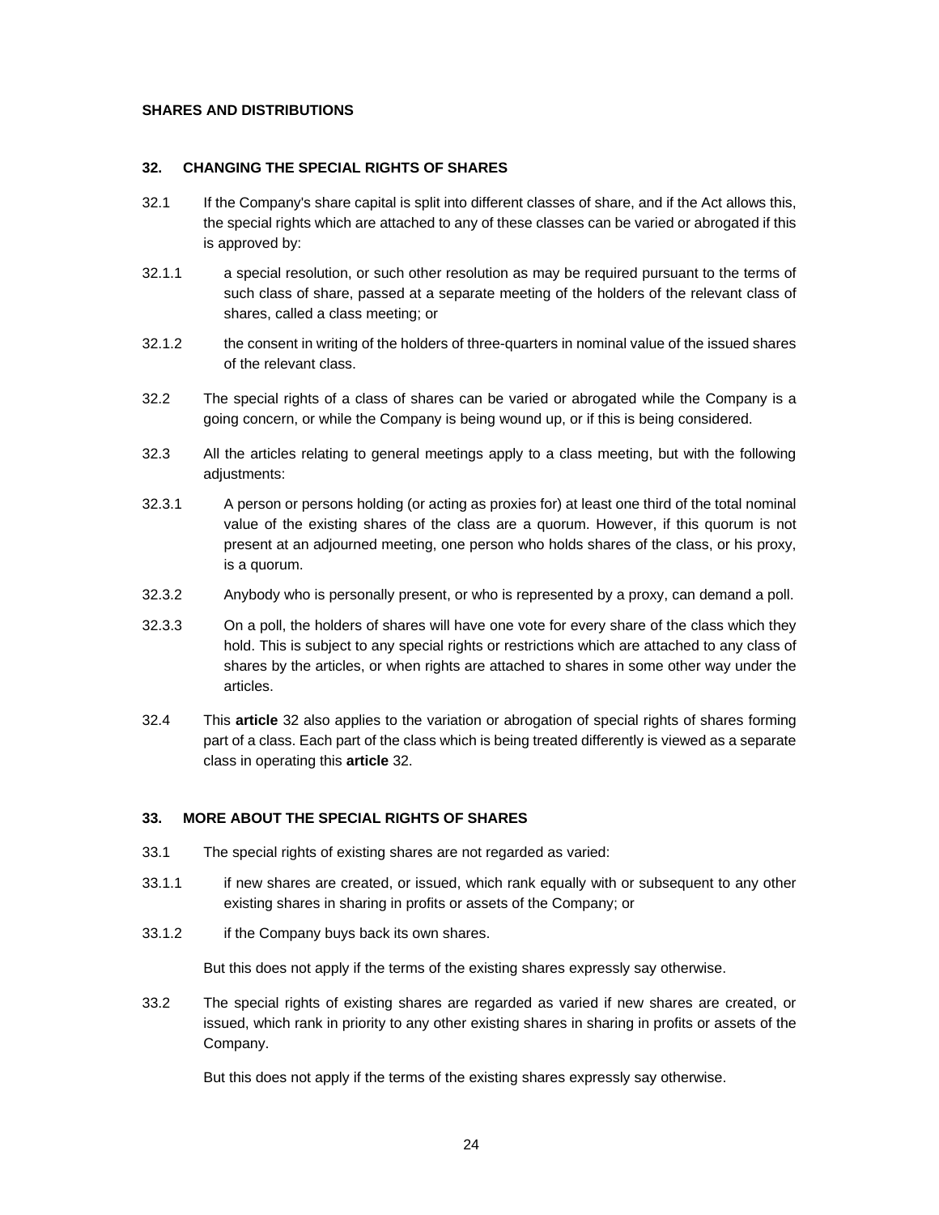**SHARES AND DISTRIBUTIONS**

## 32. CHANGING THE SPECIAL RIGHTS OF SHARES

32.1 If the Company's share capital is split into different classes of share, and if the Act allows this, the special rights which are attached to any of these classes can be varied or abrogated if this is approved by:

32.1.1 a special resolution, or such other resolution as may be required pursuant to the terms of such class of share, passed at a separate meeting of the holders of the relevant class of shares, called a class meeting; or

32.1.2 the consent in writing of the holders of three-quarters in nominal value of the issued shares of the relevant class.

32.2 The special rights of a class of shares can be varied or abrogated while the Company is a going concern, or while the Company is being wound up, or if this is being considered.

32.3 All the articles relating to general meetings apply to a class meeting, but with the following adjustments:

32.3.1 A person or persons holding (or acting as proxies for) at least one third of the total nominal value of the existing shares of the class are a quorum. However, if this quorum is not present at an adjourned meeting, one person who holds shares of the class, or his proxy, is a quorum.

32.3.2 Anybody who is personally present, or who is represented by a proxy, can demand a poll.

32.3.3 On a poll, the holders of shares will have one vote for every share of the class which they hold. This is subject to any special rights or restrictions which are attached to any class of shares by the articles, or when rights are attached to shares in some other way under the articles.

32.4 This **article** 32 also applies to the variation or abrogation of special rights of shares forming part of a class. Each part of the class which is being treated differently is viewed as a separate class in operating this **article** 32.

## 33. MORE ABOUT THE SPECIAL RIGHTS OF SHARES

33.1 The special rights of existing shares are not regarded as varied:

33.1.1 if new shares are created, or issued, which rank equally with or subsequent to any other existing shares in sharing in profits or assets of the Company; or

33.1.2 if the Company buys back its own shares.

But this does not apply if the terms of the existing shares expressly say otherwise.

33.2 The special rights of existing shares are regarded as varied if new shares are created, or issued, which rank in priority to any other existing shares in sharing in profits or assets of the Company.

But this does not apply if the terms of the existing shares expressly say otherwise.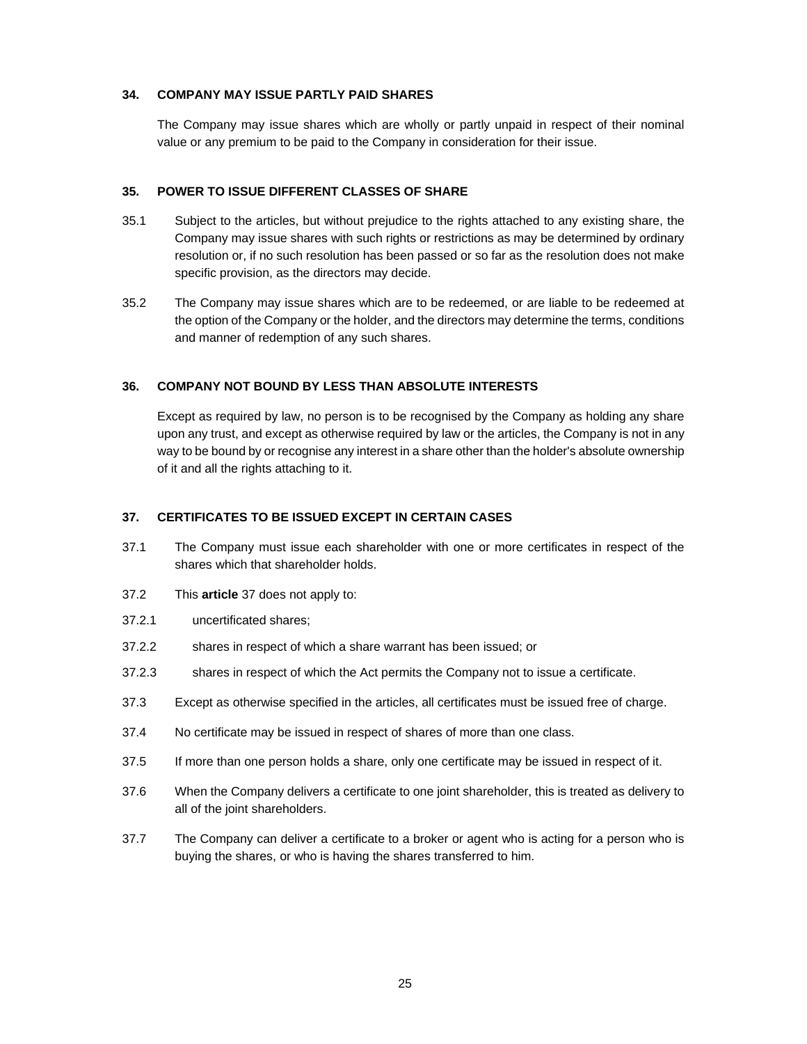## 34. COMPANY MAY ISSUE PARTLY PAID SHARES

The Company may issue shares which are wholly or partly unpaid in respect of their nominal value or any premium to be paid to the Company in consideration for their issue.

## 35. POWER TO ISSUE DIFFERENT CLASSES OF SHARE

35.1 Subject to the articles, but without prejudice to the rights attached to any existing share, the Company may issue shares with such rights or restrictions as may be determined by ordinary resolution or, if no such resolution has been passed or so far as the resolution does not make specific provision, as the directors may decide.

35.2 The Company may issue shares which are to be redeemed, or are liable to be redeemed at the option of the Company or the holder, and the directors may determine the terms, conditions and manner of redemption of any such shares.

## 36. COMPANY NOT BOUND BY LESS THAN ABSOLUTE INTERESTS

Except as required by law, no person is to be recognised by the Company as holding any share upon any trust, and except as otherwise required by law or the articles, the Company is not in any way to be bound by or recognise any interest in a share other than the holder's absolute ownership of it and all the rights attaching to it.

## 37. CERTIFICATES TO BE ISSUED EXCEPT IN CERTAIN CASES

37.1 The Company must issue each shareholder with one or more certificates in respect of the shares which that shareholder holds.

37.2 This **article** 37 does not apply to:

37.2.1 uncertificated shares;

37.2.2 shares in respect of which a share warrant has been issued; or

37.2.3 shares in respect of which the Act permits the Company not to issue a certificate.

37.3 Except as otherwise specified in the articles, all certificates must be issued free of charge.

37.4 No certificate may be issued in respect of shares of more than one class.

37.5 If more than one person holds a share, only one certificate may be issued in respect of it.

37.6 When the Company delivers a certificate to one joint shareholder, this is treated as delivery to all of the joint shareholders.

37.7 The Company can deliver a certificate to a broker or agent who is acting for a person who is buying the shares, or who is having the shares transferred to him.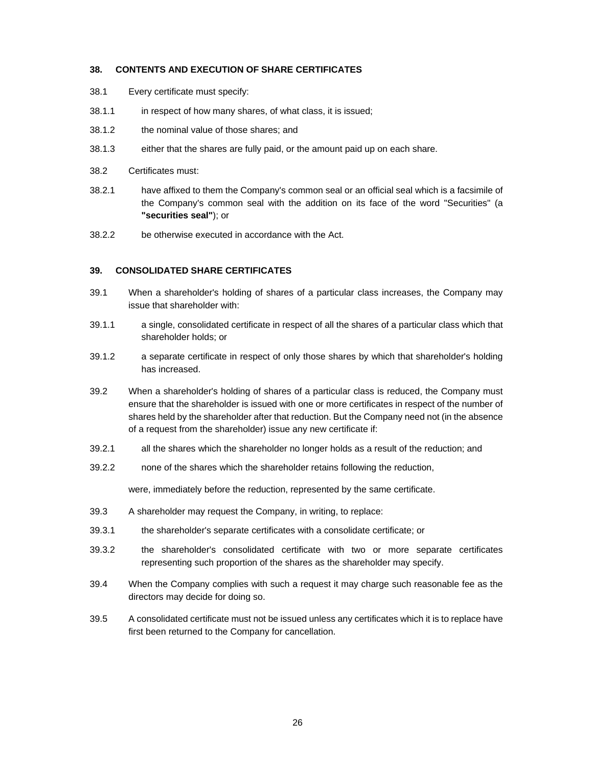## 38. CONTENTS AND EXECUTION OF SHARE CERTIFICATES

38.1 Every certificate must specify:

38.1.1 in respect of how many shares, of what class, it is issued;

38.1.2 the nominal value of those shares; and

38.1.3 either that the shares are fully paid, or the amount paid up on each share.

38.2 Certificates must:

38.2.1 have affixed to them the Company's common seal or an official seal which is a facsimile of the Company's common seal with the addition on its face of the word "Securities" (a **"securities seal"**); or

38.2.2 be otherwise executed in accordance with the Act.

## 39. CONSOLIDATED SHARE CERTIFICATES

39.1 When a shareholder's holding of shares of a particular class increases, the Company may issue that shareholder with:

39.1.1 a single, consolidated certificate in respect of all the shares of a particular class which that shareholder holds; or

39.1.2 a separate certificate in respect of only those shares by which that shareholder's holding has increased.

39.2 When a shareholder's holding of shares of a particular class is reduced, the Company must ensure that the shareholder is issued with one or more certificates in respect of the number of shares held by the shareholder after that reduction. But the Company need not (in the absence of a request from the shareholder) issue any new certificate if:

39.2.1 all the shares which the shareholder no longer holds as a result of the reduction; and

39.2.2 none of the shares which the shareholder retains following the reduction,

were, immediately before the reduction, represented by the same certificate.

39.3 A shareholder may request the Company, in writing, to replace:

39.3.1 the shareholder's separate certificates with a consolidate certificate; or

39.3.2 the shareholder's consolidated certificate with two or more separate certificates representing such proportion of the shares as the shareholder may specify.

39.4 When the Company complies with such a request it may charge such reasonable fee as the directors may decide for doing so.

39.5 A consolidated certificate must not be issued unless any certificates which it is to replace have first been returned to the Company for cancellation.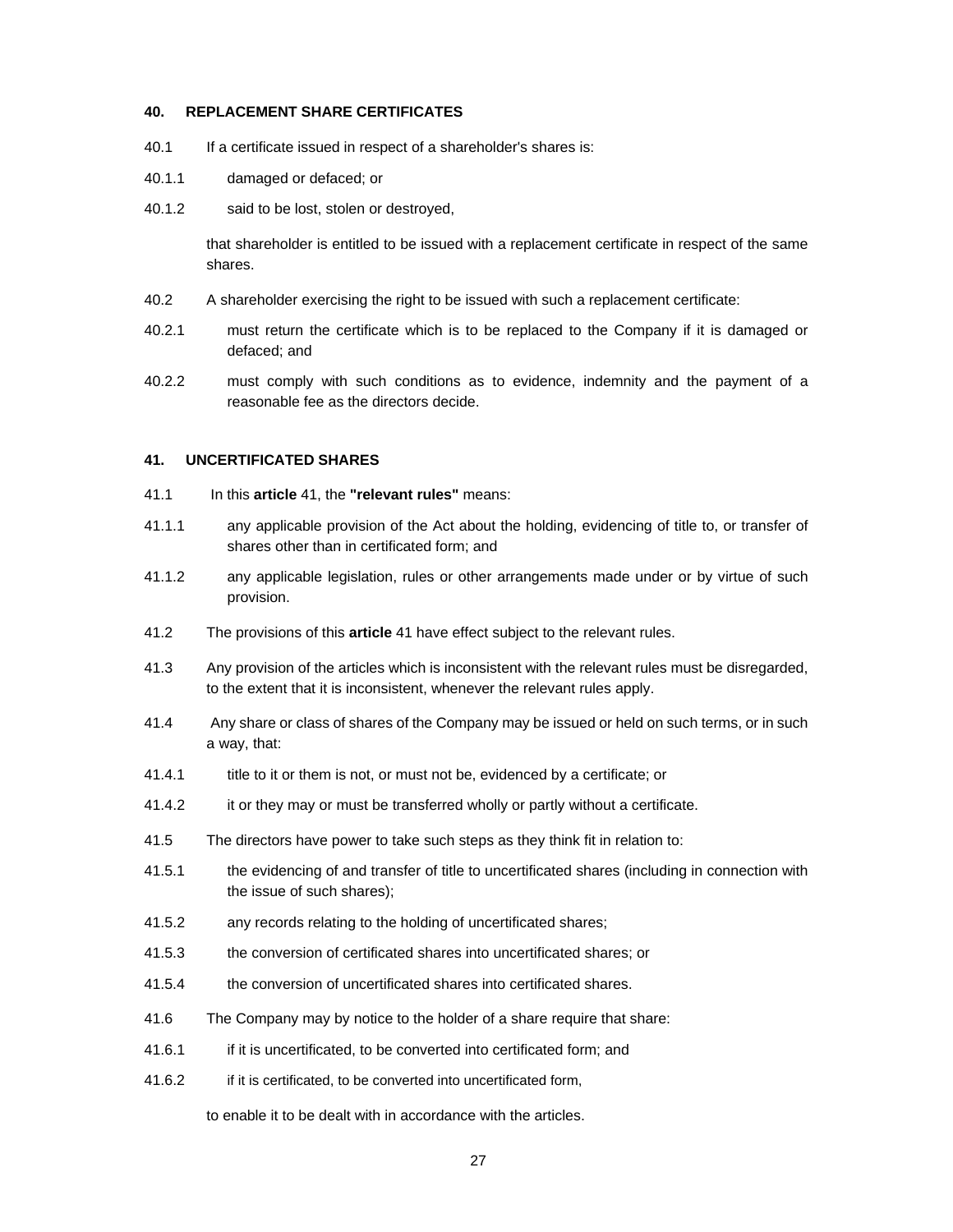## 40. REPLACEMENT SHARE CERTIFICATES

40.1 If a certificate issued in respect of a shareholder's shares is:

40.1.1 damaged or defaced; or

40.1.2 said to be lost, stolen or destroyed,

that shareholder is entitled to be issued with a replacement certificate in respect of the same shares.

40.2 A shareholder exercising the right to be issued with such a replacement certificate:

40.2.1 must return the certificate which is to be replaced to the Company if it is damaged or defaced; and

40.2.2 must comply with such conditions as to evidence, indemnity and the payment of a reasonable fee as the directors decide.

## 41. UNCERTIFICATED SHARES

41.1 In this **article** 41, the **"relevant rules"** means:

41.1.1 any applicable provision of the Act about the holding, evidencing of title to, or transfer of shares other than in certificated form; and

41.1.2 any applicable legislation, rules or other arrangements made under or by virtue of such provision.

41.2 The provisions of this **article** 41 have effect subject to the relevant rules.

41.3 Any provision of the articles which is inconsistent with the relevant rules must be disregarded, to the extent that it is inconsistent, whenever the relevant rules apply.

41.4 Any share or class of shares of the Company may be issued or held on such terms, or in such a way, that:

41.4.1 title to it or them is not, or must not be, evidenced by a certificate; or

41.4.2 it or they may or must be transferred wholly or partly without a certificate.

41.5 The directors have power to take such steps as they think fit in relation to:

41.5.1 the evidencing of and transfer of title to uncertificated shares (including in connection with the issue of such shares);

41.5.2 any records relating to the holding of uncertificated shares;

41.5.3 the conversion of certificated shares into uncertificated shares; or

41.5.4 the conversion of uncertificated shares into certificated shares.

41.6 The Company may by notice to the holder of a share require that share:

41.6.1 if it is uncertificated, to be converted into certificated form; and

41.6.2 if it is certificated, to be converted into uncertificated form,

to enable it to be dealt with in accordance with the articles.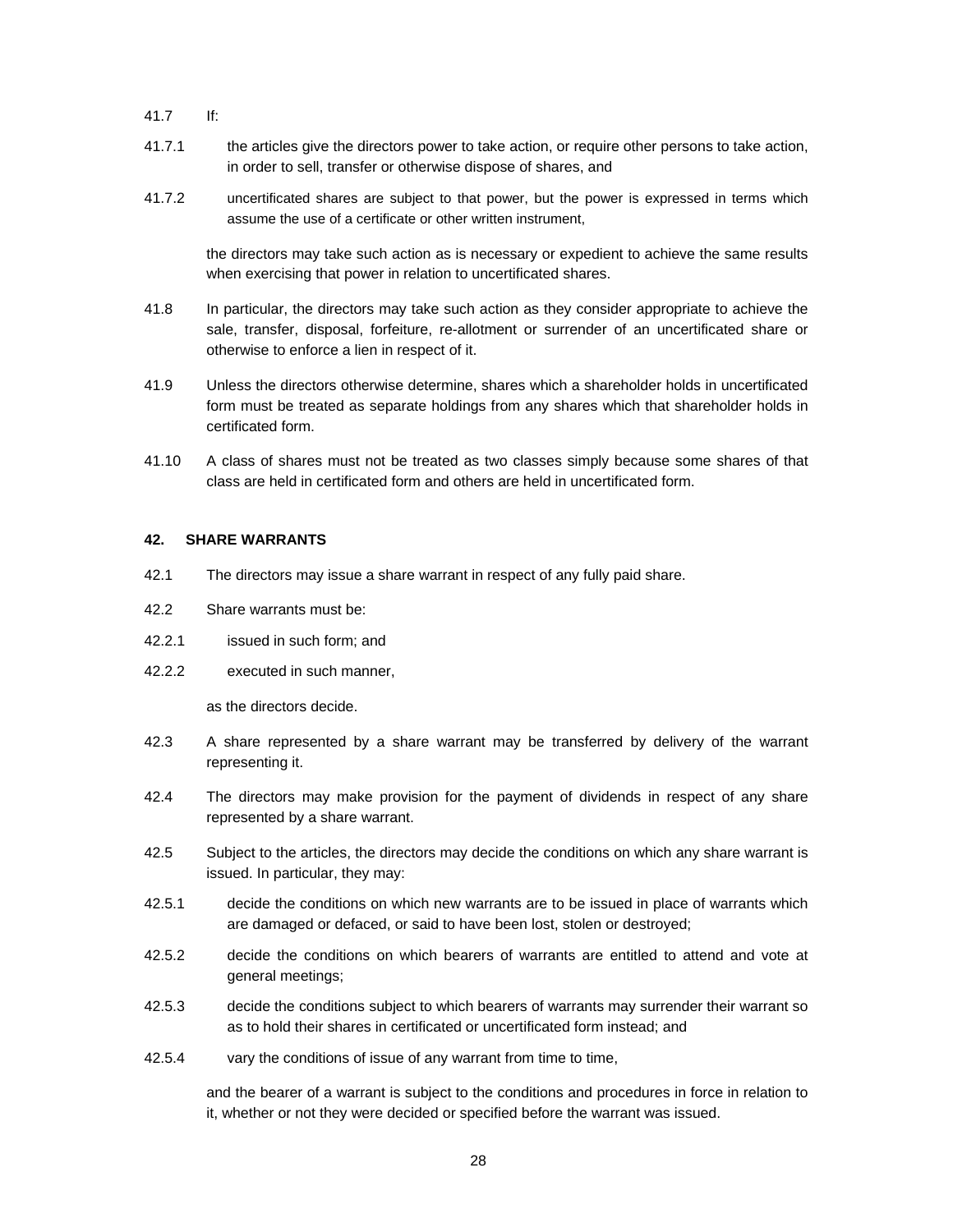41.7 If:

41.7.1 the articles give the directors power to take action, or require other persons to take action, in order to sell, transfer or otherwise dispose of shares, and

41.7.2 uncertificated shares are subject to that power, but the power is expressed in terms which assume the use of a certificate or other written instrument,

the directors may take such action as is necessary or expedient to achieve the same results when exercising that power in relation to uncertificated shares.

41.8 In particular, the directors may take such action as they consider appropriate to achieve the sale, transfer, disposal, forfeiture, re-allotment or surrender of an uncertificated share or otherwise to enforce a lien in respect of it.

41.9 Unless the directors otherwise determine, shares which a shareholder holds in uncertificated form must be treated as separate holdings from any shares which that shareholder holds in certificated form.

41.10 A class of shares must not be treated as two classes simply because some shares of that class are held in certificated form and others are held in uncertificated form.

## 42. SHARE WARRANTS

42.1 The directors may issue a share warrant in respect of any fully paid share.

42.2 Share warrants must be:

42.2.1 issued in such form; and

42.2.2 executed in such manner,

as the directors decide.

42.3 A share represented by a share warrant may be transferred by delivery of the warrant representing it.

42.4 The directors may make provision for the payment of dividends in respect of any share represented by a share warrant.

42.5 Subject to the articles, the directors may decide the conditions on which any share warrant is issued. In particular, they may:

42.5.1 decide the conditions on which new warrants are to be issued in place of warrants which are damaged or defaced, or said to have been lost, stolen or destroyed;

42.5.2 decide the conditions on which bearers of warrants are entitled to attend and vote at general meetings;

42.5.3 decide the conditions subject to which bearers of warrants may surrender their warrant so as to hold their shares in certificated or uncertificated form instead; and

42.5.4 vary the conditions of issue of any warrant from time to time,

and the bearer of a warrant is subject to the conditions and procedures in force in relation to it, whether or not they were decided or specified before the warrant was issued.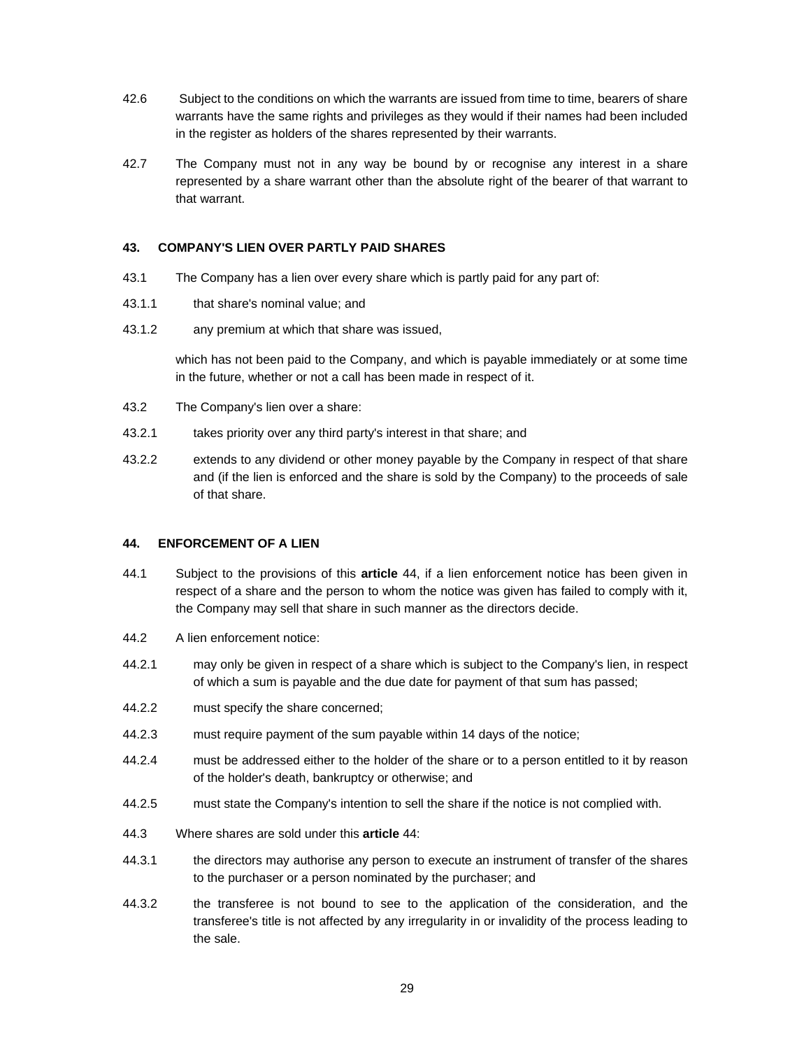42.6 Subject to the conditions on which the warrants are issued from time to time, bearers of share warrants have the same rights and privileges as they would if their names had been included in the register as holders of the shares represented by their warrants.

42.7 The Company must not in any way be bound by or recognise any interest in a share represented by a share warrant other than the absolute right of the bearer of that warrant to that warrant.

### 43. COMPANY'S LIEN OVER PARTLY PAID SHARES

43.1 The Company has a lien over every share which is partly paid for any part of:

43.1.1 that share's nominal value; and

43.1.2 any premium at which that share was issued,

which has not been paid to the Company, and which is payable immediately or at some time in the future, whether or not a call has been made in respect of it.

43.2 The Company's lien over a share:

43.2.1 takes priority over any third party's interest in that share; and

43.2.2 extends to any dividend or other money payable by the Company in respect of that share and (if the lien is enforced and the share is sold by the Company) to the proceeds of sale of that share.

### 44. ENFORCEMENT OF A LIEN

44.1 Subject to the provisions of this **article** 44, if a lien enforcement notice has been given in respect of a share and the person to whom the notice was given has failed to comply with it, the Company may sell that share in such manner as the directors decide.

44.2 A lien enforcement notice:

44.2.1 may only be given in respect of a share which is subject to the Company's lien, in respect of which a sum is payable and the due date for payment of that sum has passed;

44.2.2 must specify the share concerned;

44.2.3 must require payment of the sum payable within 14 days of the notice;

44.2.4 must be addressed either to the holder of the share or to a person entitled to it by reason of the holder's death, bankruptcy or otherwise; and

44.2.5 must state the Company's intention to sell the share if the notice is not complied with.

44.3 Where shares are sold under this **article** 44:

44.3.1 the directors may authorise any person to execute an instrument of transfer of the shares to the purchaser or a person nominated by the purchaser; and

44.3.2 the transferee is not bound to see to the application of the consideration, and the transferee's title is not affected by any irregularity in or invalidity of the process leading to the sale.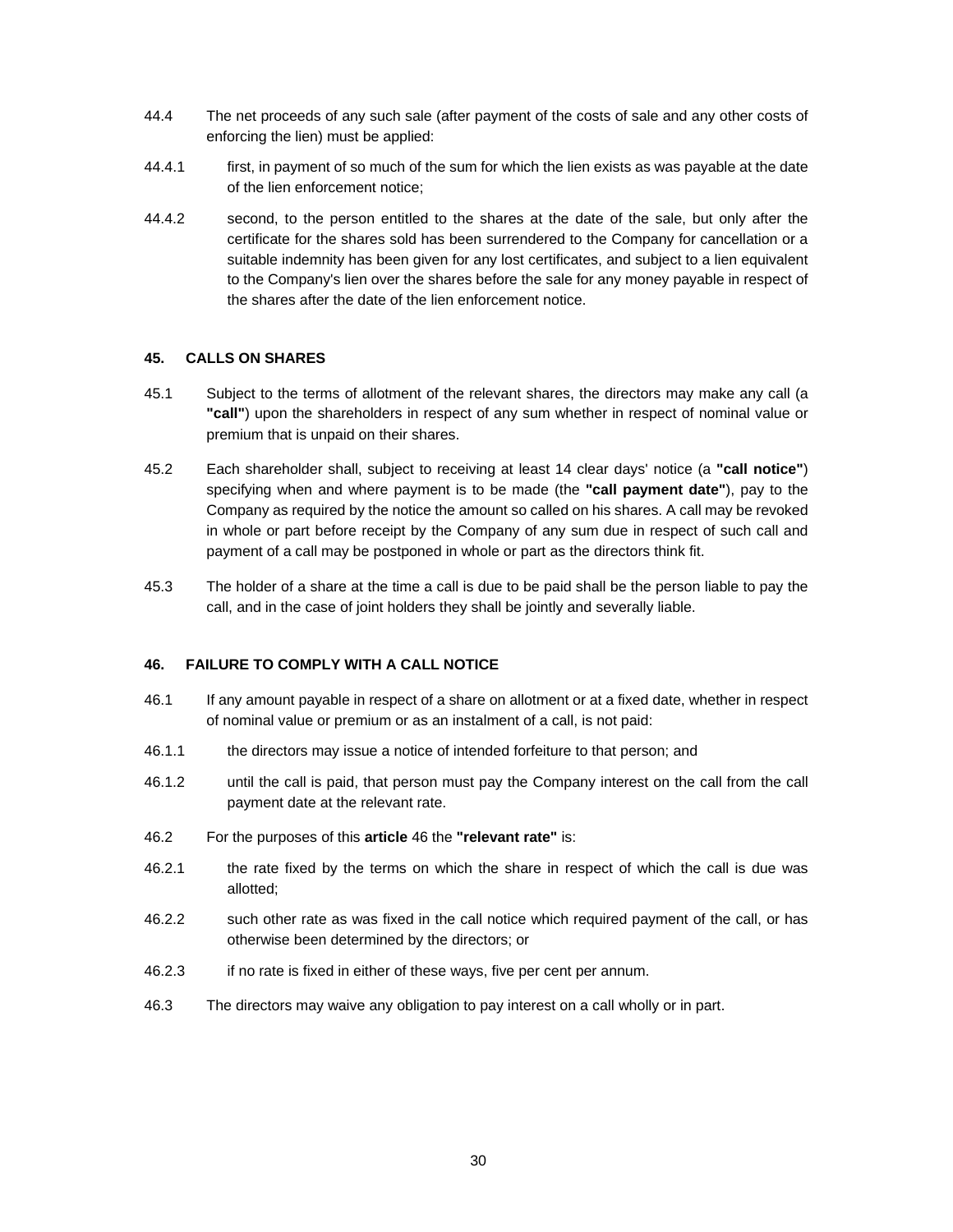44.4 The net proceeds of any such sale (after payment of the costs of sale and any other costs of enforcing the lien) must be applied:

44.4.1 first, in payment of so much of the sum for which the lien exists as was payable at the date of the lien enforcement notice;

44.4.2 second, to the person entitled to the shares at the date of the sale, but only after the certificate for the shares sold has been surrendered to the Company for cancellation or a suitable indemnity has been given for any lost certificates, and subject to a lien equivalent to the Company's lien over the shares before the sale for any money payable in respect of the shares after the date of the lien enforcement notice.

## 45. CALLS ON SHARES

45.1 Subject to the terms of allotment of the relevant shares, the directors may make any call (a **"call"**) upon the shareholders in respect of any sum whether in respect of nominal value or premium that is unpaid on their shares.

45.2 Each shareholder shall, subject to receiving at least 14 clear days' notice (a **"call notice"**) specifying when and where payment is to be made (the **"call payment date"**), pay to the Company as required by the notice the amount so called on his shares. A call may be revoked in whole or part before receipt by the Company of any sum due in respect of such call and payment of a call may be postponed in whole or part as the directors think fit.

45.3 The holder of a share at the time a call is due to be paid shall be the person liable to pay the call, and in the case of joint holders they shall be jointly and severally liable.

## 46. FAILURE TO COMPLY WITH A CALL NOTICE

46.1 If any amount payable in respect of a share on allotment or at a fixed date, whether in respect of nominal value or premium or as an instalment of a call, is not paid:

46.1.1 the directors may issue a notice of intended forfeiture to that person; and

46.1.2 until the call is paid, that person must pay the Company interest on the call from the call payment date at the relevant rate.

46.2 For the purposes of this **article** 46 the **"relevant rate"** is:

46.2.1 the rate fixed by the terms on which the share in respect of which the call is due was allotted;

46.2.2 such other rate as was fixed in the call notice which required payment of the call, or has otherwise been determined by the directors; or

46.2.3 if no rate is fixed in either of these ways, five per cent per annum.

46.3 The directors may waive any obligation to pay interest on a call wholly or in part.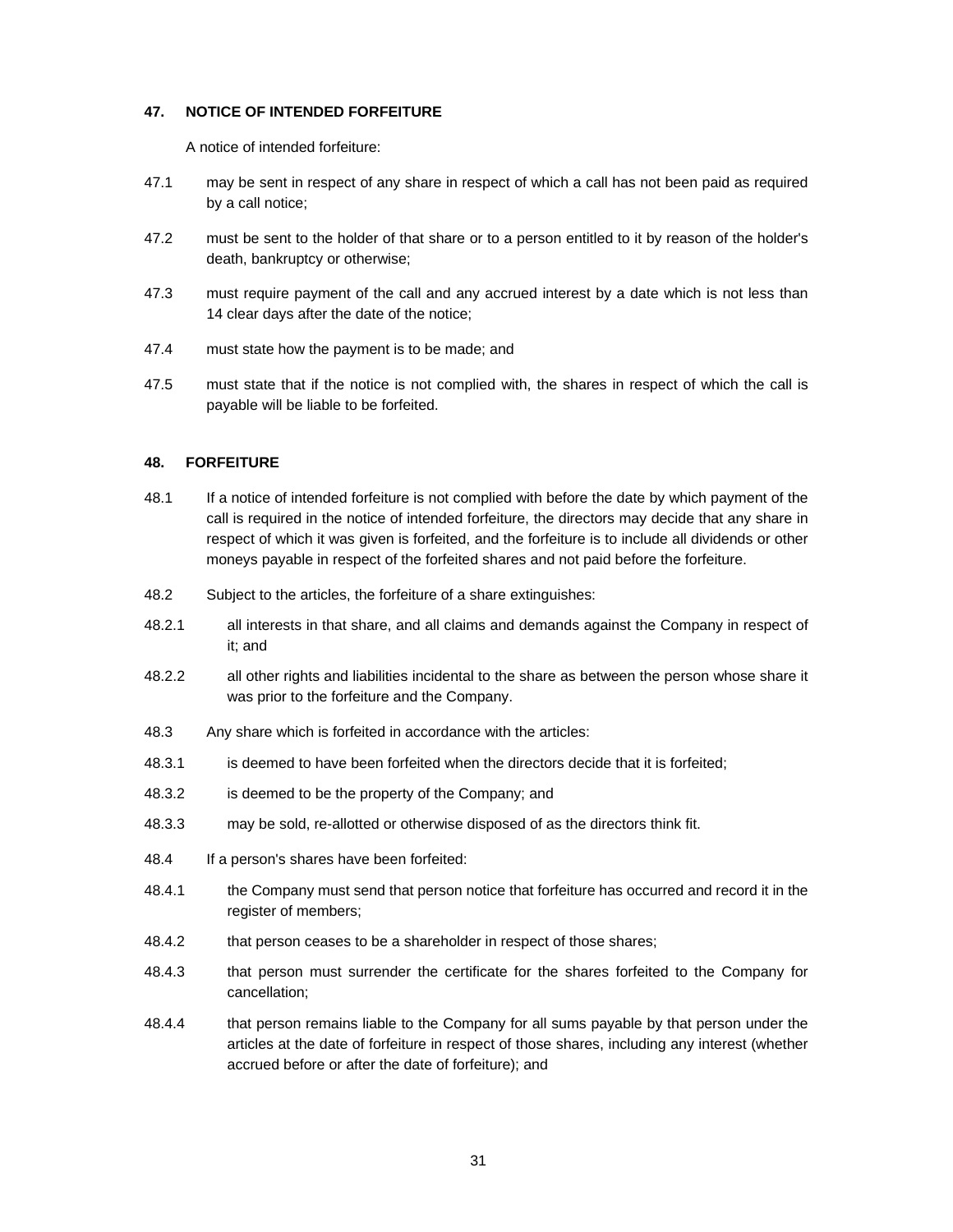### 47. NOTICE OF INTENDED FORFEITURE

A notice of intended forfeiture:

47.1 may be sent in respect of any share in respect of which a call has not been paid as required by a call notice;

47.2 must be sent to the holder of that share or to a person entitled to it by reason of the holder's death, bankruptcy or otherwise;

47.3 must require payment of the call and any accrued interest by a date which is not less than 14 clear days after the date of the notice;

47.4 must state how the payment is to be made; and

47.5 must state that if the notice is not complied with, the shares in respect of which the call is payable will be liable to be forfeited.

### 48. FORFEITURE

48.1 If a notice of intended forfeiture is not complied with before the date by which payment of the call is required in the notice of intended forfeiture, the directors may decide that any share in respect of which it was given is forfeited, and the forfeiture is to include all dividends or other moneys payable in respect of the forfeited shares and not paid before the forfeiture.

48.2 Subject to the articles, the forfeiture of a share extinguishes:

48.2.1 all interests in that share, and all claims and demands against the Company in respect of it; and

48.2.2 all other rights and liabilities incidental to the share as between the person whose share it was prior to the forfeiture and the Company.

48.3 Any share which is forfeited in accordance with the articles:

48.3.1 is deemed to have been forfeited when the directors decide that it is forfeited;

48.3.2 is deemed to be the property of the Company; and

48.3.3 may be sold, re-allotted or otherwise disposed of as the directors think fit.

48.4 If a person's shares have been forfeited:

48.4.1 the Company must send that person notice that forfeiture has occurred and record it in the register of members;

48.4.2 that person ceases to be a shareholder in respect of those shares;

48.4.3 that person must surrender the certificate for the shares forfeited to the Company for cancellation;

48.4.4 that person remains liable to the Company for all sums payable by that person under the articles at the date of forfeiture in respect of those shares, including any interest (whether accrued before or after the date of forfeiture); and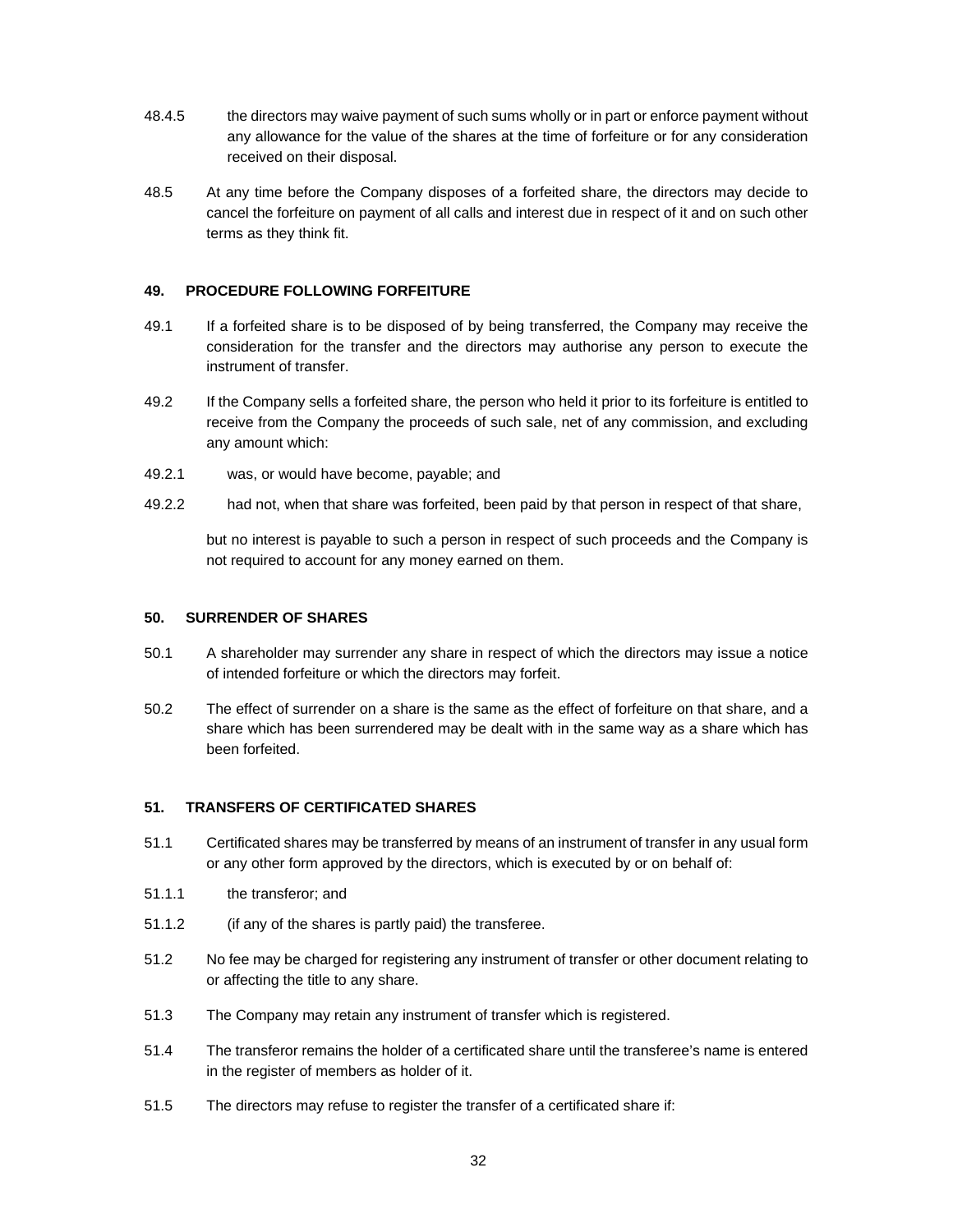48.4.5 the directors may waive payment of such sums wholly or in part or enforce payment without any allowance for the value of the shares at the time of forfeiture or for any consideration received on their disposal.

48.5 At any time before the Company disposes of a forfeited share, the directors may decide to cancel the forfeiture on payment of all calls and interest due in respect of it and on such other terms as they think fit.

### 49. PROCEDURE FOLLOWING FORFEITURE

49.1 If a forfeited share is to be disposed of by being transferred, the Company may receive the consideration for the transfer and the directors may authorise any person to execute the instrument of transfer.

49.2 If the Company sells a forfeited share, the person who held it prior to its forfeiture is entitled to receive from the Company the proceeds of such sale, net of any commission, and excluding any amount which:

49.2.1 was, or would have become, payable; and

49.2.2 had not, when that share was forfeited, been paid by that person in respect of that share,

but no interest is payable to such a person in respect of such proceeds and the Company is not required to account for any money earned on them.

### 50. SURRENDER OF SHARES

50.1 A shareholder may surrender any share in respect of which the directors may issue a notice of intended forfeiture or which the directors may forfeit.

50.2 The effect of surrender on a share is the same as the effect of forfeiture on that share, and a share which has been surrendered may be dealt with in the same way as a share which has been forfeited.

### 51. TRANSFERS OF CERTIFICATED SHARES

51.1 Certificated shares may be transferred by means of an instrument of transfer in any usual form or any other form approved by the directors, which is executed by or on behalf of:

51.1.1 the transferor; and

51.1.2 (if any of the shares is partly paid) the transferee.

51.2 No fee may be charged for registering any instrument of transfer or other document relating to or affecting the title to any share.

51.3 The Company may retain any instrument of transfer which is registered.

51.4 The transferor remains the holder of a certificated share until the transferee's name is entered in the register of members as holder of it.

51.5 The directors may refuse to register the transfer of a certificated share if: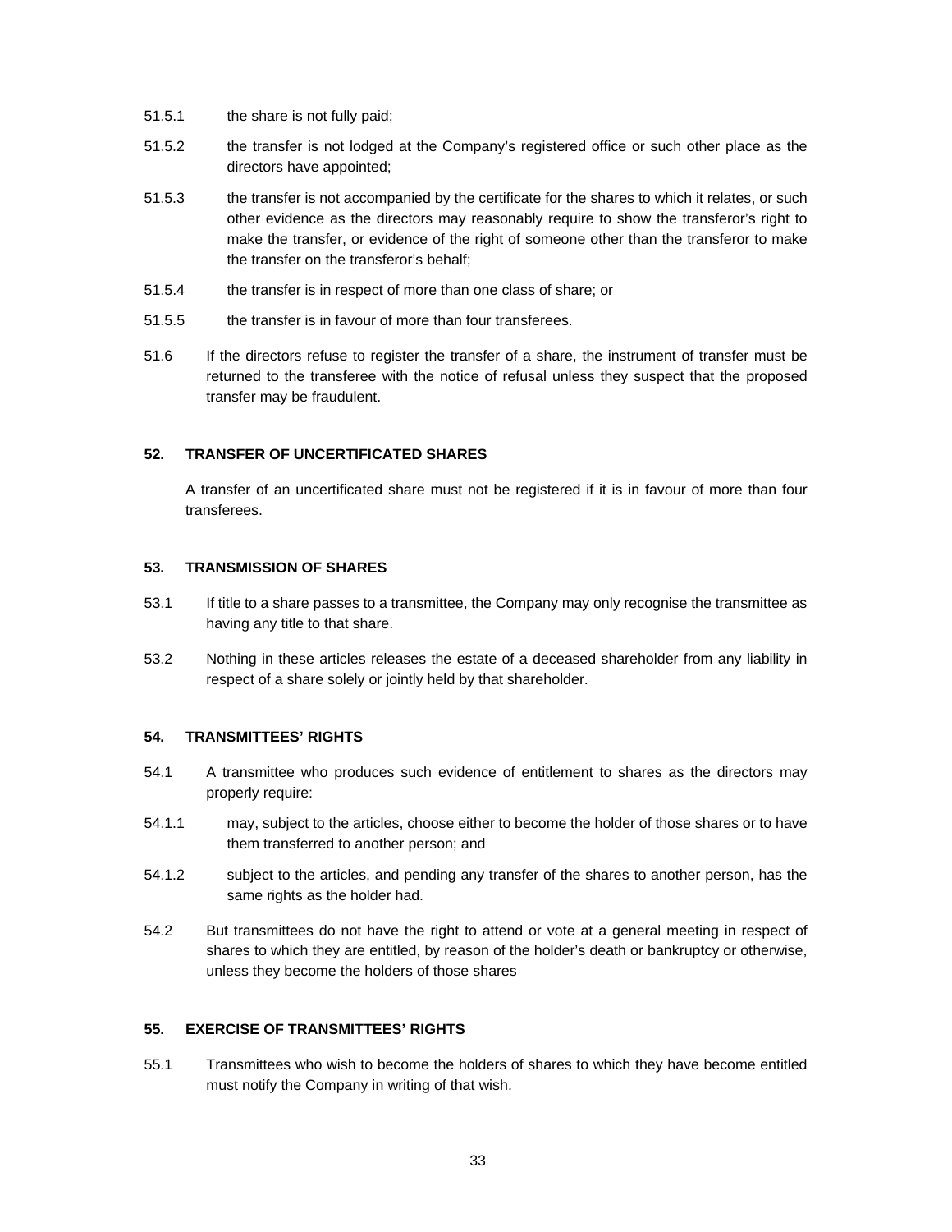51.5.1 the share is not fully paid;

51.5.2 the transfer is not lodged at the Company's registered office or such other place as the directors have appointed;

51.5.3 the transfer is not accompanied by the certificate for the shares to which it relates, or such other evidence as the directors may reasonably require to show the transferor's right to make the transfer, or evidence of the right of someone other than the transferor to make the transfer on the transferor's behalf;

51.5.4 the transfer is in respect of more than one class of share; or

51.5.5 the transfer is in favour of more than four transferees.

51.6 If the directors refuse to register the transfer of a share, the instrument of transfer must be returned to the transferee with the notice of refusal unless they suspect that the proposed transfer may be fraudulent.

## 52. TRANSFER OF UNCERTIFICATED SHARES

A transfer of an uncertificated share must not be registered if it is in favour of more than four transferees.

## 53. TRANSMISSION OF SHARES

53.1 If title to a share passes to a transmittee, the Company may only recognise the transmittee as having any title to that share.

53.2 Nothing in these articles releases the estate of a deceased shareholder from any liability in respect of a share solely or jointly held by that shareholder.

## 54. TRANSMITTEES' RIGHTS

54.1 A transmittee who produces such evidence of entitlement to shares as the directors may properly require:

54.1.1 may, subject to the articles, choose either to become the holder of those shares or to have them transferred to another person; and

54.1.2 subject to the articles, and pending any transfer of the shares to another person, has the same rights as the holder had.

54.2 But transmittees do not have the right to attend or vote at a general meeting in respect of shares to which they are entitled, by reason of the holder's death or bankruptcy or otherwise, unless they become the holders of those shares

## 55. EXERCISE OF TRANSMITTEES' RIGHTS

55.1 Transmittees who wish to become the holders of shares to which they have become entitled must notify the Company in writing of that wish.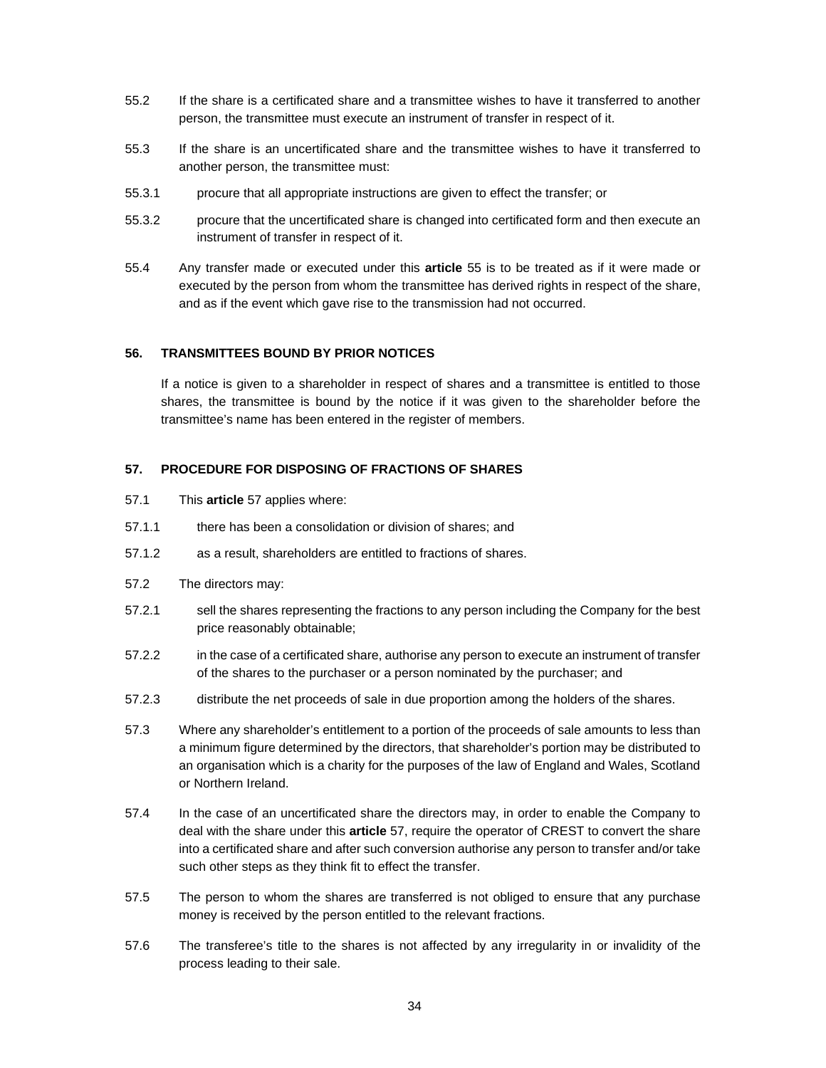55.2 If the share is a certificated share and a transmittee wishes to have it transferred to another person, the transmittee must execute an instrument of transfer in respect of it.

55.3 If the share is an uncertificated share and the transmittee wishes to have it transferred to another person, the transmittee must:

55.3.1 procure that all appropriate instructions are given to effect the transfer; or

55.3.2 procure that the uncertificated share is changed into certificated form and then execute an instrument of transfer in respect of it.

55.4 Any transfer made or executed under this **article** 55 is to be treated as if it were made or executed by the person from whom the transmittee has derived rights in respect of the share, and as if the event which gave rise to the transmission had not occurred.

## 56. TRANSMITTEES BOUND BY PRIOR NOTICES

If a notice is given to a shareholder in respect of shares and a transmittee is entitled to those shares, the transmittee is bound by the notice if it was given to the shareholder before the transmittee's name has been entered in the register of members.

## 57. PROCEDURE FOR DISPOSING OF FRACTIONS OF SHARES

57.1 This **article** 57 applies where:

57.1.1 there has been a consolidation or division of shares; and

57.1.2 as a result, shareholders are entitled to fractions of shares.

57.2 The directors may:

57.2.1 sell the shares representing the fractions to any person including the Company for the best price reasonably obtainable;

57.2.2 in the case of a certificated share, authorise any person to execute an instrument of transfer of the shares to the purchaser or a person nominated by the purchaser; and

57.2.3 distribute the net proceeds of sale in due proportion among the holders of the shares.

57.3 Where any shareholder's entitlement to a portion of the proceeds of sale amounts to less than a minimum figure determined by the directors, that shareholder's portion may be distributed to an organisation which is a charity for the purposes of the law of England and Wales, Scotland or Northern Ireland.

57.4 In the case of an uncertificated share the directors may, in order to enable the Company to deal with the share under this **article** 57, require the operator of CREST to convert the share into a certificated share and after such conversion authorise any person to transfer and/or take such other steps as they think fit to effect the transfer.

57.5 The person to whom the shares are transferred is not obliged to ensure that any purchase money is received by the person entitled to the relevant fractions.

57.6 The transferee's title to the shares is not affected by any irregularity in or invalidity of the process leading to their sale.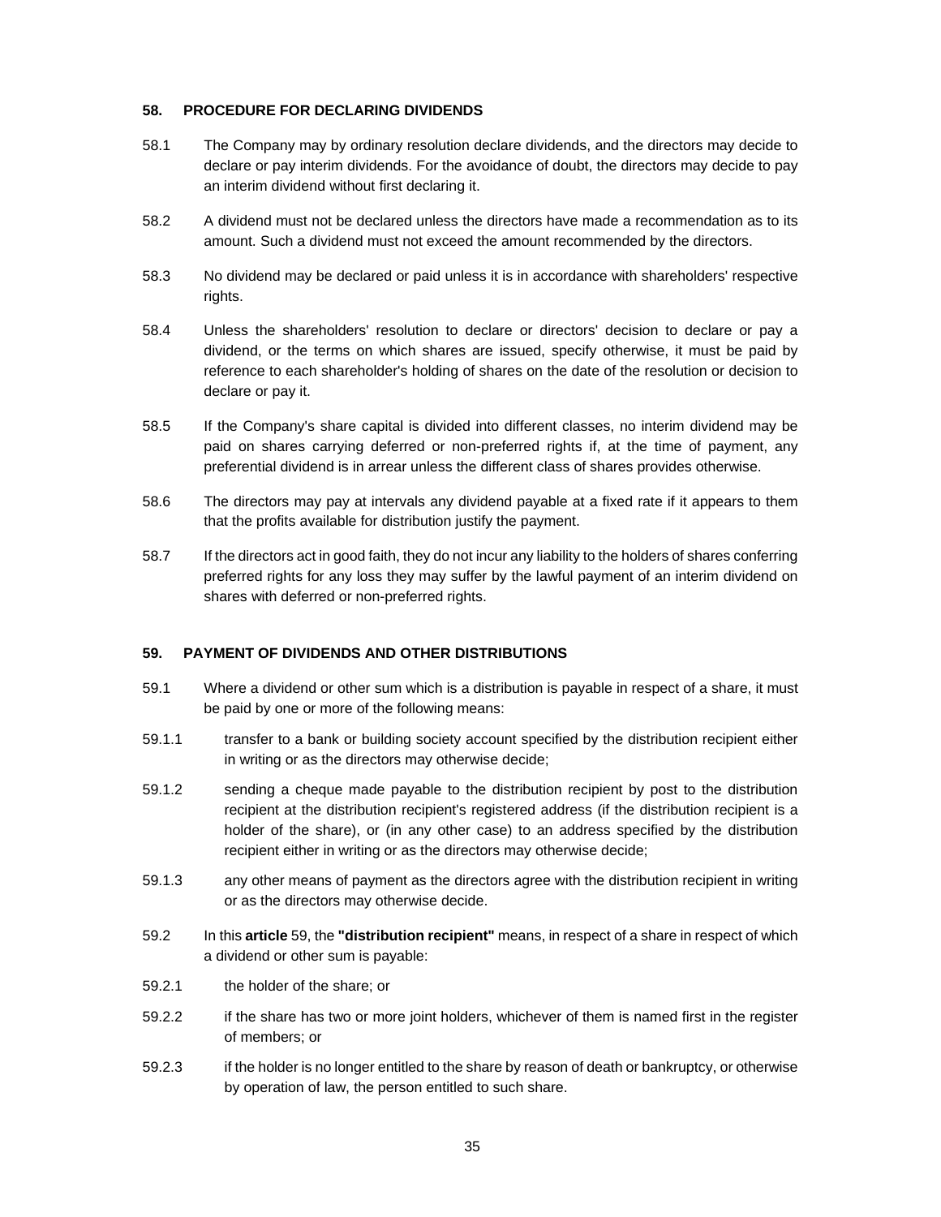## 58. PROCEDURE FOR DECLARING DIVIDENDS

58.1 The Company may by ordinary resolution declare dividends, and the directors may decide to declare or pay interim dividends. For the avoidance of doubt, the directors may decide to pay an interim dividend without first declaring it.

58.2 A dividend must not be declared unless the directors have made a recommendation as to its amount. Such a dividend must not exceed the amount recommended by the directors.

58.3 No dividend may be declared or paid unless it is in accordance with shareholders' respective rights.

58.4 Unless the shareholders' resolution to declare or directors' decision to declare or pay a dividend, or the terms on which shares are issued, specify otherwise, it must be paid by reference to each shareholder's holding of shares on the date of the resolution or decision to declare or pay it.

58.5 If the Company's share capital is divided into different classes, no interim dividend may be paid on shares carrying deferred or non-preferred rights if, at the time of payment, any preferential dividend is in arrear unless the different class of shares provides otherwise.

58.6 The directors may pay at intervals any dividend payable at a fixed rate if it appears to them that the profits available for distribution justify the payment.

58.7 If the directors act in good faith, they do not incur any liability to the holders of shares conferring preferred rights for any loss they may suffer by the lawful payment of an interim dividend on shares with deferred or non-preferred rights.

## 59. PAYMENT OF DIVIDENDS AND OTHER DISTRIBUTIONS

59.1 Where a dividend or other sum which is a distribution is payable in respect of a share, it must be paid by one or more of the following means:

59.1.1 transfer to a bank or building society account specified by the distribution recipient either in writing or as the directors may otherwise decide;

59.1.2 sending a cheque made payable to the distribution recipient by post to the distribution recipient at the distribution recipient's registered address (if the distribution recipient is a holder of the share), or (in any other case) to an address specified by the distribution recipient either in writing or as the directors may otherwise decide;

59.1.3 any other means of payment as the directors agree with the distribution recipient in writing or as the directors may otherwise decide.

59.2 In this **article** 59, the **"distribution recipient"** means, in respect of a share in respect of which a dividend or other sum is payable:

59.2.1 the holder of the share; or

59.2.2 if the share has two or more joint holders, whichever of them is named first in the register of members; or

59.2.3 if the holder is no longer entitled to the share by reason of death or bankruptcy, or otherwise by operation of law, the person entitled to such share.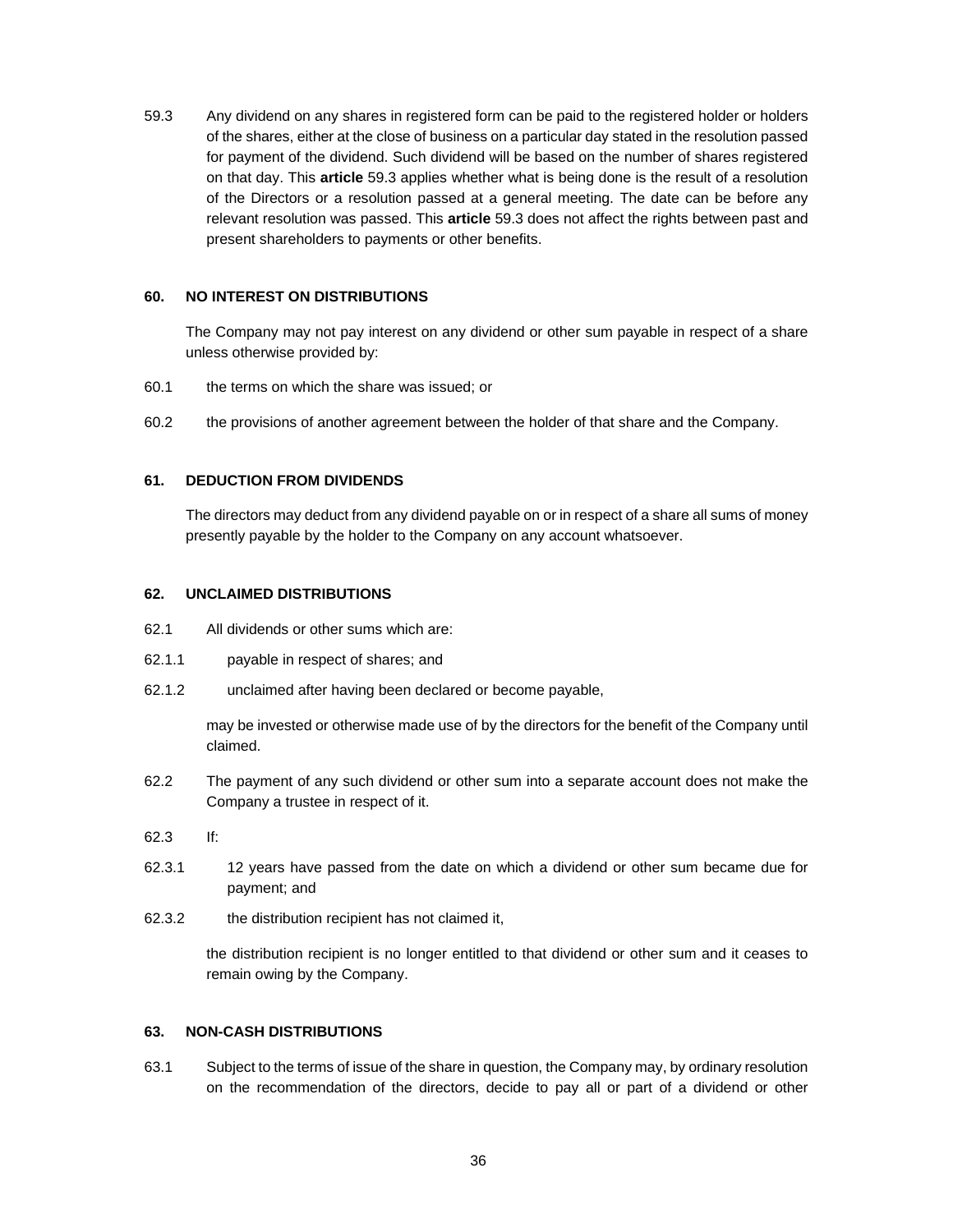59.3 Any dividend on any shares in registered form can be paid to the registered holder or holders of the shares, either at the close of business on a particular day stated in the resolution passed for payment of the dividend. Such dividend will be based on the number of shares registered on that day. This **article** 59.3 applies whether what is being done is the result of a resolution of the Directors or a resolution passed at a general meeting. The date can be before any relevant resolution was passed. This **article** 59.3 does not affect the rights between past and present shareholders to payments or other benefits.

### 60. NO INTEREST ON DISTRIBUTIONS

The Company may not pay interest on any dividend or other sum payable in respect of a share unless otherwise provided by:

60.1 the terms on which the share was issued; or

60.2 the provisions of another agreement between the holder of that share and the Company.

### 61. DEDUCTION FROM DIVIDENDS

The directors may deduct from any dividend payable on or in respect of a share all sums of money presently payable by the holder to the Company on any account whatsoever.

### 62. UNCLAIMED DISTRIBUTIONS

62.1 All dividends or other sums which are:

62.1.1 payable in respect of shares; and

62.1.2 unclaimed after having been declared or become payable,

may be invested or otherwise made use of by the directors for the benefit of the Company until claimed.

62.2 The payment of any such dividend or other sum into a separate account does not make the Company a trustee in respect of it.

62.3 If:

62.3.1 12 years have passed from the date on which a dividend or other sum became due for payment; and

62.3.2 the distribution recipient has not claimed it,

the distribution recipient is no longer entitled to that dividend or other sum and it ceases to remain owing by the Company.

### 63. NON-CASH DISTRIBUTIONS

63.1 Subject to the terms of issue of the share in question, the Company may, by ordinary resolution on the recommendation of the directors, decide to pay all or part of a dividend or other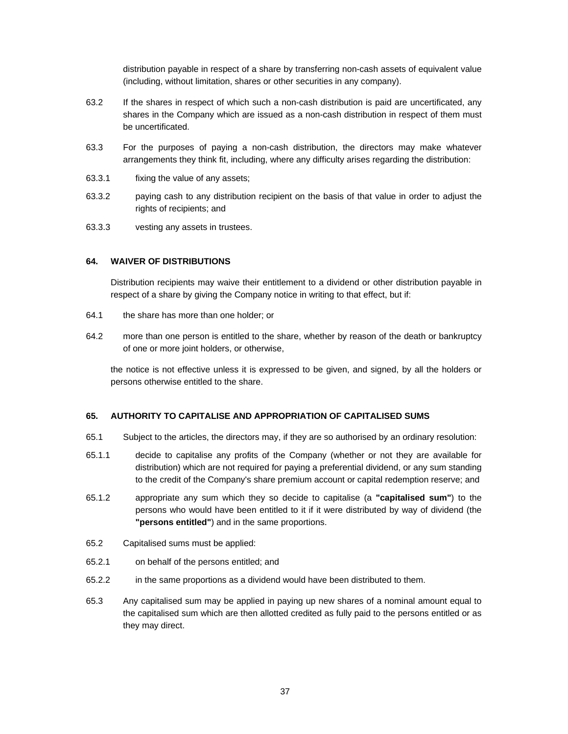distribution payable in respect of a share by transferring non-cash assets of equivalent value (including, without limitation, shares or other securities in any company).

63.2 If the shares in respect of which such a non-cash distribution is paid are uncertificated, any shares in the Company which are issued as a non-cash distribution in respect of them must be uncertificated.

63.3 For the purposes of paying a non-cash distribution, the directors may make whatever arrangements they think fit, including, where any difficulty arises regarding the distribution:

63.3.1 fixing the value of any assets;

63.3.2 paying cash to any distribution recipient on the basis of that value in order to adjust the rights of recipients; and

63.3.3 vesting any assets in trustees.

### 64. WAIVER OF DISTRIBUTIONS

Distribution recipients may waive their entitlement to a dividend or other distribution payable in respect of a share by giving the Company notice in writing to that effect, but if:

64.1 the share has more than one holder; or

64.2 more than one person is entitled to the share, whether by reason of the death or bankruptcy of one or more joint holders, or otherwise,

the notice is not effective unless it is expressed to be given, and signed, by all the holders or persons otherwise entitled to the share.

### 65. AUTHORITY TO CAPITALISE AND APPROPRIATION OF CAPITALISED SUMS

65.1 Subject to the articles, the directors may, if they are so authorised by an ordinary resolution:

65.1.1 decide to capitalise any profits of the Company (whether or not they are available for distribution) which are not required for paying a preferential dividend, or any sum standing to the credit of the Company's share premium account or capital redemption reserve; and

65.1.2 appropriate any sum which they so decide to capitalise (a **"capitalised sum"**) to the persons who would have been entitled to it if it were distributed by way of dividend (the **"persons entitled"**) and in the same proportions.

65.2 Capitalised sums must be applied:

65.2.1 on behalf of the persons entitled; and

65.2.2 in the same proportions as a dividend would have been distributed to them.

65.3 Any capitalised sum may be applied in paying up new shares of a nominal amount equal to the capitalised sum which are then allotted credited as fully paid to the persons entitled or as they may direct.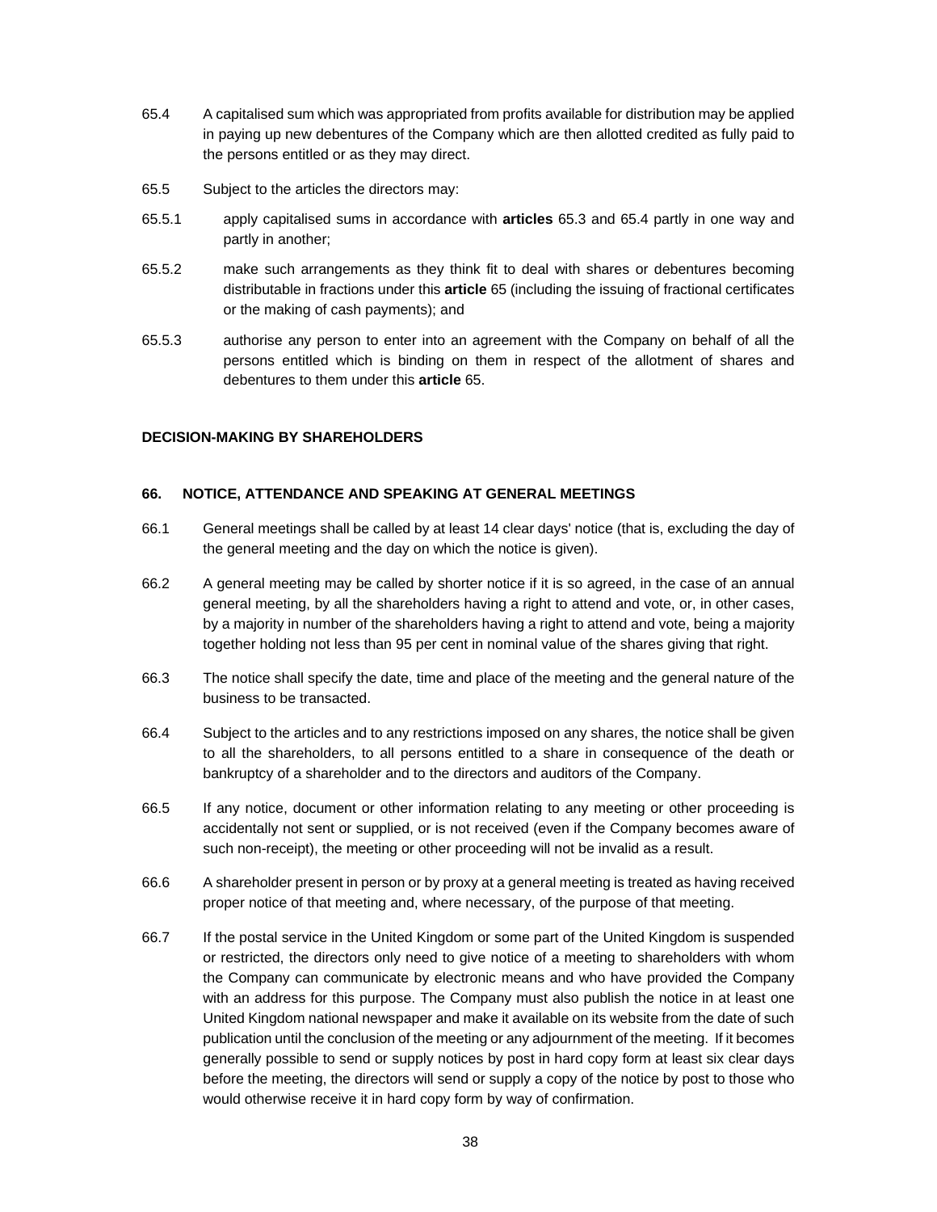65.4 A capitalised sum which was appropriated from profits available for distribution may be applied in paying up new debentures of the Company which are then allotted credited as fully paid to the persons entitled or as they may direct.

65.5 Subject to the articles the directors may:

65.5.1 apply capitalised sums in accordance with **articles** 65.3 and 65.4 partly in one way and partly in another;

65.5.2 make such arrangements as they think fit to deal with shares or debentures becoming distributable in fractions under this **article** 65 (including the issuing of fractional certificates or the making of cash payments); and

65.5.3 authorise any person to enter into an agreement with the Company on behalf of all the persons entitled which is binding on them in respect of the allotment of shares and debentures to them under this **article** 65.

## DECISION-MAKING BY SHAREHOLDERS

### 66. NOTICE, ATTENDANCE AND SPEAKING AT GENERAL MEETINGS

66.1 General meetings shall be called by at least 14 clear days' notice (that is, excluding the day of the general meeting and the day on which the notice is given).

66.2 A general meeting may be called by shorter notice if it is so agreed, in the case of an annual general meeting, by all the shareholders having a right to attend and vote, or, in other cases, by a majority in number of the shareholders having a right to attend and vote, being a majority together holding not less than 95 per cent in nominal value of the shares giving that right.

66.3 The notice shall specify the date, time and place of the meeting and the general nature of the business to be transacted.

66.4 Subject to the articles and to any restrictions imposed on any shares, the notice shall be given to all the shareholders, to all persons entitled to a share in consequence of the death or bankruptcy of a shareholder and to the directors and auditors of the Company.

66.5 If any notice, document or other information relating to any meeting or other proceeding is accidentally not sent or supplied, or is not received (even if the Company becomes aware of such non-receipt), the meeting or other proceeding will not be invalid as a result.

66.6 A shareholder present in person or by proxy at a general meeting is treated as having received proper notice of that meeting and, where necessary, of the purpose of that meeting.

66.7 If the postal service in the United Kingdom or some part of the United Kingdom is suspended or restricted, the directors only need to give notice of a meeting to shareholders with whom the Company can communicate by electronic means and who have provided the Company with an address for this purpose. The Company must also publish the notice in at least one United Kingdom national newspaper and make it available on its website from the date of such publication until the conclusion of the meeting or any adjournment of the meeting. If it becomes generally possible to send or supply notices by post in hard copy form at least six clear days before the meeting, the directors will send or supply a copy of the notice by post to those who would otherwise receive it in hard copy form by way of confirmation.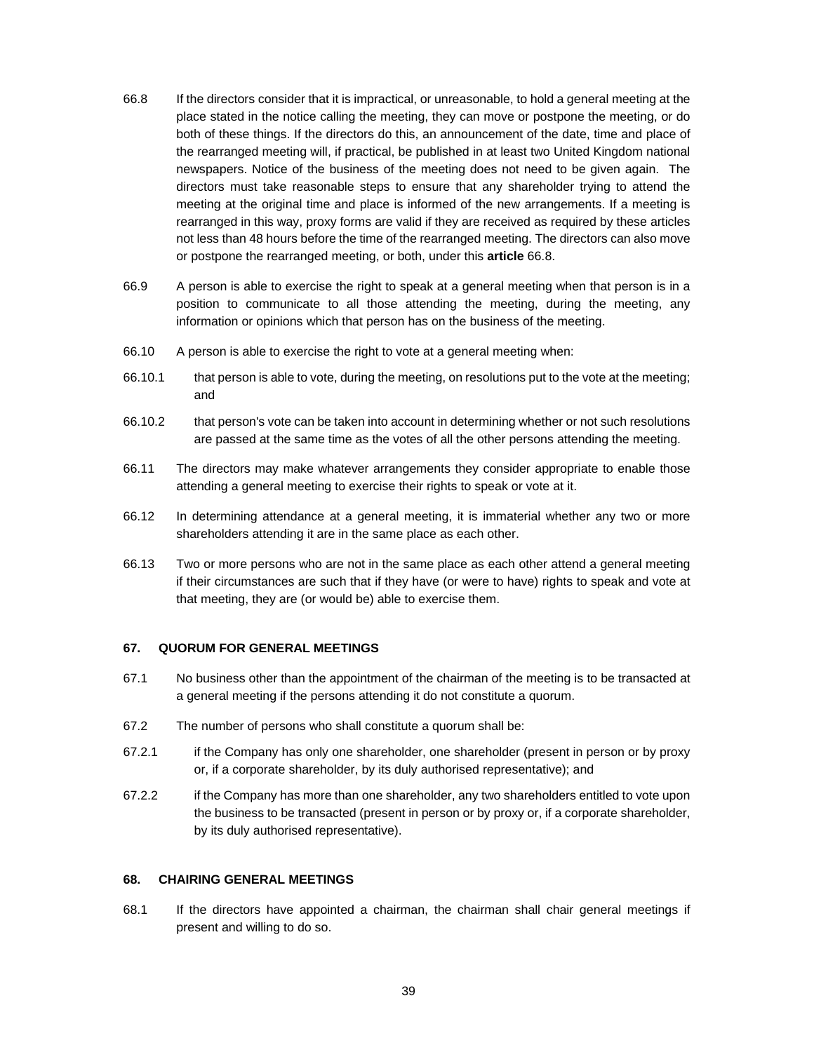66.8 If the directors consider that it is impractical, or unreasonable, to hold a general meeting at the place stated in the notice calling the meeting, they can move or postpone the meeting, or do both of these things. If the directors do this, an announcement of the date, time and place of the rearranged meeting will, if practical, be published in at least two United Kingdom national newspapers. Notice of the business of the meeting does not need to be given again. The directors must take reasonable steps to ensure that any shareholder trying to attend the meeting at the original time and place is informed of the new arrangements. If a meeting is rearranged in this way, proxy forms are valid if they are received as required by these articles not less than 48 hours before the time of the rearranged meeting. The directors can also move or postpone the rearranged meeting, or both, under this **article** 66.8.

66.9 A person is able to exercise the right to speak at a general meeting when that person is in a position to communicate to all those attending the meeting, during the meeting, any information or opinions which that person has on the business of the meeting.

66.10 A person is able to exercise the right to vote at a general meeting when:

66.10.1 that person is able to vote, during the meeting, on resolutions put to the vote at the meeting; and

66.10.2 that person's vote can be taken into account in determining whether or not such resolutions are passed at the same time as the votes of all the other persons attending the meeting.

66.11 The directors may make whatever arrangements they consider appropriate to enable those attending a general meeting to exercise their rights to speak or vote at it.

66.12 In determining attendance at a general meeting, it is immaterial whether any two or more shareholders attending it are in the same place as each other.

66.13 Two or more persons who are not in the same place as each other attend a general meeting if their circumstances are such that if they have (or were to have) rights to speak and vote at that meeting, they are (or would be) able to exercise them.

## 67. QUORUM FOR GENERAL MEETINGS

67.1 No business other than the appointment of the chairman of the meeting is to be transacted at a general meeting if the persons attending it do not constitute a quorum.

67.2 The number of persons who shall constitute a quorum shall be:

67.2.1 if the Company has only one shareholder, one shareholder (present in person or by proxy or, if a corporate shareholder, by its duly authorised representative); and

67.2.2 if the Company has more than one shareholder, any two shareholders entitled to vote upon the business to be transacted (present in person or by proxy or, if a corporate shareholder, by its duly authorised representative).

## 68. CHAIRING GENERAL MEETINGS

68.1 If the directors have appointed a chairman, the chairman shall chair general meetings if present and willing to do so.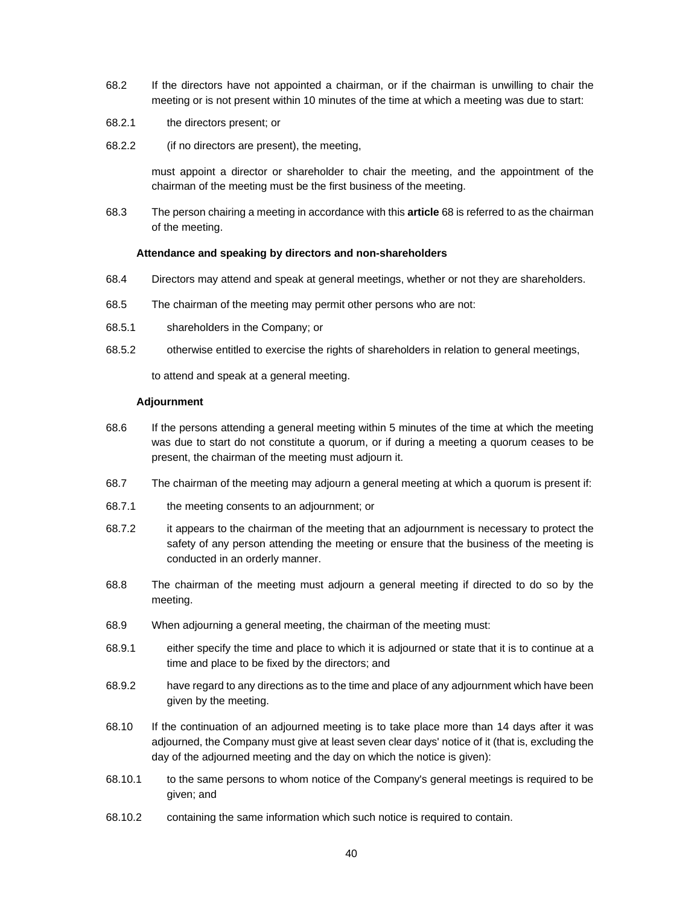68.2 If the directors have not appointed a chairman, or if the chairman is unwilling to chair the meeting or is not present within 10 minutes of the time at which a meeting was due to start:

68.2.1 the directors present; or

68.2.2 (if no directors are present), the meeting,

must appoint a director or shareholder to chair the meeting, and the appointment of the chairman of the meeting must be the first business of the meeting.

68.3 The person chairing a meeting in accordance with this **article** 68 is referred to as the chairman of the meeting.

**Attendance and speaking by directors and non-shareholders**

68.4 Directors may attend and speak at general meetings, whether or not they are shareholders.

68.5 The chairman of the meeting may permit other persons who are not:

68.5.1 shareholders in the Company; or

68.5.2 otherwise entitled to exercise the rights of shareholders in relation to general meetings,

to attend and speak at a general meeting.

**Adjournment**

68.6 If the persons attending a general meeting within 5 minutes of the time at which the meeting was due to start do not constitute a quorum, or if during a meeting a quorum ceases to be present, the chairman of the meeting must adjourn it.

68.7 The chairman of the meeting may adjourn a general meeting at which a quorum is present if:

68.7.1 the meeting consents to an adjournment; or

68.7.2 it appears to the chairman of the meeting that an adjournment is necessary to protect the safety of any person attending the meeting or ensure that the business of the meeting is conducted in an orderly manner.

68.8 The chairman of the meeting must adjourn a general meeting if directed to do so by the meeting.

68.9 When adjourning a general meeting, the chairman of the meeting must:

68.9.1 either specify the time and place to which it is adjourned or state that it is to continue at a time and place to be fixed by the directors; and

68.9.2 have regard to any directions as to the time and place of any adjournment which have been given by the meeting.

68.10 If the continuation of an adjourned meeting is to take place more than 14 days after it was adjourned, the Company must give at least seven clear days' notice of it (that is, excluding the day of the adjourned meeting and the day on which the notice is given):

68.10.1 to the same persons to whom notice of the Company's general meetings is required to be given; and

68.10.2 containing the same information which such notice is required to contain.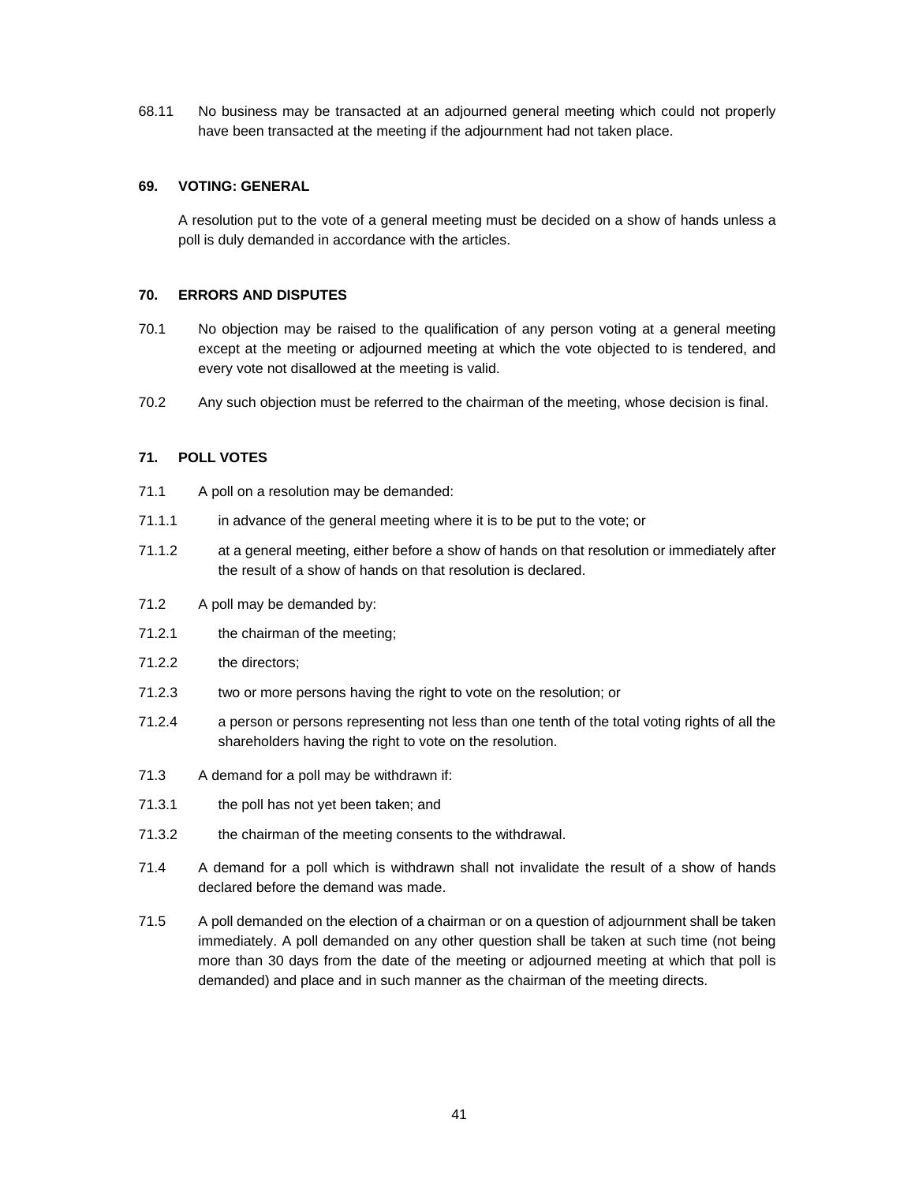68.11 No business may be transacted at an adjourned general meeting which could not properly have been transacted at the meeting if the adjournment had not taken place.

## 69. VOTING: GENERAL

A resolution put to the vote of a general meeting must be decided on a show of hands unless a poll is duly demanded in accordance with the articles.

## 70. ERRORS AND DISPUTES

70.1 No objection may be raised to the qualification of any person voting at a general meeting except at the meeting or adjourned meeting at which the vote objected to is tendered, and every vote not disallowed at the meeting is valid.

70.2 Any such objection must be referred to the chairman of the meeting, whose decision is final.

## 71. POLL VOTES

71.1 A poll on a resolution may be demanded:

71.1.1 in advance of the general meeting where it is to be put to the vote; or

71.1.2 at a general meeting, either before a show of hands on that resolution or immediately after the result of a show of hands on that resolution is declared.

71.2 A poll may be demanded by:

71.2.1 the chairman of the meeting;

71.2.2 the directors;

71.2.3 two or more persons having the right to vote on the resolution; or

71.2.4 a person or persons representing not less than one tenth of the total voting rights of all the shareholders having the right to vote on the resolution.

71.3 A demand for a poll may be withdrawn if:

71.3.1 the poll has not yet been taken; and

71.3.2 the chairman of the meeting consents to the withdrawal.

71.4 A demand for a poll which is withdrawn shall not invalidate the result of a show of hands declared before the demand was made.

71.5 A poll demanded on the election of a chairman or on a question of adjournment shall be taken immediately. A poll demanded on any other question shall be taken at such time (not being more than 30 days from the date of the meeting or adjourned meeting at which that poll is demanded) and place and in such manner as the chairman of the meeting directs.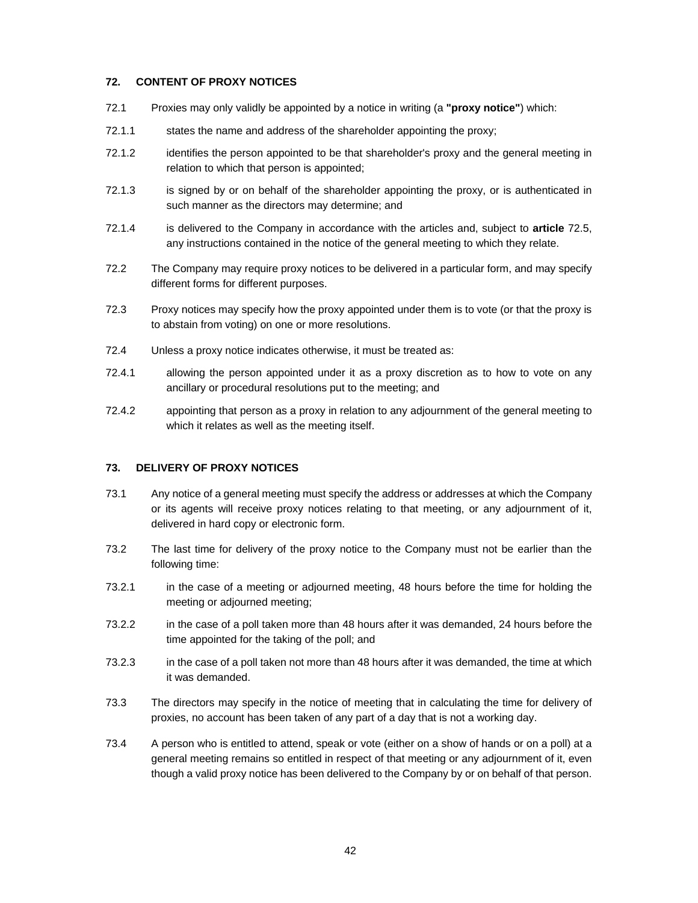### 72. CONTENT OF PROXY NOTICES

72.1 Proxies may only validly be appointed by a notice in writing (a **"proxy notice"**) which:

72.1.1 states the name and address of the shareholder appointing the proxy;

72.1.2 identifies the person appointed to be that shareholder's proxy and the general meeting in relation to which that person is appointed;

72.1.3 is signed by or on behalf of the shareholder appointing the proxy, or is authenticated in such manner as the directors may determine; and

72.1.4 is delivered to the Company in accordance with the articles and, subject to **article** 72.5, any instructions contained in the notice of the general meeting to which they relate.

72.2 The Company may require proxy notices to be delivered in a particular form, and may specify different forms for different purposes.

72.3 Proxy notices may specify how the proxy appointed under them is to vote (or that the proxy is to abstain from voting) on one or more resolutions.

72.4 Unless a proxy notice indicates otherwise, it must be treated as:

72.4.1 allowing the person appointed under it as a proxy discretion as to how to vote on any ancillary or procedural resolutions put to the meeting; and

72.4.2 appointing that person as a proxy in relation to any adjournment of the general meeting to which it relates as well as the meeting itself.

### 73. DELIVERY OF PROXY NOTICES

73.1 Any notice of a general meeting must specify the address or addresses at which the Company or its agents will receive proxy notices relating to that meeting, or any adjournment of it, delivered in hard copy or electronic form.

73.2 The last time for delivery of the proxy notice to the Company must not be earlier than the following time:

73.2.1 in the case of a meeting or adjourned meeting, 48 hours before the time for holding the meeting or adjourned meeting;

73.2.2 in the case of a poll taken more than 48 hours after it was demanded, 24 hours before the time appointed for the taking of the poll; and

73.2.3 in the case of a poll taken not more than 48 hours after it was demanded, the time at which it was demanded.

73.3 The directors may specify in the notice of meeting that in calculating the time for delivery of proxies, no account has been taken of any part of a day that is not a working day.

73.4 A person who is entitled to attend, speak or vote (either on a show of hands or on a poll) at a general meeting remains so entitled in respect of that meeting or any adjournment of it, even though a valid proxy notice has been delivered to the Company by or on behalf of that person.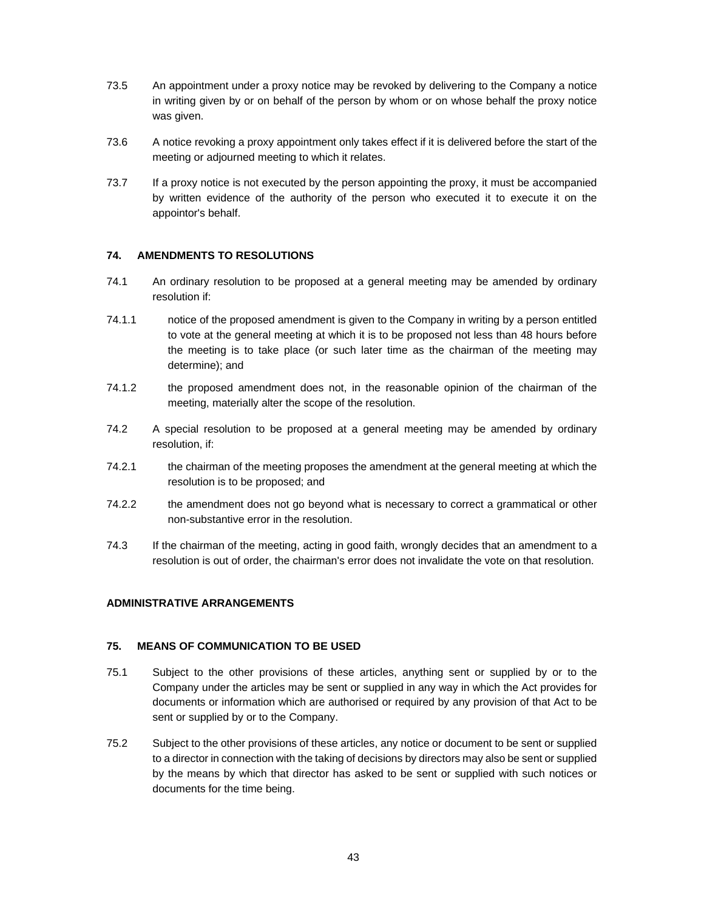73.5 An appointment under a proxy notice may be revoked by delivering to the Company a notice in writing given by or on behalf of the person by whom or on whose behalf the proxy notice was given.

73.6 A notice revoking a proxy appointment only takes effect if it is delivered before the start of the meeting or adjourned meeting to which it relates.

73.7 If a proxy notice is not executed by the person appointing the proxy, it must be accompanied by written evidence of the authority of the person who executed it to execute it on the appointor's behalf.

### 74. AMENDMENTS TO RESOLUTIONS

74.1 An ordinary resolution to be proposed at a general meeting may be amended by ordinary resolution if:

74.1.1 notice of the proposed amendment is given to the Company in writing by a person entitled to vote at the general meeting at which it is to be proposed not less than 48 hours before the meeting is to take place (or such later time as the chairman of the meeting may determine); and

74.1.2 the proposed amendment does not, in the reasonable opinion of the chairman of the meeting, materially alter the scope of the resolution.

74.2 A special resolution to be proposed at a general meeting may be amended by ordinary resolution, if:

74.2.1 the chairman of the meeting proposes the amendment at the general meeting at which the resolution is to be proposed; and

74.2.2 the amendment does not go beyond what is necessary to correct a grammatical or other non-substantive error in the resolution.

74.3 If the chairman of the meeting, acting in good faith, wrongly decides that an amendment to a resolution is out of order, the chairman's error does not invalidate the vote on that resolution.

## ADMINISTRATIVE ARRANGEMENTS

### 75. MEANS OF COMMUNICATION TO BE USED

75.1 Subject to the other provisions of these articles, anything sent or supplied by or to the Company under the articles may be sent or supplied in any way in which the Act provides for documents or information which are authorised or required by any provision of that Act to be sent or supplied by or to the Company.

75.2 Subject to the other provisions of these articles, any notice or document to be sent or supplied to a director in connection with the taking of decisions by directors may also be sent or supplied by the means by which that director has asked to be sent or supplied with such notices or documents for the time being.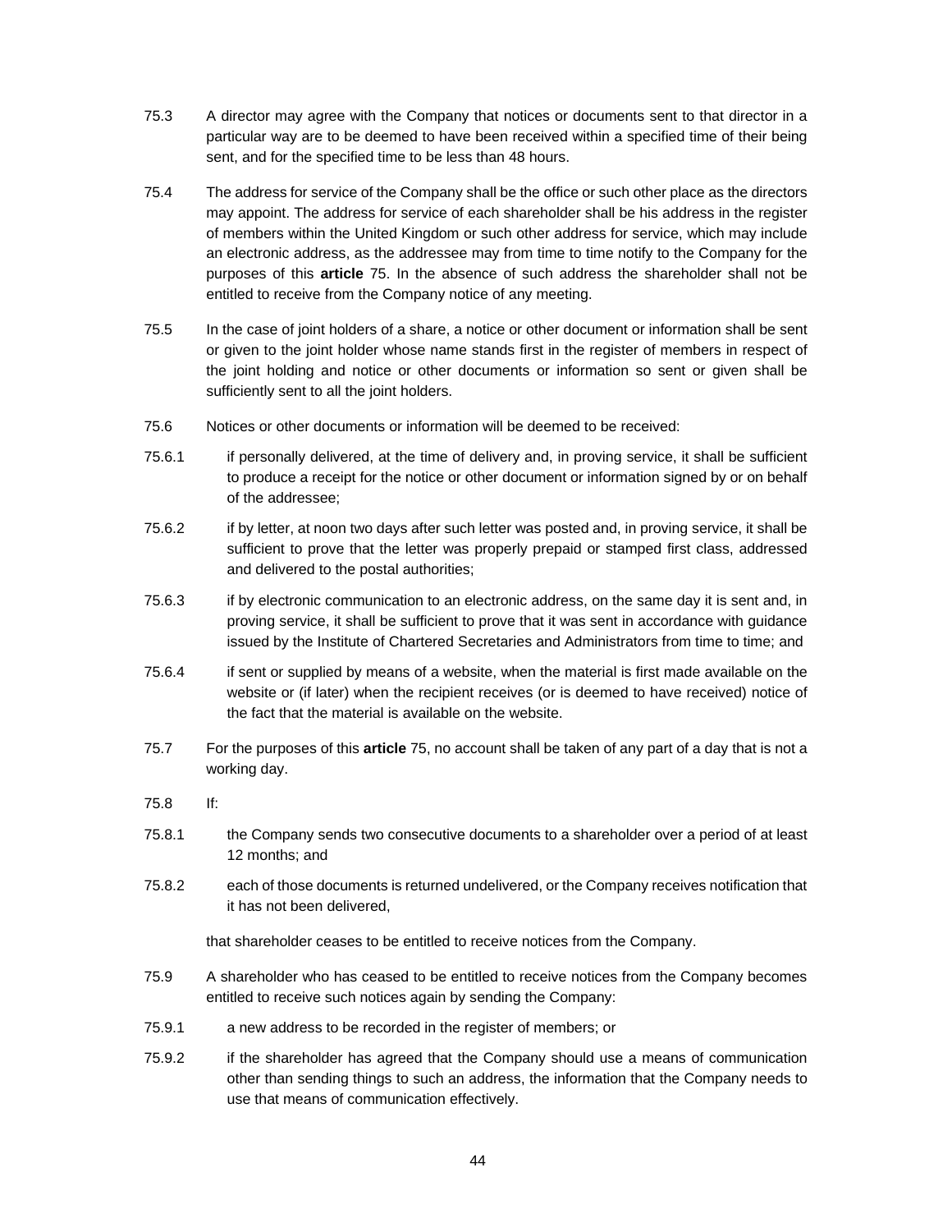75.3 A director may agree with the Company that notices or documents sent to that director in a particular way are to be deemed to have been received within a specified time of their being sent, and for the specified time to be less than 48 hours.

75.4 The address for service of the Company shall be the office or such other place as the directors may appoint. The address for service of each shareholder shall be his address in the register of members within the United Kingdom or such other address for service, which may include an electronic address, as the addressee may from time to time notify to the Company for the purposes of this **article** 75. In the absence of such address the shareholder shall not be entitled to receive from the Company notice of any meeting.

75.5 In the case of joint holders of a share, a notice or other document or information shall be sent or given to the joint holder whose name stands first in the register of members in respect of the joint holding and notice or other documents or information so sent or given shall be sufficiently sent to all the joint holders.

75.6 Notices or other documents or information will be deemed to be received:

75.6.1 if personally delivered, at the time of delivery and, in proving service, it shall be sufficient to produce a receipt for the notice or other document or information signed by or on behalf of the addressee;

75.6.2 if by letter, at noon two days after such letter was posted and, in proving service, it shall be sufficient to prove that the letter was properly prepaid or stamped first class, addressed and delivered to the postal authorities;

75.6.3 if by electronic communication to an electronic address, on the same day it is sent and, in proving service, it shall be sufficient to prove that it was sent in accordance with guidance issued by the Institute of Chartered Secretaries and Administrators from time to time; and

75.6.4 if sent or supplied by means of a website, when the material is first made available on the website or (if later) when the recipient receives (or is deemed to have received) notice of the fact that the material is available on the website.

75.7 For the purposes of this **article** 75, no account shall be taken of any part of a day that is not a working day.

75.8 If:

75.8.1 the Company sends two consecutive documents to a shareholder over a period of at least 12 months; and

75.8.2 each of those documents is returned undelivered, or the Company receives notification that it has not been delivered,

that shareholder ceases to be entitled to receive notices from the Company.

75.9 A shareholder who has ceased to be entitled to receive notices from the Company becomes entitled to receive such notices again by sending the Company:

75.9.1 a new address to be recorded in the register of members; or

75.9.2 if the shareholder has agreed that the Company should use a means of communication other than sending things to such an address, the information that the Company needs to use that means of communication effectively.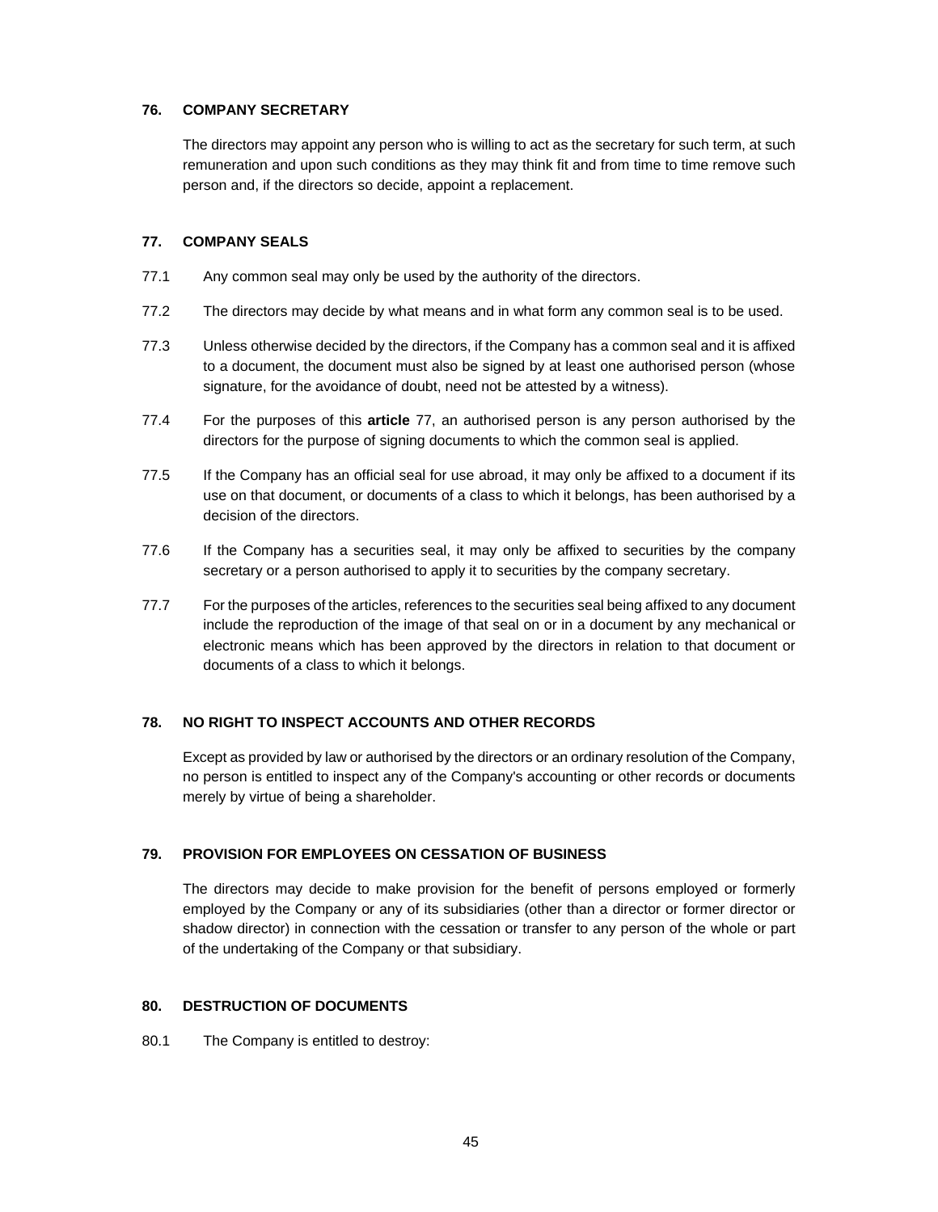### 76. COMPANY SECRETARY

The directors may appoint any person who is willing to act as the secretary for such term, at such remuneration and upon such conditions as they may think fit and from time to time remove such person and, if the directors so decide, appoint a replacement.

### 77. COMPANY SEALS

77.1 Any common seal may only be used by the authority of the directors.

77.2 The directors may decide by what means and in what form any common seal is to be used.

77.3 Unless otherwise decided by the directors, if the Company has a common seal and it is affixed to a document, the document must also be signed by at least one authorised person (whose signature, for the avoidance of doubt, need not be attested by a witness).

77.4 For the purposes of this **article** 77, an authorised person is any person authorised by the directors for the purpose of signing documents to which the common seal is applied.

77.5 If the Company has an official seal for use abroad, it may only be affixed to a document if its use on that document, or documents of a class to which it belongs, has been authorised by a decision of the directors.

77.6 If the Company has a securities seal, it may only be affixed to securities by the company secretary or a person authorised to apply it to securities by the company secretary.

77.7 For the purposes of the articles, references to the securities seal being affixed to any document include the reproduction of the image of that seal on or in a document by any mechanical or electronic means which has been approved by the directors in relation to that document or documents of a class to which it belongs.

### 78. NO RIGHT TO INSPECT ACCOUNTS AND OTHER RECORDS

Except as provided by law or authorised by the directors or an ordinary resolution of the Company, no person is entitled to inspect any of the Company's accounting or other records or documents merely by virtue of being a shareholder.

### 79. PROVISION FOR EMPLOYEES ON CESSATION OF BUSINESS

The directors may decide to make provision for the benefit of persons employed or formerly employed by the Company or any of its subsidiaries (other than a director or former director or shadow director) in connection with the cessation or transfer to any person of the whole or part of the undertaking of the Company or that subsidiary.

### 80. DESTRUCTION OF DOCUMENTS

80.1 The Company is entitled to destroy: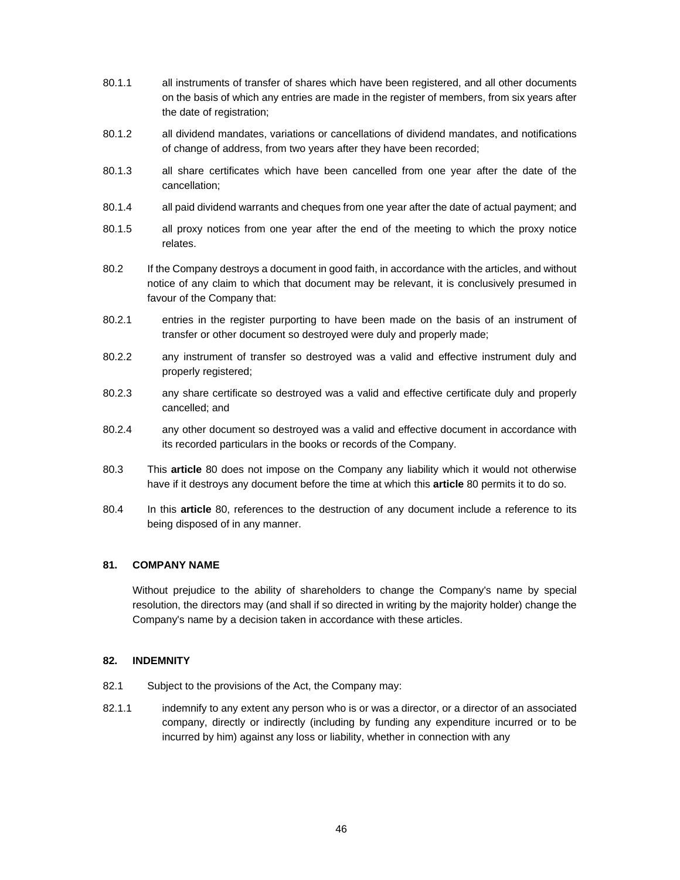80.1.1 all instruments of transfer of shares which have been registered, and all other documents on the basis of which any entries are made in the register of members, from six years after the date of registration;

80.1.2 all dividend mandates, variations or cancellations of dividend mandates, and notifications of change of address, from two years after they have been recorded;

80.1.3 all share certificates which have been cancelled from one year after the date of the cancellation;

80.1.4 all paid dividend warrants and cheques from one year after the date of actual payment; and

80.1.5 all proxy notices from one year after the end of the meeting to which the proxy notice relates.

80.2 If the Company destroys a document in good faith, in accordance with the articles, and without notice of any claim to which that document may be relevant, it is conclusively presumed in favour of the Company that:

80.2.1 entries in the register purporting to have been made on the basis of an instrument of transfer or other document so destroyed were duly and properly made;

80.2.2 any instrument of transfer so destroyed was a valid and effective instrument duly and properly registered;

80.2.3 any share certificate so destroyed was a valid and effective certificate duly and properly cancelled; and

80.2.4 any other document so destroyed was a valid and effective document in accordance with its recorded particulars in the books or records of the Company.

80.3 This **article** 80 does not impose on the Company any liability which it would not otherwise have if it destroys any document before the time at which this **article** 80 permits it to do so.

80.4 In this **article** 80, references to the destruction of any document include a reference to its being disposed of in any manner.

## 81. COMPANY NAME

Without prejudice to the ability of shareholders to change the Company's name by special resolution, the directors may (and shall if so directed in writing by the majority holder) change the Company's name by a decision taken in accordance with these articles.

## 82. INDEMNITY

82.1 Subject to the provisions of the Act, the Company may:

82.1.1 indemnify to any extent any person who is or was a director, or a director of an associated company, directly or indirectly (including by funding any expenditure incurred or to be incurred by him) against any loss or liability, whether in connection with any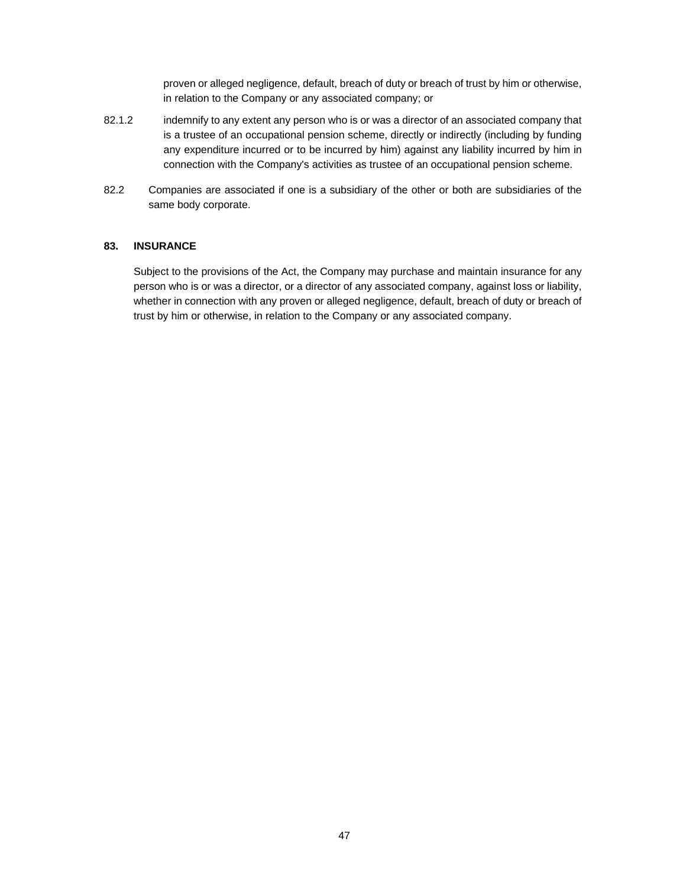proven or alleged negligence, default, breach of duty or breach of trust by him or otherwise, in relation to the Company or any associated company; or

82.1.2 indemnify to any extent any person who is or was a director of an associated company that is a trustee of an occupational pension scheme, directly or indirectly (including by funding any expenditure incurred or to be incurred by him) against any liability incurred by him in connection with the Company's activities as trustee of an occupational pension scheme.

82.2 Companies are associated if one is a subsidiary of the other or both are subsidiaries of the same body corporate.

**83. INSURANCE**

Subject to the provisions of the Act, the Company may purchase and maintain insurance for any person who is or was a director, or a director of any associated company, against loss or liability, whether in connection with any proven or alleged negligence, default, breach of duty or breach of trust by him or otherwise, in relation to the Company or any associated company.